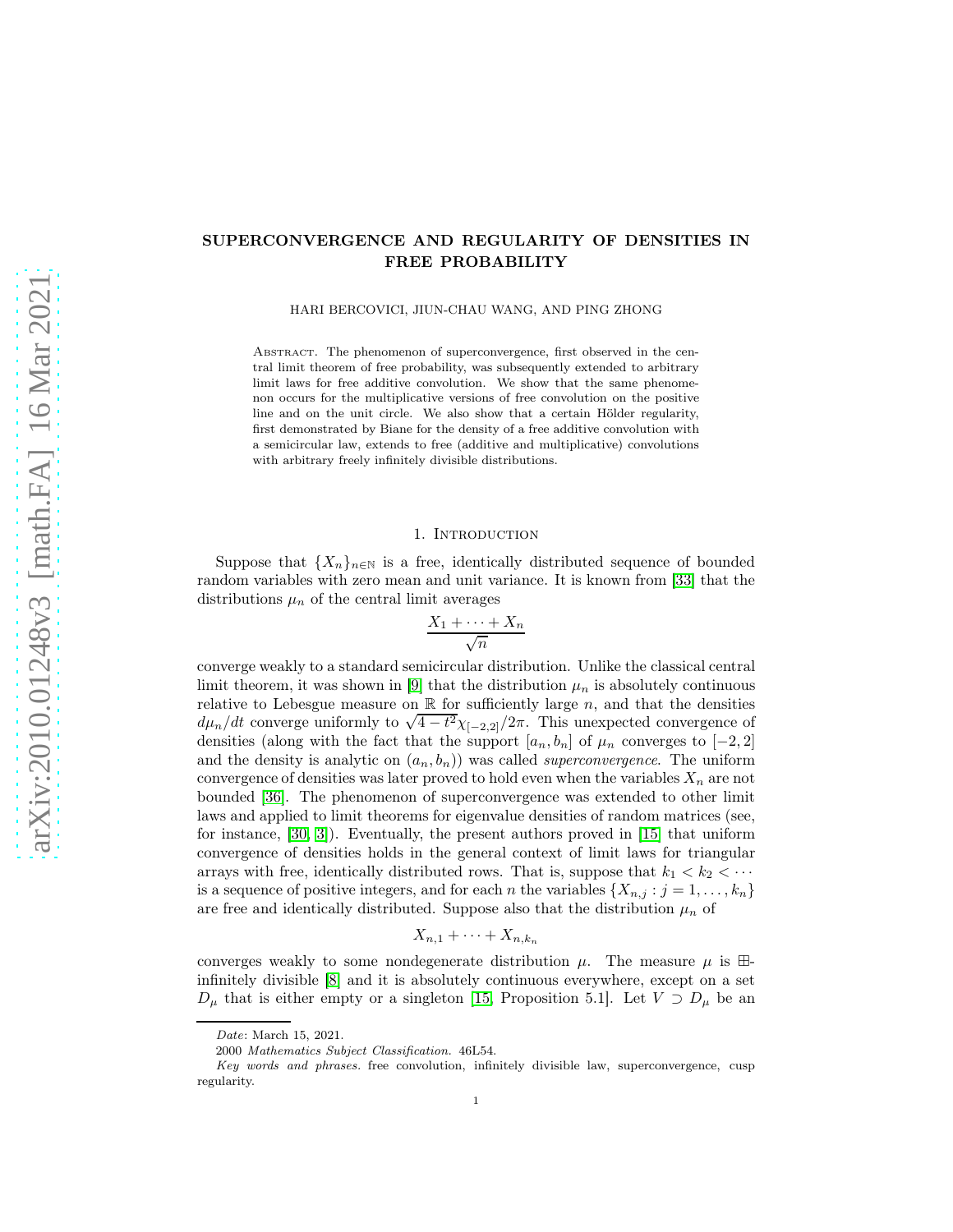# SUPERCONVERGENCE AND REGULARITY OF DENSITIES IN FREE PROBABILITY

HARI BERCOVICI, JIUN-CHAU WANG, AND PING ZHONG

Abstract. The phenomenon of superconvergence, first observed in the central limit theorem of free probability, was subsequently extended to arbitrary limit laws for free additive convolution. We show that the same phenomenon occurs for the multiplicative versions of free convolution on the positive line and on the unit circle. We also show that a certain Hölder regularity, first demonstrated by Biane for the density of a free additive convolution with a semicircular law, extends to free (additive and multiplicative) convolutions with arbitrary freely infinitely divisible distributions.

## 1. Introduction

Suppose that $\{X_n\}_{n\in\mathbb{N}}$ is a free, identically distributed sequence of bounded random variables with zero mean and unit variance. It is known from [33] that the distributions $\mu_n$ of the central limit averages

$$\frac{X_1 + \cdots + X_n}{\sqrt{n}}$$

converge weakly to a standard semicircular distribution. Unlike the classical central limit theorem, it was shown in [9] that the distribution $\mu_n$ is absolutely continuous relative to Lebesgue measure on $\mathbb{R}$ for sufficiently large $n$, and that the densities $d\mu_n/dt$ converge uniformly to $\sqrt{4-t^2}\chi_{[-2,2]}/2\pi$. This unexpected convergence of densities (along with the fact that the support $[a_n, b_n]$ of $\mu_n$ converges to $[-2, 2]$ and the density is analytic on $(a_n, b_n)$) was called *superconvergence*. The uniform convergence of densities was later proved to hold even when the variables $X_n$ are not bounded [36]. The phenomenon of superconvergence was extended to other limit laws and applied to limit theorems for eigenvalue densities of random matrices (see, for instance, [30, 3]). Eventually, the present authors proved in [15] that uniform convergence of densities holds in the general context of limit laws for triangular arrays with free, identically distributed rows. That is, suppose that $k_1 < k_2 < \cdots$ is a sequence of positive integers, and for each $n$ the variables $\{X_{n,j} : j = 1, \ldots, k_n\}$ are free and identically distributed. Suppose also that the distribution $\mu_n$ of

$$X_{n,1} + \cdots + X_{n,k_n}$$

converges weakly to some nondegenerate distribution $\mu$. The measure $\mu$ is $\boxplus$-infinitely divisible [8] and it is absolutely continuous everywhere, except on a set $D_\mu$ that is either empty or a singleton [15, Proposition 5.1]. Let $V \supset D_\mu$ be an

*Date*: March 15, 2021.

2000 *Mathematics Subject Classification.* 46L54.

*Key words and phrases.* free convolution, infinitely divisible law, superconvergence, cusp regularity.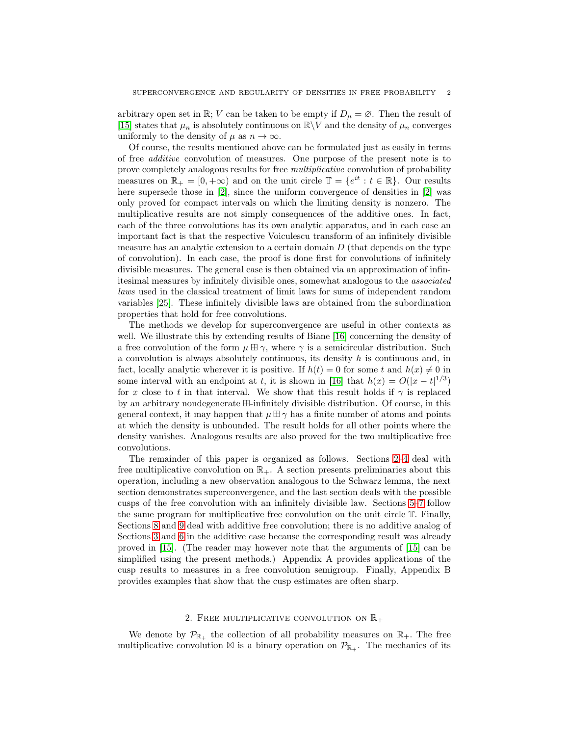arbitrary open set in $\mathbb{R}$; $V$ can be taken to be empty if $D_\mu = \varnothing$. Then the result of [15] states that $\mu_n$ is absolutely continuous on $\mathbb{R}\backslash V$ and the density of $\mu_n$ converges uniformly to the density of $\mu$ as $n \to \infty$.

Of course, the results mentioned above can be formulated just as easily in terms of free *additive* convolution of measures. One purpose of the present note is to prove completely analogous results for free *multiplicative* convolution of probability measures on $\mathbb{R}_+ = [0, +\infty)$ and on the unit circle $\mathbb{T} = \{e^{it} : t \in \mathbb{R}\}$. Our results here supersede those in [2], since the uniform convergence of densities in [2] was only proved for compact intervals on which the limiting density is nonzero. The multiplicative results are not simply consequences of the additive ones. In fact, each of the three convolutions has its own analytic apparatus, and in each case an important fact is that the respective Voiculescu transform of an infinitely divisible measure has an analytic extension to a certain domain $D$ (that depends on the type of convolution). In each case, the proof is done first for convolutions of infinitely divisible measures. The general case is then obtained via an approximation of infinitesimal measures by infinitely divisible ones, somewhat analogous to the *associated laws* used in the classical treatment of limit laws for sums of independent random variables [25]. These infinitely divisible laws are obtained from the subordination properties that hold for free convolutions.

The methods we develop for superconvergence are useful in other contexts as well. We illustrate this by extending results of Biane [16] concerning the density of a free convolution of the form $\mu \boxplus \gamma$, where $\gamma$ is a semicircular distribution. Such a convolution is always absolutely continuous, its density $h$ is continuous and, in fact, locally analytic wherever it is positive. If $h(t) = 0$ for some $t$ and $h(x) \neq 0$ in some interval with an endpoint at $t$, it is shown in [16] that $h(x) = O(|x - t|^{1/3})$ for $x$ close to $t$ in that interval. We show that this result holds if $\gamma$ is replaced by an arbitrary nondegenerate $\boxplus$-infinitely divisible distribution. Of course, in this general context, it may happen that $\mu \boxplus \gamma$ has a finite number of atoms and points at which the density is unbounded. The result holds for all other points where the density vanishes. Analogous results are also proved for the two multiplicative free convolutions.

The remainder of this paper is organized as follows. Sections 2–4 deal with free multiplicative convolution on $\mathbb{R}_+$. A section presents preliminaries about this operation, including a new observation analogous to the Schwarz lemma, the next section demonstrates superconvergence, and the last section deals with the possible cusps of the free convolution with an infinitely divisible law. Sections 5–7 follow the same program for multiplicative free convolution on the unit circle $\mathbb{T}$. Finally, Sections 8 and 9 deal with additive free convolution; there is no additive analog of Sections 3 and 6 in the additive case because the corresponding result was already proved in [15]. (The reader may however note that the arguments of [15] can be simplified using the present methods.) Appendix A provides applications of the cusp results to measures in a free convolution semigroup. Finally, Appendix B provides examples that show that the cusp estimates are often sharp.

## 2. Free multiplicative convolution on $\mathbb{R}_+$

We denote by $\mathcal{P}_{\mathbb{R}_+}$ the collection of all probability measures on $\mathbb{R}_+$. The free multiplicative convolution $\boxtimes$ is a binary operation on $\mathcal{P}_{\mathbb{R}_+}$. The mechanics of its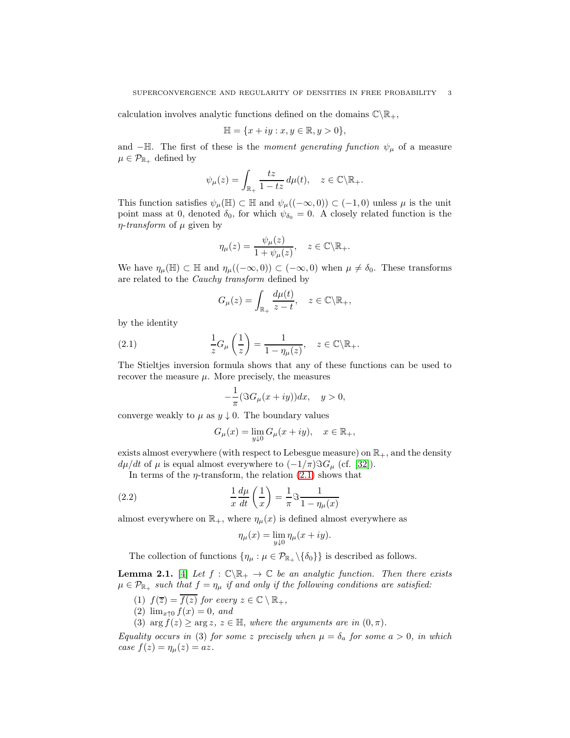calculation involves analytic functions defined on the domains $\mathbb{C}\backslash\mathbb{R}_+$,

$$\mathbb{H} = \{x + iy : x, y \in \mathbb{R}, y > 0\},$$

and $-\mathbb{H}$. The first of these is the *moment generating function* $\psi_\mu$ of a measure $\mu \in \mathcal{P}_{\mathbb{R}_+}$ defined by

$$\psi_\mu(z) = \int_{\mathbb{R}_+} \frac{tz}{1 - tz}\, d\mu(t), \quad z \in \mathbb{C}\backslash\mathbb{R}_+.$$

This function satisfies $\psi_\mu(\mathbb{H}) \subset \mathbb{H}$ and $\psi_\mu((-\infty, 0)) \subset (-1, 0)$ unless $\mu$ is the unit point mass at 0, denoted $\delta_0$, for which $\psi_{\delta_0} = 0$. A closely related function is the *η-transform* of $\mu$ given by

$$\eta_\mu(z) = \frac{\psi_\mu(z)}{1 + \psi_\mu(z)}, \quad z \in \mathbb{C}\backslash\mathbb{R}_+.$$

We have $\eta_\mu(\mathbb{H}) \subset \mathbb{H}$ and $\eta_\mu((-\infty, 0)) \subset (-\infty, 0)$ when $\mu \neq \delta_0$. These transforms are related to the *Cauchy transform* defined by

$$G_\mu(z) = \int_{\mathbb{R}_+} \frac{d\mu(t)}{z - t}, \quad z \in \mathbb{C}\backslash\mathbb{R}_+,$$

by the identity

$$\frac{1}{z} G_\mu\left(\frac{1}{z}\right) = \frac{1}{1 - \eta_\mu(z)}, \quad z \in \mathbb{C}\backslash\mathbb{R}_+. \tag{2.1}$$

The Stieltjes inversion formula shows that any of these functions can be used to recover the measure $\mu$. More precisely, the measures

$$-\frac{1}{\pi}(\Im G_\mu(x + iy))dx, \quad y > 0,$$

converge weakly to $\mu$ as $y \downarrow 0$. The boundary values

$$G_\mu(x) = \lim_{y \downarrow 0} G_\mu(x + iy), \quad x \in \mathbb{R}_+,$$

exists almost everywhere (with respect to Lebesgue measure) on $\mathbb{R}_+$, and the density $d\mu/dt$ of $\mu$ is equal almost everywhere to $(-1/\pi)\Im G_\mu$ (cf. [32]).

In terms of the η-transform, the relation (2.1) shows that

$$\frac{1}{x} \frac{d\mu}{dt}\left(\frac{1}{x}\right) = \frac{1}{\pi} \Im \frac{1}{1 - \eta_\mu(x)} \tag{2.2}$$

almost everywhere on $\mathbb{R}_+$, where $\eta_\mu(x)$ is defined almost everywhere as

$$\eta_\mu(x) = \lim_{y \downarrow 0} \eta_\mu(x + iy).$$

The collection of functions $\{\eta_\mu : \mu \in \mathcal{P}_{\mathbb{R}_+}\backslash\{\delta_0\}\}$ is described as follows.

**Lemma 2.1.** [4] *Let $f : \mathbb{C}\backslash\mathbb{R}_+ \to \mathbb{C}$ be an analytic function. Then there exists $\mu \in \mathcal{P}_{\mathbb{R}_+}$ such that $f = \eta_\mu$ if and only if the following conditions are satisfied:*

1. *$f(\overline{z}) = \overline{f(z)}$ for every $z \in \mathbb{C} \setminus \mathbb{R}_+$,*
2. *$\lim_{x \uparrow 0} f(x) = 0$, and*
3. *$\arg f(z) \geq \arg z$, $z \in \mathbb{H}$, where the arguments are in $(0, \pi)$.*

*Equality occurs in (3) for some $z$ precisely when $\mu = \delta_a$ for some $a > 0$, in which case $f(z) = \eta_\mu(z) = az$.*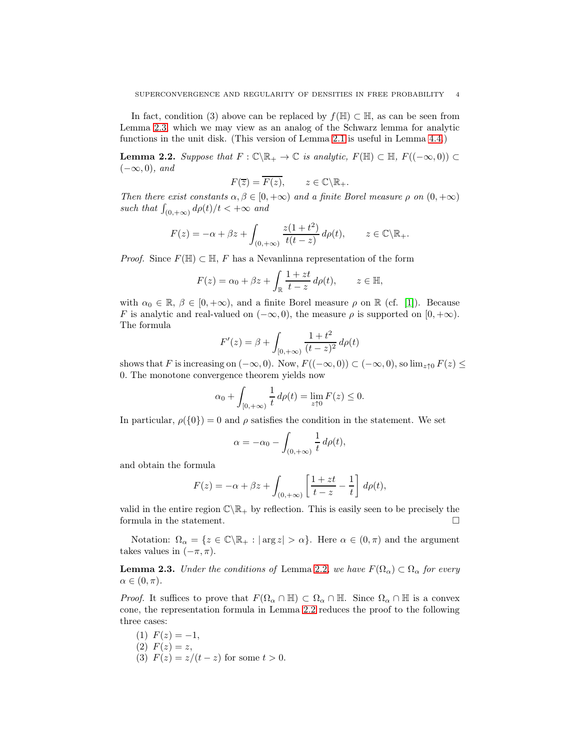In fact, condition (3) above can be replaced by $f(\mathbb{H}) \subset \mathbb{H}$, as can be seen from Lemma 2.3, which we may view as an analog of the Schwarz lemma for analytic functions in the unit disk. (This version of Lemma 2.1 is useful in Lemma 4.4.)

**Lemma 2.2.** *Suppose that $F : \mathbb{C}\backslash\mathbb{R}_+ \to \mathbb{C}$ is analytic, $F(\mathbb{H}) \subset \mathbb{H}$, $F((-\infty, 0)) \subset (-\infty, 0)$, and*

$$F(\overline{z}) = \overline{F(z)}, \qquad z \in \mathbb{C}\backslash\mathbb{R}_+.$$

*Then there exist constants $\alpha, \beta \in [0, +\infty)$ and a finite Borel measure $\rho$ on $(0, +\infty)$ such that $\int_{(0,+\infty)} d\rho(t)/t < +\infty$ and*

$$F(z) = -\alpha + \beta z + \int_{(0,+\infty)} \frac{z(1 + t^2)}{t(t - z)} \, d\rho(t), \qquad z \in \mathbb{C}\backslash\mathbb{R}_+.$$

*Proof.* Since $F(\mathbb{H}) \subset \mathbb{H}$, $F$ has a Nevanlinna representation of the form

$$F(z) = \alpha_0 + \beta z + \int_{\mathbb{R}} \frac{1 + zt}{t - z} \, d\rho(t), \qquad z \in \mathbb{H},$$

with $\alpha_0 \in \mathbb{R}$, $\beta \in [0, +\infty)$, and a finite Borel measure $\rho$ on $\mathbb{R}$ (cf. [1]). Because $F$ is analytic and real-valued on $(-\infty, 0)$, the measure $\rho$ is supported on $[0, +\infty)$. The formula

$$F'(z) = \beta + \int_{[0,+\infty)} \frac{1 + t^2}{(t - z)^2} \, d\rho(t)$$

shows that $F$ is increasing on $(-\infty, 0)$. Now, $F((-\infty, 0)) \subset (-\infty, 0)$, so $\lim_{z \uparrow 0} F(z) \leq 0$. The monotone convergence theorem yields now

$$\alpha_0 + \int_{[0,+\infty)} \frac{1}{t} \, d\rho(t) = \lim_{z \uparrow 0} F(z) \leq 0.$$

In particular, $\rho(\{0\}) = 0$ and $\rho$ satisfies the condition in the statement. We set

$$\alpha = -\alpha_0 - \int_{(0,+\infty)} \frac{1}{t} \, d\rho(t),$$

and obtain the formula

$$F(z) = -\alpha + \beta z + \int_{(0,+\infty)} \left[ \frac{1 + zt}{t - z} - \frac{1}{t} \right] \, d\rho(t),$$

valid in the entire region $\mathbb{C}\backslash\mathbb{R}_+$ by reflection. This is easily seen to be precisely the formula in the statement. $\square$

Notation: $\Omega_\alpha = \{z \in \mathbb{C}\backslash\mathbb{R}_+ : |\arg z| > \alpha\}$. Here $\alpha \in (0, \pi)$ and the argument takes values in $(-\pi, \pi)$.

**Lemma 2.3.** *Under the conditions of* Lemma 2.2*, we have $F(\Omega_\alpha) \subset \Omega_\alpha$ for every $\alpha \in (0, \pi)$.*

*Proof.* It suffices to prove that $F(\Omega_\alpha \cap \mathbb{H}) \subset \Omega_\alpha \cap \mathbb{H}$. Since $\Omega_\alpha \cap \mathbb{H}$ is a convex cone, the representation formula in Lemma 2.2 reduces the proof to the following three cases:

1. $F(z) = -1$,
2. $F(z) = z$,
3. $F(z) = z/(t - z)$ for some $t > 0$.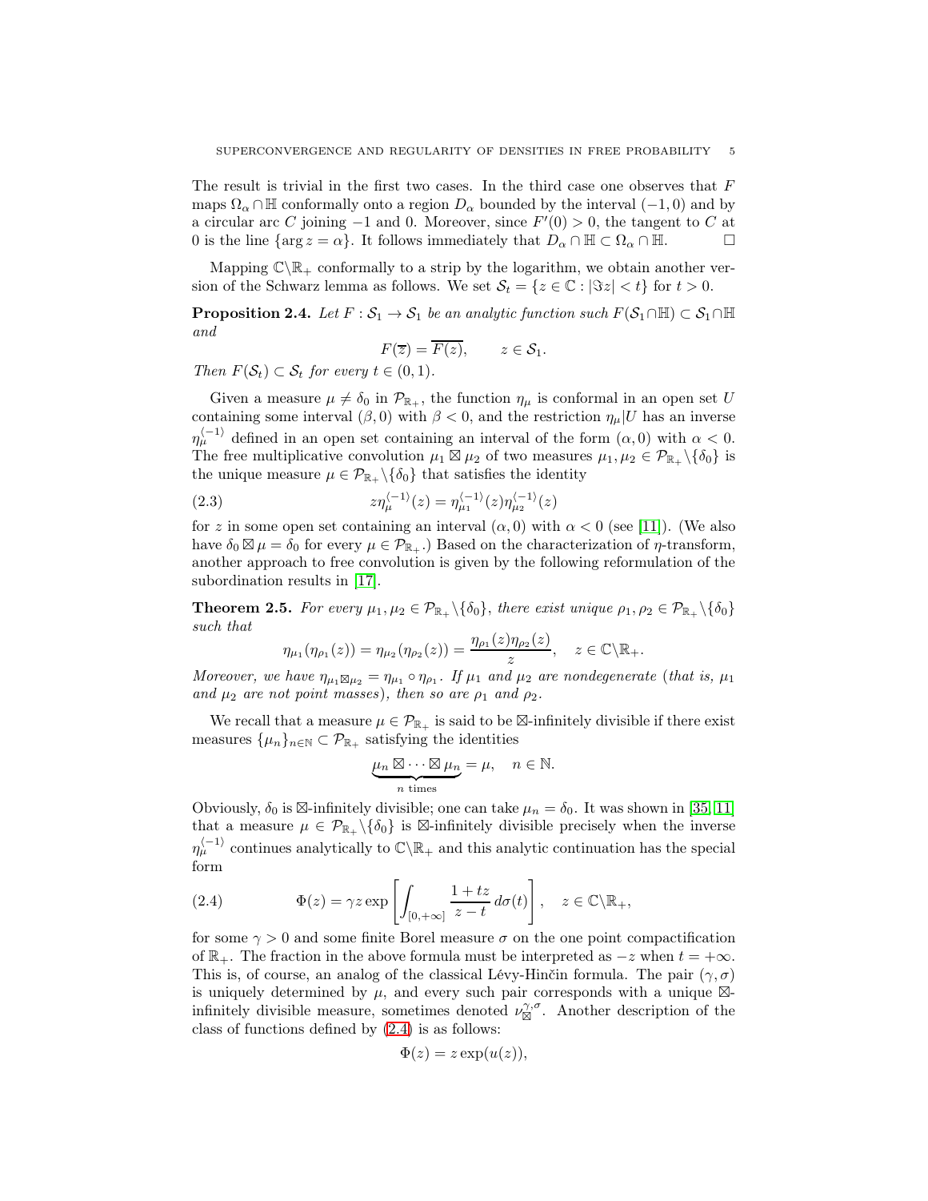The result is trivial in the first two cases. In the third case one observes that $F$ maps $\Omega_\alpha \cap \mathbb{H}$ conformally onto a region $D_\alpha$ bounded by the interval $(-1,0)$ and by a circular arc $C$ joining $-1$ and $0$. Moreover, since $F'(0) > 0$, the tangent to $C$ at $0$ is the line $\{\arg z = \alpha\}$. It follows immediately that $D_\alpha \cap \mathbb{H} \subset \Omega_\alpha \cap \mathbb{H}$. $\square$

Mapping $\mathbb{C}\backslash\mathbb{R}_+$ conformally to a strip by the logarithm, we obtain another version of the Schwarz lemma as follows. We set $\mathcal{S}_t = \{z \in \mathbb{C} : |\Im z| < t\}$ for $t > 0$.

**Proposition 2.4.** *Let $F : \mathcal{S}_1 \to \mathcal{S}_1$ be an analytic function such $F(\mathcal{S}_1 \cap \mathbb{H}) \subset \mathcal{S}_1 \cap \mathbb{H}$ and*

$$F(\overline{z}) = \overline{F(z)}, \qquad z \in \mathcal{S}_1.$$

*Then $F(\mathcal{S}_t) \subset \mathcal{S}_t$ for every $t \in (0,1)$.*

Given a measure $\mu \neq \delta_0$ in $\mathcal{P}_{\mathbb{R}_+}$, the function $\eta_\mu$ is conformal in an open set $U$ containing some interval $(\beta, 0)$ with $\beta < 0$, and the restriction $\eta_\mu | U$ has an inverse $\eta_\mu^{\langle -1 \rangle}$ defined in an open set containing an interval of the form $(\alpha, 0)$ with $\alpha < 0$. The free multiplicative convolution $\mu_1 \boxtimes \mu_2$ of two measures $\mu_1, \mu_2 \in \mathcal{P}_{\mathbb{R}_+}\backslash\{\delta_0\}$ is the unique measure $\mu \in \mathcal{P}_{\mathbb{R}_+}\backslash\{\delta_0\}$ that satisfies the identity

$$z\eta_\mu^{\langle -1 \rangle}(z) = \eta_{\mu_1}^{\langle -1 \rangle}(z)\eta_{\mu_2}^{\langle -1 \rangle}(z) \tag{2.3}$$

for $z$ in some open set containing an interval $(\alpha, 0)$ with $\alpha < 0$ (see [11]). (We also have $\delta_0 \boxtimes \mu = \delta_0$ for every $\mu \in \mathcal{P}_{\mathbb{R}_+}$.) Based on the characterization of $\eta$-transform, another approach to free convolution is given by the following reformulation of the subordination results in [17].

**Theorem 2.5.** *For every $\mu_1, \mu_2 \in \mathcal{P}_{\mathbb{R}_+}\backslash\{\delta_0\}$, there exist unique $\rho_1, \rho_2 \in \mathcal{P}_{\mathbb{R}_+}\backslash\{\delta_0\}$ such that*

$$\eta_{\mu_1}(\eta_{\rho_1}(z)) = \eta_{\mu_2}(\eta_{\rho_2}(z)) = \frac{\eta_{\rho_1}(z)\eta_{\rho_2}(z)}{z}, \quad z \in \mathbb{C}\backslash\mathbb{R}_+.$$

*Moreover, we have $\eta_{\mu_1 \boxtimes \mu_2} = \eta_{\mu_1} \circ \eta_{\rho_1}$. If $\mu_1$ and $\mu_2$ are nondegenerate (that is, $\mu_1$ and $\mu_2$ are not point masses), then so are $\rho_1$ and $\rho_2$.*

We recall that a measure $\mu \in \mathcal{P}_{\mathbb{R}_+}$ is said to be $\boxtimes$-infinitely divisible if there exist measures $\{\mu_n\}_{n\in\mathbb{N}} \subset \mathcal{P}_{\mathbb{R}_+}$ satisfying the identities

$$\underbrace{\mu_n \boxtimes \cdots \boxtimes \mu_n}_{n \text{ times}} = \mu, \quad n \in \mathbb{N}.$$

Obviously, $\delta_0$ is $\boxtimes$-infinitely divisible; one can take $\mu_n = \delta_0$. It was shown in [35, 11] that a measure $\mu \in \mathcal{P}_{\mathbb{R}_+}\backslash\{\delta_0\}$ is $\boxtimes$-infinitely divisible precisely when the inverse $\eta_\mu^{\langle -1 \rangle}$ continues analytically to $\mathbb{C}\backslash\mathbb{R}_+$ and this analytic continuation has the special form

$$\Phi(z) = \gamma z \exp\left[\int_{[0,+\infty]} \frac{1+tz}{z-t}\, d\sigma(t)\right], \quad z \in \mathbb{C}\backslash\mathbb{R}_+, \tag{2.4}$$

for some $\gamma > 0$ and some finite Borel measure $\sigma$ on the one point compactification of $\mathbb{R}_+$. The fraction in the above formula must be interpreted as $-z$ when $t = +\infty$. This is, of course, an analog of the classical Lévy-Hinčin formula. The pair $(\gamma, \sigma)$ is uniquely determined by $\mu$, and every such pair corresponds with a unique $\boxtimes$-infinitely divisible measure, sometimes denoted $\nu_\boxtimes^{\gamma,\sigma}$. Another description of the class of functions defined by (2.4) is as follows:

$$\Phi(z) = z\exp(u(z)),$$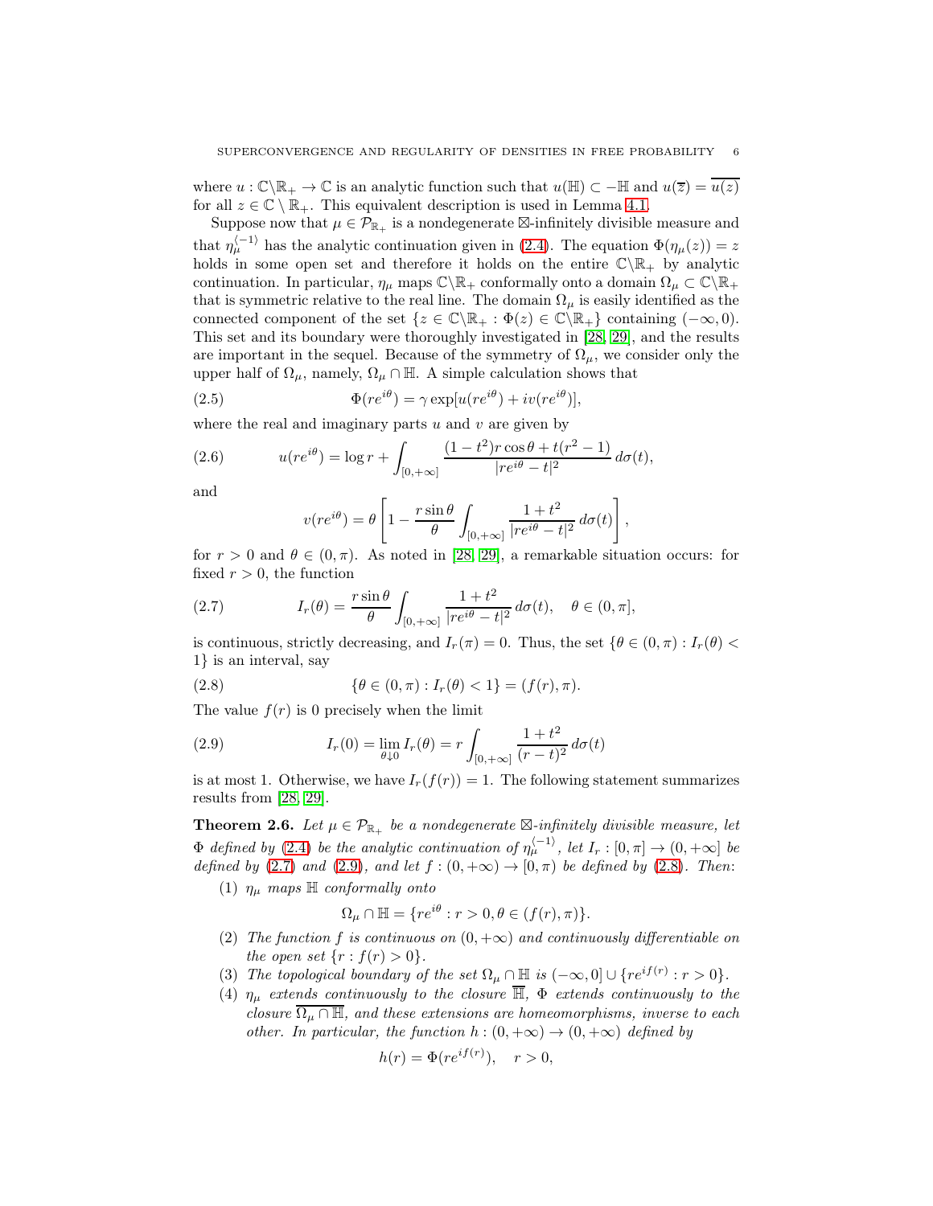where $u : \mathbb{C}\backslash\mathbb{R}_+ \to \mathbb{C}$ is an analytic function such that $u(\mathbb{H}) \subset -\mathbb{H}$ and $u(\overline{z}) = \overline{u(z)}$ for all $z \in \mathbb{C} \setminus \mathbb{R}_+$. This equivalent description is used in Lemma 4.1.

Suppose now that $\mu \in \mathcal{P}_{\mathbb{R}_+}$ is a nondegenerate $\boxtimes$-infinitely divisible measure and that $\eta_\mu^{\langle -1 \rangle}$ has the analytic continuation given in (2.4). The equation $\Phi(\eta_\mu(z)) = z$ holds in some open set and therefore it holds on the entire $\mathbb{C}\backslash\mathbb{R}_+$ by analytic continuation. In particular, $\eta_\mu$ maps $\mathbb{C}\backslash\mathbb{R}_+$ conformally onto a domain $\Omega_\mu \subset \mathbb{C}\backslash\mathbb{R}_+$ that is symmetric relative to the real line. The domain $\Omega_\mu$ is easily identified as the connected component of the set $\{z \in \mathbb{C}\backslash\mathbb{R}_+ : \Phi(z) \in \mathbb{C}\backslash\mathbb{R}_+\}$ containing $(-\infty, 0)$. This set and its boundary were thoroughly investigated in [28, 29], and the results are important in the sequel. Because of the symmetry of $\Omega_\mu$, we consider only the upper half of $\Omega_\mu$, namely, $\Omega_\mu \cap \mathbb{H}$. A simple calculation shows that

$$\Phi(re^{i\theta}) = \gamma \exp[u(re^{i\theta}) + iv(re^{i\theta})], \tag{2.5}$$

where the real and imaginary parts $u$ and $v$ are given by

$$u(re^{i\theta}) = \log r + \int_{[0,+\infty]} \frac{(1-t^2)r\cos\theta + t(r^2-1)}{|re^{i\theta} - t|^2}\, d\sigma(t), \tag{2.6}$$

and

$$v(re^{i\theta}) = \theta \left[ 1 - \frac{r\sin\theta}{\theta} \int_{[0,+\infty]} \frac{1+t^2}{|re^{i\theta} - t|^2}\, d\sigma(t) \right],$$

for $r > 0$ and $\theta \in (0, \pi)$. As noted in [28, 29], a remarkable situation occurs: for fixed $r > 0$, the function

$$I_r(\theta) = \frac{r\sin\theta}{\theta} \int_{[0,+\infty]} \frac{1+t^2}{|re^{i\theta} - t|^2}\, d\sigma(t), \quad \theta \in (0, \pi], \tag{2.7}$$

is continuous, strictly decreasing, and $I_r(\pi) = 0$. Thus, the set $\{\theta \in (0,\pi) : I_r(\theta) < 1\}$ is an interval, say

$$\{\theta \in (0,\pi) : I_r(\theta) < 1\} = (f(r), \pi). \tag{2.8}$$

The value $f(r)$ is 0 precisely when the limit

$$I_r(0) = \lim_{\theta \downarrow 0} I_r(\theta) = r \int_{[0,+\infty]} \frac{1+t^2}{(r-t)^2}\, d\sigma(t) \tag{2.9}$$

is at most 1. Otherwise, we have $I_r(f(r)) = 1$. The following statement summarizes results from [28, 29].

**Theorem 2.6.** *Let $\mu \in \mathcal{P}_{\mathbb{R}_+}$ be a nondegenerate $\boxtimes$-infinitely divisible measure, let $\Phi$ defined by (2.4) be the analytic continuation of $\eta_\mu^{\langle -1 \rangle}$, let $I_r : [0, \pi] \to (0, +\infty]$ be defined by (2.7) and (2.9), and let $f : (0, +\infty) \to [0, \pi)$ be defined by (2.8). Then:*

1. *$\eta_\mu$ maps $\mathbb{H}$ conformally onto*
$$\Omega_\mu \cap \mathbb{H} = \{re^{i\theta} : r > 0, \theta \in (f(r), \pi)\}.$$
2. *The function $f$ is continuous on $(0, +\infty)$ and continuously differentiable on the open set $\{r : f(r) > 0\}$.*
3. *The topological boundary of the set $\Omega_\mu \cap \mathbb{H}$ is $(-\infty, 0] \cup \{re^{if(r)} : r > 0\}$.*
4. *$\eta_\mu$ extends continuously to the closure $\overline{\mathbb{H}}$, $\Phi$ extends continuously to the closure $\overline{\Omega_\mu \cap \mathbb{H}}$, and these extensions are homeomorphisms, inverse to each other. In particular, the function $h : (0, +\infty) \to (0, +\infty)$ defined by*
$$h(r) = \Phi(re^{if(r)}), \quad r > 0,$$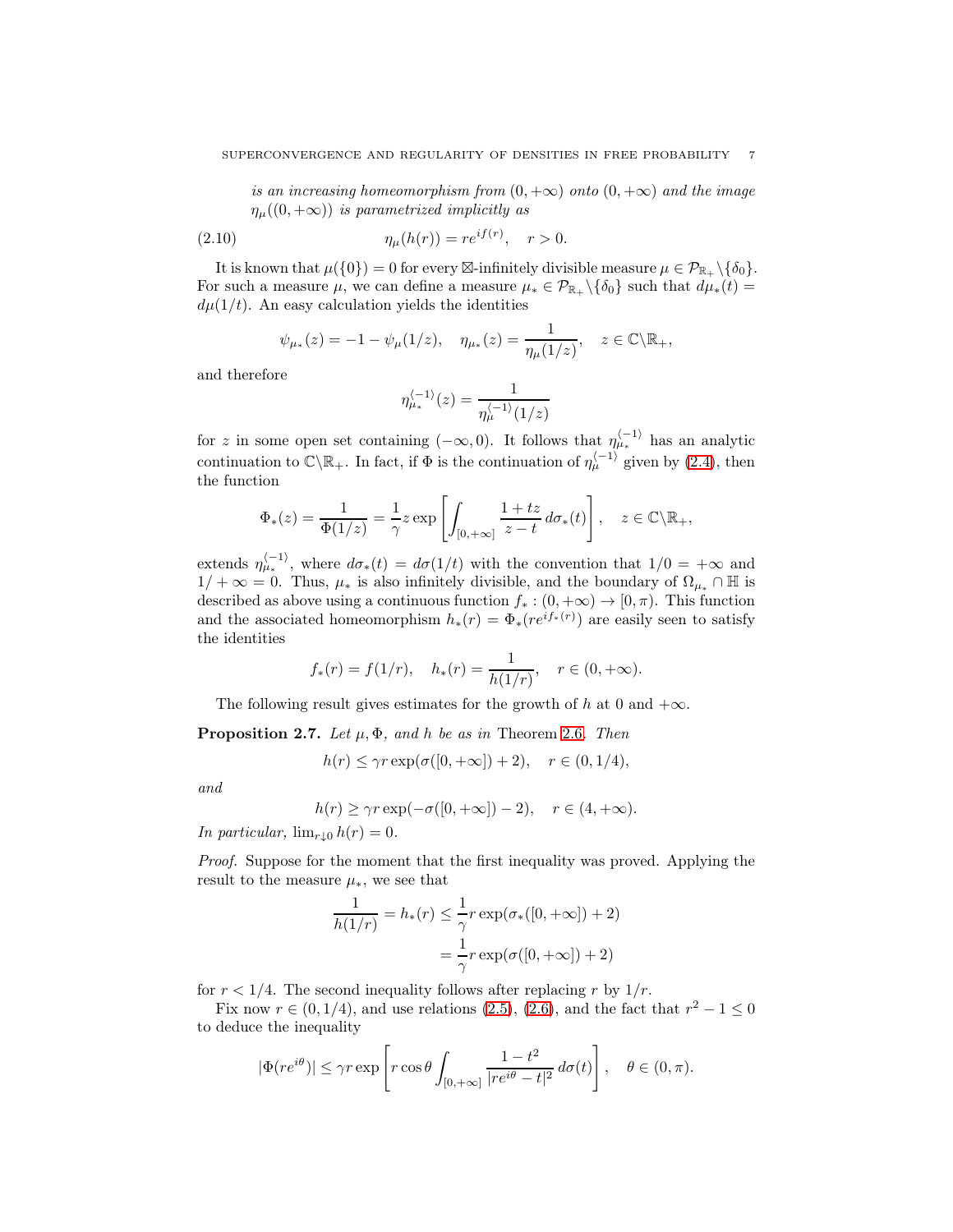*is an increasing homeomorphism from $(0,+\infty)$ onto $(0,+\infty)$ and the image $\eta_\mu((0,+\infty))$ is parametrized implicitly as*

$$\eta_\mu(h(r)) = re^{if(r)}, \quad r>0. \tag{2.10}$$

It is known that $\mu(\{0\})=0$ for every $\boxtimes$-infinitely divisible measure $\mu \in \mathcal{P}_{\mathbb{R}_+}\backslash\{\delta_0\}$. For such a measure $\mu$, we can define a measure $\mu_* \in \mathcal{P}_{\mathbb{R}_+}\backslash\{\delta_0\}$ such that $d\mu_*(t) = d\mu(1/t)$. An easy calculation yields the identities

$$\psi_{\mu_*}(z) = -1-\psi_\mu(1/z), \quad \eta_{\mu_*}(z) = \frac{1}{\eta_\mu(1/z)}, \quad z\in\mathbb{C}\backslash\mathbb{R}_+,$$

and therefore

$$\eta_{\mu_*}^{\langle -1\rangle}(z) = \frac{1}{\eta_\mu^{\langle -1\rangle}(1/z)}$$

for $z$ in some open set containing $(-\infty,0)$. It follows that $\eta_{\mu_*}^{\langle -1\rangle}$ has an analytic continuation to $\mathbb{C}\backslash\mathbb{R}_+$. In fact, if $\Phi$ is the continuation of $\eta_\mu^{\langle -1\rangle}$ given by (2.4), then the function

$$\Phi_*(z) = \frac{1}{\Phi(1/z)} = \frac{1}{\gamma} z \exp\left[\int_{[0,+\infty]} \frac{1+tz}{z-t}\, d\sigma_*(t)\right], \quad z\in\mathbb{C}\backslash\mathbb{R}_+,$$

extends $\eta_{\mu_*}^{\langle -1\rangle}$, where $d\sigma_*(t) = d\sigma(1/t)$ with the convention that $1/0=+\infty$ and $1/+\infty = 0$. Thus, $\mu_*$ is also infinitely divisible, and the boundary of $\Omega_{\mu_*}\cap\mathbb{H}$ is described as above using a continuous function $f_*:(0,+\infty)\to[0,\pi)$. This function and the associated homeomorphism $h_*(r) = \Phi_*(re^{if_*(r)})$ are easily seen to satisfy the identities

$$f_*(r) = f(1/r), \quad h_*(r) = \frac{1}{h(1/r)}, \quad r\in(0,+\infty).$$

The following result gives estimates for the growth of $h$ at $0$ and $+\infty$.

**Proposition 2.7.** *Let $\mu, \Phi$, and $h$ be as in* Theorem 2.6. *Then*

$$h(r) \le \gamma r \exp(\sigma([0,+\infty])+2), \quad r\in(0,1/4),$$

*and*

$$h(r) \ge \gamma r \exp(-\sigma([0,+\infty])-2), \quad r\in(4,+\infty).$$

*In particular,* $\lim_{r\downarrow 0} h(r) = 0$.

*Proof.* Suppose for the moment that the first inequality was proved. Applying the result to the measure $\mu_*$, we see that

$$\begin{aligned}\frac{1}{h(1/r)} = h_*(r) &\le \frac{1}{\gamma} r \exp(\sigma_*([0,+\infty])+2)\\ &= \frac{1}{\gamma} r\exp(\sigma([0,+\infty])+2)\end{aligned}$$

for $r<1/4$. The second inequality follows after replacing $r$ by $1/r$.

Fix now $r\in(0,1/4)$, and use relations (2.5), (2.6), and the fact that $r^2-1\le 0$ to deduce the inequality

$$|\Phi(re^{i\theta})| \le \gamma r \exp\left[r\cos\theta \int_{[0,+\infty]} \frac{1-t^2}{|re^{i\theta}-t|^2}\, d\sigma(t)\right], \quad \theta\in(0,\pi).$$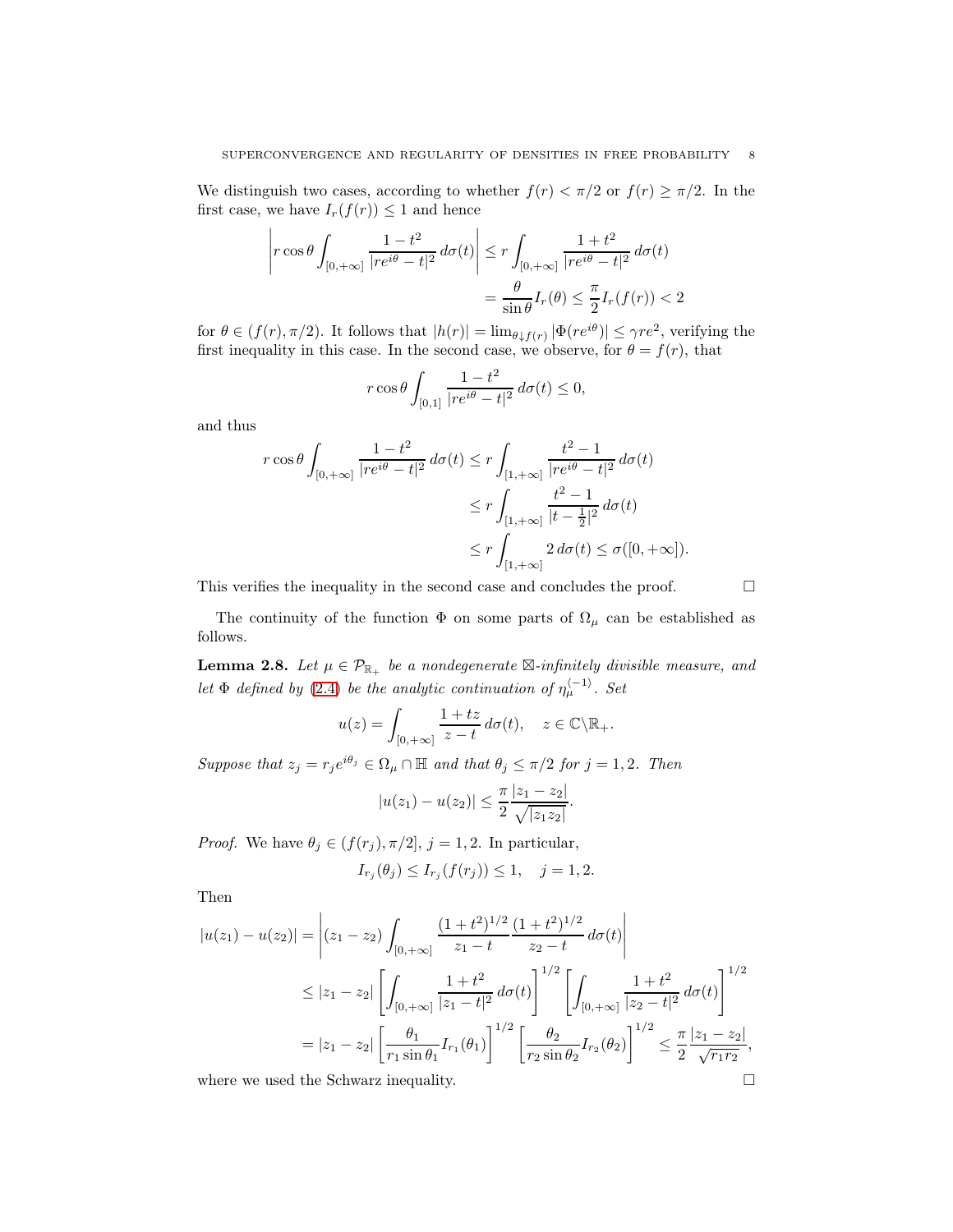We distinguish two cases, according to whether $f(r) < \pi/2$ or $f(r) \geq \pi/2$. In the first case, we have $I_r(f(r)) \leq 1$ and hence

$$\left| r\cos\theta \int_{[0,+\infty]} \frac{1-t^2}{|re^{i\theta}-t|^2}\, d\sigma(t) \right| \leq r \int_{[0,+\infty]} \frac{1+t^2}{|re^{i\theta}-t|^2}\, d\sigma(t)$$
$$= \frac{\theta}{\sin\theta} I_r(\theta) \leq \frac{\pi}{2} I_r(f(r)) < 2$$

for $\theta \in (f(r), \pi/2)$. It follows that $|h(r)| = \lim_{\theta \downarrow f(r)} |\Phi(re^{i\theta})| \leq \gamma r e^2$, verifying the first inequality in this case. In the second case, we observe, for $\theta = f(r)$, that

$$r\cos\theta \int_{[0,1]} \frac{1-t^2}{|re^{i\theta}-t|^2}\, d\sigma(t) \leq 0,$$

and thus

$$r\cos\theta \int_{[0,+\infty]} \frac{1-t^2}{|re^{i\theta}-t|^2}\, d\sigma(t) \leq r \int_{[1,+\infty]} \frac{t^2-1}{|re^{i\theta}-t|^2}\, d\sigma(t)$$
$$\leq r \int_{[1,+\infty]} \frac{t^2-1}{|t-\frac{1}{2}|^2}\, d\sigma(t)$$
$$\leq r \int_{[1,+\infty]} 2\, d\sigma(t) \leq \sigma([0,+\infty]).$$

This verifies the inequality in the second case and concludes the proof. $\square$

The continuity of the function $\Phi$ on some parts of $\Omega_\mu$ can be established as follows.

**Lemma 2.8.** *Let $\mu \in \mathcal{P}_{\mathbb{R}_+}$ be a nondegenerate $\boxtimes$-infinitely divisible measure, and let $\Phi$ defined by (2.4) be the analytic continuation of $\eta_\mu^{\langle -1\rangle}$. Set*

$$u(z) = \int_{[0,+\infty]} \frac{1+tz}{z-t}\, d\sigma(t), \quad z \in \mathbb{C}\backslash\mathbb{R}_+.$$

*Suppose that $z_j = r_j e^{i\theta_j} \in \Omega_\mu \cap \mathbb{H}$ and that $\theta_j \leq \pi/2$ for $j = 1, 2$. Then*

$$|u(z_1) - u(z_2)| \leq \frac{\pi}{2} \frac{|z_1 - z_2|}{\sqrt{|z_1 z_2|}}.$$

*Proof.* We have $\theta_j \in (f(r_j), \pi/2]$, $j = 1, 2$. In particular,

$$I_{r_j}(\theta_j) \leq I_{r_j}(f(r_j)) \leq 1, \quad j = 1, 2.$$

Then

$$|u(z_1) - u(z_2)| = \left| (z_1 - z_2) \int_{[0,+\infty]} \frac{(1+t^2)^{1/2}}{z_1 - t} \frac{(1+t^2)^{1/2}}{z_2 - t}\, d\sigma(t) \right|$$
$$\leq |z_1 - z_2| \left[ \int_{[0,+\infty]} \frac{1+t^2}{|z_1 - t|^2}\, d\sigma(t) \right]^{1/2} \left[ \int_{[0,+\infty]} \frac{1+t^2}{|z_2 - t|^2}\, d\sigma(t) \right]^{1/2}$$
$$= |z_1 - z_2| \left[ \frac{\theta_1}{r_1 \sin\theta_1} I_{r_1}(\theta_1) \right]^{1/2} \left[ \frac{\theta_2}{r_2 \sin\theta_2} I_{r_2}(\theta_2) \right]^{1/2} \leq \frac{\pi}{2} \frac{|z_1 - z_2|}{\sqrt{r_1 r_2}},$$

where we used the Schwarz inequality. $\square$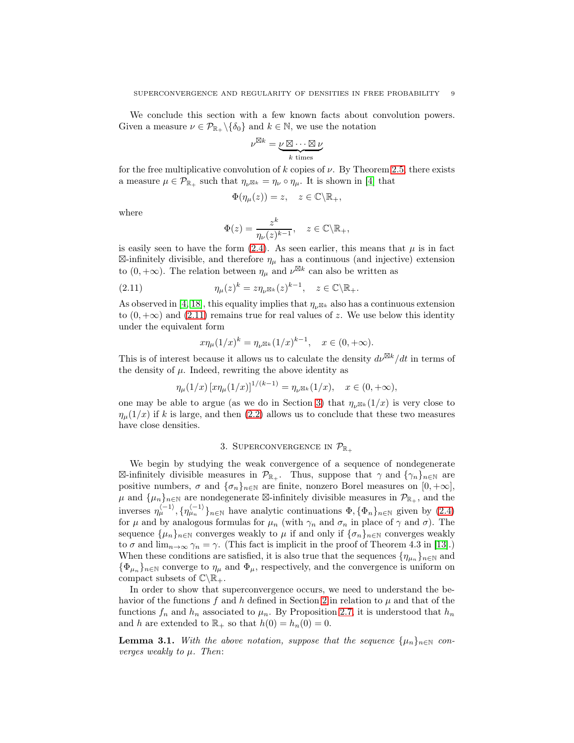We conclude this section with a few known facts about convolution powers. Given a measure $\nu \in \mathcal{P}_{\mathbb{R}_+}\backslash\{\delta_0\}$ and $k \in \mathbb{N}$, we use the notation

$$\nu^{\boxtimes k} = \underbrace{\nu \boxtimes \cdots \boxtimes \nu}_{k \text{ times}}$$

for the free multiplicative convolution of $k$ copies of $\nu$. By Theorem 2.5, there exists a measure $\mu \in \mathcal{P}_{\mathbb{R}_+}$ such that $\eta_{\nu^{\boxtimes k}} = \eta_\nu \circ \eta_\mu$. It is shown in [4] that

$$\Phi(\eta_\mu(z)) = z, \quad z \in \mathbb{C}\backslash\mathbb{R}_+,$$

where

$$\Phi(z) = \frac{z^k}{\eta_\nu(z)^{k-1}}, \quad z \in \mathbb{C}\backslash\mathbb{R}_+,$$

is easily seen to have the form (2.4). As seen earlier, this means that $\mu$ is in fact $\boxtimes$-infinitely divisible, and therefore $\eta_\mu$ has a continuous (and injective) extension to $(0, +\infty)$. The relation between $\eta_\mu$ and $\nu^{\boxtimes k}$ can also be written as

$$\eta_\mu(z)^k = z\eta_{\nu^{\boxtimes k}}(z)^{k-1}, \quad z \in \mathbb{C}\backslash\mathbb{R}_+. \tag{2.11}$$

As observed in [4, 18], this equality implies that $\eta_{\nu^{\boxtimes k}}$ also has a continuous extension to $(0, +\infty)$ and (2.11) remains true for real values of $z$. We use below this identity under the equivalent form

$$x\eta_\mu(1/x)^k = \eta_{\nu^{\boxtimes k}}(1/x)^{k-1}, \quad x \in (0, +\infty).$$

This is of interest because it allows us to calculate the density $d\nu^{\boxtimes k}/dt$ in terms of the density of $\mu$. Indeed, rewriting the above identity as

$$\eta_\mu(1/x)\left[x\eta_\mu(1/x)\right]^{1/(k-1)} = \eta_{\nu^{\boxtimes k}}(1/x), \quad x \in (0, +\infty),$$

one may be able to argue (as we do in Section 3) that $\eta_{\nu^{\boxtimes k}}(1/x)$ is very close to $\eta_\mu(1/x)$ if $k$ is large, and then (2.2) allows us to conclude that these two measures have close densities.

## 3. Superconvergence in $\mathcal{P}_{\mathbb{R}_+}$

We begin by studying the weak convergence of a sequence of nondegenerate $\boxtimes$-infinitely divisible measures in $\mathcal{P}_{\mathbb{R}_+}$. Thus, suppose that $\gamma$ and $\{\gamma_n\}_{n\in\mathbb{N}}$ are positive numbers, $\sigma$ and $\{\sigma_n\}_{n\in\mathbb{N}}$ are finite, nonzero Borel measures on $[0, +\infty]$, $\mu$ and $\{\mu_n\}_{n\in\mathbb{N}}$ are nondegenerate $\boxtimes$-infinitely divisible measures in $\mathcal{P}_{\mathbb{R}_+}$, and the inverses $\eta_\mu^{\langle -1\rangle}, \{\eta_{\mu_n}^{\langle -1\rangle}\}_{n\in\mathbb{N}}$ have analytic continuations $\Phi, \{\Phi_n\}_{n\in\mathbb{N}}$ given by (2.4) for $\mu$ and by analogous formulas for $\mu_n$ (with $\gamma_n$ and $\sigma_n$ in place of $\gamma$ and $\sigma$). The sequence $\{\mu_n\}_{n\in\mathbb{N}}$ converges weakly to $\mu$ if and only if $\{\sigma_n\}_{n\in\mathbb{N}}$ converges weakly to $\sigma$ and $\lim_{n\to\infty} \gamma_n = \gamma$. (This fact is implicit in the proof of Theorem 4.3 in [13].) When these conditions are satisfied, it is also true that the sequences $\{\eta_{\mu_n}\}_{n\in\mathbb{N}}$ and $\{\Phi_{\mu_n}\}_{n\in\mathbb{N}}$ converge to $\eta_\mu$ and $\Phi_\mu$, respectively, and the convergence is uniform on compact subsets of $\mathbb{C}\backslash\mathbb{R}_+$.

In order to show that superconvergence occurs, we need to understand the behavior of the functions $f$ and $h$ defined in Section 2 in relation to $\mu$ and that of the functions $f_n$ and $h_n$ associated to $\mu_n$. By Proposition 2.7, it is understood that $h_n$ and $h$ are extended to $\mathbb{R}_+$ so that $h(0) = h_n(0) = 0$.

**Lemma 3.1.** *With the above notation, suppose that the sequence $\{\mu_n\}_{n\in\mathbb{N}}$ converges weakly to $\mu$. Then*: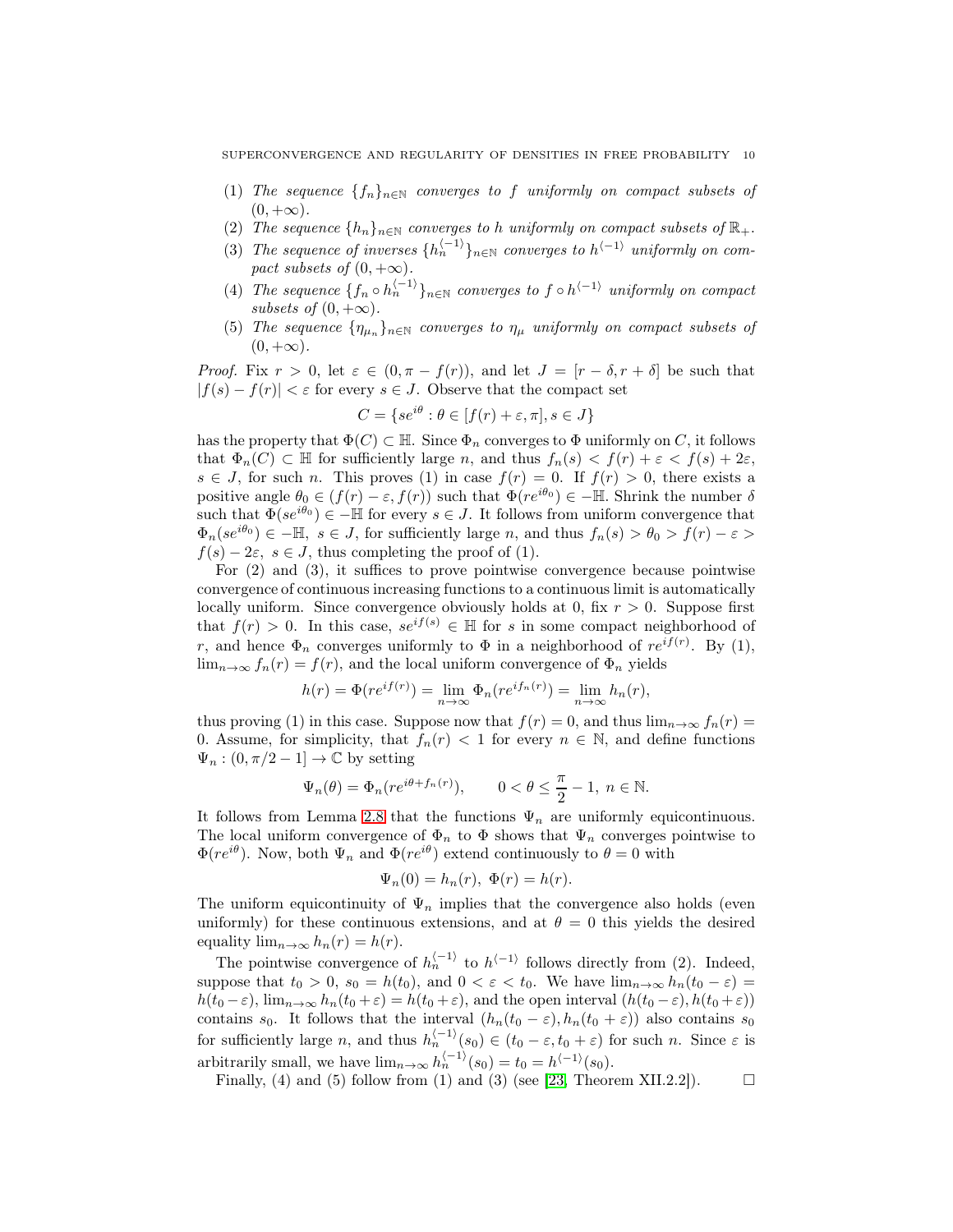(1) *The sequence* $\{f_n\}_{n\in\mathbb{N}}$ *converges to* $f$ *uniformly on compact subsets of* $(0,+\infty)$.
(2) *The sequence* $\{h_n\}_{n\in\mathbb{N}}$ *converges to* $h$ *uniformly on compact subsets of* $\mathbb{R}_+$.
(3) *The sequence of inverses* $\{h_n^{\langle -1\rangle}\}_{n\in\mathbb{N}}$ *converges to* $h^{\langle -1\rangle}$ *uniformly on compact subsets of* $(0,+\infty)$.
(4) *The sequence* $\{f_n\circ h_n^{\langle -1\rangle}\}_{n\in\mathbb{N}}$ *converges to* $f\circ h^{\langle -1\rangle}$ *uniformly on compact subsets of* $(0,+\infty)$.
(5) *The sequence* $\{\eta_{\mu_n}\}_{n\in\mathbb{N}}$ *converges to* $\eta_\mu$ *uniformly on compact subsets of* $(0,+\infty)$.

*Proof.* Fix $r>0$, let $\varepsilon\in(0,\pi-f(r))$, and let $J=[r-\delta,r+\delta]$ be such that $|f(s)-f(r)|<\varepsilon$ for every $s\in J$. Observe that the compact set

$$C=\{se^{i\theta}:\theta\in[f(r)+\varepsilon,\pi],s\in J\}$$

has the property that $\Phi(C)\subset\mathbb{H}$. Since $\Phi_n$ converges to $\Phi$ uniformly on $C$, it follows that $\Phi_n(C)\subset\mathbb{H}$ for sufficiently large $n$, and thus $f_n(s)<f(r)+\varepsilon<f(s)+2\varepsilon$, $s\in J$, for such $n$. This proves (1) in case $f(r)=0$. If $f(r)>0$, there exists a positive angle $\theta_0\in(f(r)-\varepsilon,f(r))$ such that $\Phi(re^{i\theta_0})\in-\mathbb{H}$. Shrink the number $\delta$ such that $\Phi(se^{i\theta_0})\in-\mathbb{H}$ for every $s\in J$. It follows from uniform convergence that $\Phi_n(se^{i\theta_0})\in-\mathbb{H}$, $s\in J$, for sufficiently large $n$, and thus $f_n(s)>\theta_0>f(r)-\varepsilon>f(s)-2\varepsilon$, $s\in J$, thus completing the proof of (1).

For (2) and (3), it suffices to prove pointwise convergence because pointwise convergence of continuous increasing functions to a continuous limit is automatically locally uniform. Since convergence obviously holds at 0, fix $r>0$. Suppose first that $f(r)>0$. In this case, $se^{if(s)}\in\mathbb{H}$ for $s$ in some compact neighborhood of $r$, and hence $\Phi_n$ converges uniformly to $\Phi$ in a neighborhood of $re^{if(r)}$. By (1), $\lim_{n\to\infty}f_n(r)=f(r)$, and the local uniform convergence of $\Phi_n$ yields

$$h(r)=\Phi(re^{if(r)})=\lim_{n\to\infty}\Phi_n(re^{if_n(r)})=\lim_{n\to\infty}h_n(r),$$

thus proving (1) in this case. Suppose now that $f(r)=0$, and thus $\lim_{n\to\infty}f_n(r)=0$. Assume, for simplicity, that $f_n(r)<1$ for every $n\in\mathbb{N}$, and define functions $\Psi_n:(0,\pi/2-1]\to\mathbb{C}$ by setting

$$\Psi_n(\theta)=\Phi_n(re^{i\theta+f_n(r)}),\qquad 0<\theta\le\frac{\pi}{2}-1,\ n\in\mathbb{N}.$$

It follows from Lemma 2.8 that the functions $\Psi_n$ are uniformly equicontinuous. The local uniform convergence of $\Phi_n$ to $\Phi$ shows that $\Psi_n$ converges pointwise to $\Phi(re^{i\theta})$. Now, both $\Psi_n$ and $\Phi(re^{i\theta})$ extend continuously to $\theta=0$ with

$$\Psi_n(0)=h_n(r),\ \Phi(r)=h(r).$$

The uniform equicontinuity of $\Psi_n$ implies that the convergence also holds (even uniformly) for these continuous extensions, and at $\theta=0$ this yields the desired equality $\lim_{n\to\infty}h_n(r)=h(r)$.

The pointwise convergence of $h_n^{\langle -1\rangle}$ to $h^{\langle -1\rangle}$ follows directly from (2). Indeed, suppose that $t_0>0$, $s_0=h(t_0)$, and $0<\varepsilon<t_0$. We have $\lim_{n\to\infty}h_n(t_0-\varepsilon)=h(t_0-\varepsilon)$, $\lim_{n\to\infty}h_n(t_0+\varepsilon)=h(t_0+\varepsilon)$, and the open interval $(h(t_0-\varepsilon),h(t_0+\varepsilon))$ contains $s_0$. It follows that the interval $(h_n(t_0-\varepsilon),h_n(t_0+\varepsilon))$ also contains $s_0$ for sufficiently large $n$, and thus $h_n^{\langle -1\rangle}(s_0)\in(t_0-\varepsilon,t_0+\varepsilon)$ for such $n$. Since $\varepsilon$ is arbitrarily small, we have $\lim_{n\to\infty}h_n^{\langle -1\rangle}(s_0)=t_0=h^{\langle -1\rangle}(s_0)$.

Finally, (4) and (5) follow from (1) and (3) (see [23, Theorem XII.2.2]). $\square$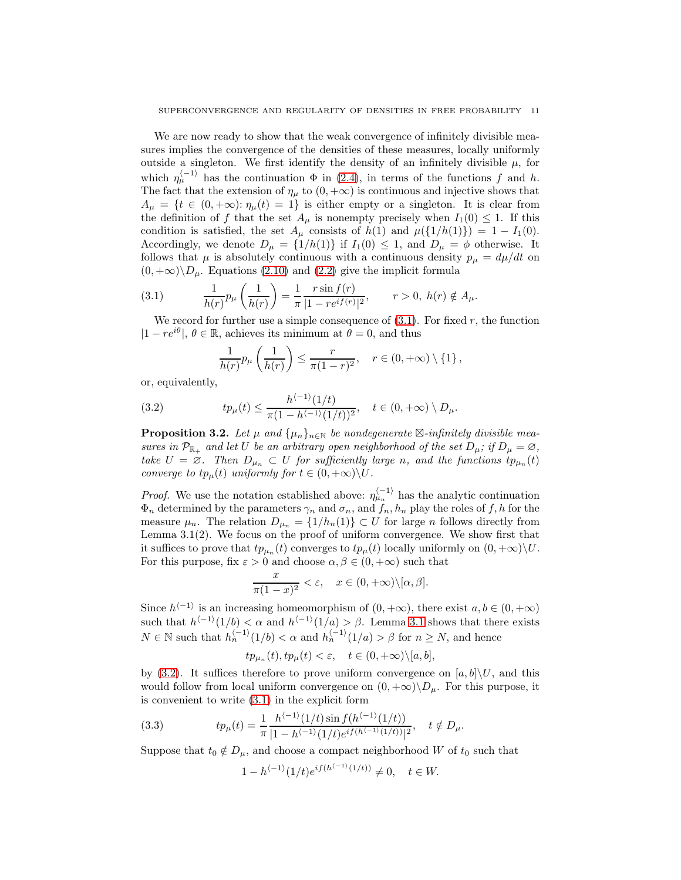We are now ready to show that the weak convergence of infinitely divisible measures implies the convergence of the densities of these measures, locally uniformly outside a singleton. We first identify the density of an infinitely divisible $\mu$, for which $\eta_\mu^{\langle -1\rangle}$ has the continuation $\Phi$ in (2.4), in terms of the functions $f$ and $h$. The fact that the extension of $\eta_\mu$ to $(0,+\infty)$ is continuous and injective shows that $A_\mu = \{t \in (0,+\infty)\colon \eta_\mu(t) = 1\}$ is either empty or a singleton. It is clear from the definition of $f$ that the set $A_\mu$ is nonempty precisely when $I_1(0) \le 1$. If this condition is satisfied, the set $A_\mu$ consists of $h(1)$ and $\mu(\{1/h(1)\}) = 1 - I_1(0)$. Accordingly, we denote $D_\mu = \{1/h(1)\}$ if $I_1(0) \le 1$, and $D_\mu = \phi$ otherwise. It follows that $\mu$ is absolutely continuous with a continuous density $p_\mu = d\mu/dt$ on $(0,+\infty)\backslash D_\mu$. Equations (2.10) and (2.2) give the implicit formula

$$\frac{1}{h(r)} p_\mu\left(\frac{1}{h(r)}\right) = \frac{1}{\pi}\frac{r\sin f(r)}{|1-re^{if(r)}|^2}, \qquad r>0,\ h(r)\notin A_\mu. \tag{3.1}$$

We record for further use a simple consequence of (3.1). For fixed $r$, the function $|1-re^{i\theta}|$, $\theta\in\mathbb{R}$, achieves its minimum at $\theta=0$, and thus

$$\frac{1}{h(r)} p_\mu\left(\frac{1}{h(r)}\right) \le \frac{r}{\pi(1-r)^2}, \quad r\in(0,+\infty)\setminus\{1\},$$

or, equivalently,

$$tp_\mu(t) \le \frac{h^{\langle -1\rangle}(1/t)}{\pi(1-h^{\langle -1\rangle}(1/t))^2}, \quad t\in(0,+\infty)\setminus D_\mu. \tag{3.2}$$

**Proposition 3.2.** *Let $\mu$ and $\{\mu_n\}_{n\in\mathbb{N}}$ be nondegenerate $\boxtimes$-infinitely divisible measures in $\mathcal{P}_{\mathbb{R}_+}$ and let $U$ be an arbitrary open neighborhood of the set $D_\mu$; if $D_\mu=\varnothing$, take $U=\varnothing$. Then $D_{\mu_n}\subset U$ for sufficiently large $n$, and the functions $tp_{\mu_n}(t)$ converge to $tp_\mu(t)$ uniformly for $t\in(0,+\infty)\backslash U$.*

*Proof.* We use the notation established above: $\eta_{\mu_n}^{\langle -1\rangle}$ has the analytic continuation $\Phi_n$ determined by the parameters $\gamma_n$ and $\sigma_n$, and $f_n, h_n$ play the roles of $f,h$ for the measure $\mu_n$. The relation $D_{\mu_n}=\{1/h_n(1)\}\subset U$ for large $n$ follows directly from Lemma 3.1(2). We focus on the proof of uniform convergence. We show first that it suffices to prove that $tp_{\mu_n}(t)$ converges to $tp_\mu(t)$ locally uniformly on $(0,+\infty)\backslash U$. For this purpose, fix $\varepsilon>0$ and choose $\alpha,\beta\in(0,+\infty)$ such that

$$\frac{x}{\pi(1-x)^2}<\varepsilon, \quad x\in(0,+\infty)\backslash[\alpha,\beta].$$

Since $h^{\langle -1\rangle}$ is an increasing homeomorphism of $(0,+\infty)$, there exist $a,b\in(0,+\infty)$ such that $h^{\langle -1\rangle}(1/b)<\alpha$ and $h^{\langle -1\rangle}(1/a)>\beta$. Lemma 3.1 shows that there exists $N\in\mathbb{N}$ such that $h_n^{\langle -1\rangle}(1/b)<\alpha$ and $h_n^{\langle -1\rangle}(1/a)>\beta$ for $n\ge N$, and hence

$$tp_{\mu_n}(t), tp_\mu(t)<\varepsilon, \quad t\in(0,+\infty)\backslash[a,b],$$

by (3.2). It suffices therefore to prove uniform convergence on $[a,b]\backslash U$, and this would follow from local uniform convergence on $(0,+\infty)\backslash D_\mu$. For this purpose, it is convenient to write (3.1) in the explicit form

$$tp_\mu(t) = \frac{1}{\pi}\frac{h^{\langle -1\rangle}(1/t)\sin f(h^{\langle -1\rangle}(1/t))}{|1-h^{\langle -1\rangle}(1/t)e^{if(h^{\langle -1\rangle}(1/t))}|^2}, \quad t\notin D_\mu. \tag{3.3}$$

Suppose that $t_0\notin D_\mu$, and choose a compact neighborhood $W$ of $t_0$ such that

$$1-h^{\langle -1\rangle}(1/t)e^{if(h^{\langle -1\rangle}(1/t))}\ne 0, \quad t\in W.$$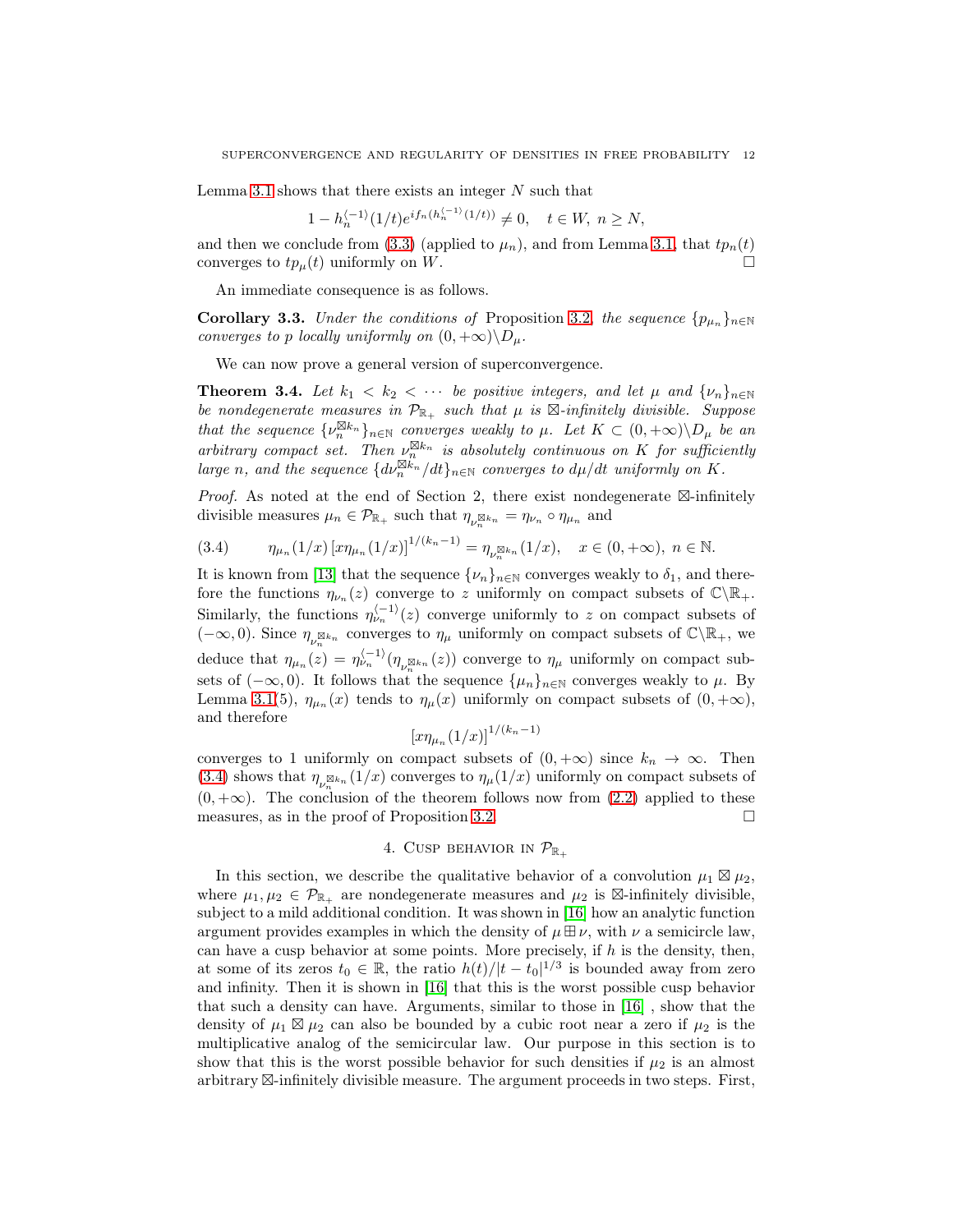Lemma 3.1 shows that there exists an integer $N$ such that

$$1 - h_n^{\langle -1\rangle}(1/t)e^{if_n(h_n^{\langle -1\rangle}(1/t))} \neq 0, \quad t \in W,\ n \geq N,$$

and then we conclude from (3.3) (applied to $\mu_n$), and from Lemma 3.1, that $tp_n(t)$ converges to $tp_\mu(t)$ uniformly on $W$. $\square$

An immediate consequence is as follows.

**Corollary 3.3.** *Under the conditions of* Proposition 3.2*, the sequence* $\{p_{\mu_n}\}_{n\in\mathbb{N}}$ *converges to* $p$ *locally uniformly on* $(0,+\infty)\backslash D_\mu$*.*

We can now prove a general version of superconvergence.

**Theorem 3.4.** *Let* $k_1 < k_2 < \cdots$ *be positive integers, and let* $\mu$ *and* $\{\nu_n\}_{n\in\mathbb{N}}$ *be nondegenerate measures in* $\mathcal{P}_{\mathbb{R}_+}$ *such that* $\mu$ *is* $\boxtimes$*-infinitely divisible. Suppose that the sequence* $\{\nu_n^{\boxtimes k_n}\}_{n\in\mathbb{N}}$ *converges weakly to* $\mu$*. Let* $K \subset (0,+\infty)\backslash D_\mu$ *be an arbitrary compact set. Then* $\nu_n^{\boxtimes k_n}$ *is absolutely continuous on* $K$ *for sufficiently large* $n$*, and the sequence* $\{d\nu_n^{\boxtimes k_n}/dt\}_{n\in\mathbb{N}}$ *converges to* $d\mu/dt$ *uniformly on* $K$*.*

*Proof.* As noted at the end of Section 2, there exist nondegenerate $\boxtimes$-infinitely divisible measures $\mu_n \in \mathcal{P}_{\mathbb{R}_+}$ such that $\eta_{\nu_n^{\boxtimes k_n}} = \eta_{\nu_n} \circ \eta_{\mu_n}$ and

$$\eta_{\mu_n}(1/x)\left[x\eta_{\mu_n}(1/x)\right]^{1/(k_n-1)} = \eta_{\nu_n^{\boxtimes k_n}}(1/x), \quad x \in (0,+\infty),\ n \in \mathbb{N}. \tag{3.4}$$

It is known from [13] that the sequence $\{\nu_n\}_{n\in\mathbb{N}}$ converges weakly to $\delta_1$, and therefore the functions $\eta_{\nu_n}(z)$ converge to $z$ uniformly on compact subsets of $\mathbb{C}\backslash\mathbb{R}_+$. Similarly, the functions $\eta_{\nu_n}^{\langle -1\rangle}(z)$ converge uniformly to $z$ on compact subsets of $(-\infty,0)$. Since $\eta_{\nu_n^{\boxtimes k_n}}$ converges to $\eta_\mu$ uniformly on compact subsets of $\mathbb{C}\backslash\mathbb{R}_+$, we deduce that $\eta_{\mu_n}(z) = \eta_{\nu_n}^{\langle -1\rangle}(\eta_{\nu_n^{\boxtimes k_n}}(z))$ converge to $\eta_\mu$ uniformly on compact subsets of $(-\infty,0)$. It follows that the sequence $\{\mu_n\}_{n\in\mathbb{N}}$ converges weakly to $\mu$. By Lemma 3.1(5), $\eta_{\mu_n}(x)$ tends to $\eta_\mu(x)$ uniformly on compact subsets of $(0,+\infty)$, and therefore

$$\left[x\eta_{\mu_n}(1/x)\right]^{1/(k_n-1)}$$

converges to 1 uniformly on compact subsets of $(0,+\infty)$ since $k_n \to \infty$. Then (3.4) shows that $\eta_{\nu_n^{\boxtimes k_n}}(1/x)$ converges to $\eta_\mu(1/x)$ uniformly on compact subsets of $(0,+\infty)$. The conclusion of the theorem follows now from (2.2) applied to these measures, as in the proof of Proposition 3.2. $\square$

## 4. Cusp behavior in $\mathcal{P}_{\mathbb{R}_+}$

In this section, we describe the qualitative behavior of a convolution $\mu_1 \boxtimes \mu_2$, where $\mu_1, \mu_2 \in \mathcal{P}_{\mathbb{R}_+}$ are nondegenerate measures and $\mu_2$ is $\boxtimes$-infinitely divisible, subject to a mild additional condition. It was shown in [16] how an analytic function argument provides examples in which the density of $\mu \boxplus \nu$, with $\nu$ a semicircle law, can have a cusp behavior at some points. More precisely, if $h$ is the density, then, at some of its zeros $t_0 \in \mathbb{R}$, the ratio $h(t)/|t-t_0|^{1/3}$ is bounded away from zero and infinity. Then it is shown in [16] that this is the worst possible cusp behavior that such a density can have. Arguments, similar to those in [16] , show that the density of $\mu_1 \boxtimes \mu_2$ can also be bounded by a cubic root near a zero if $\mu_2$ is the multiplicative analog of the semicircular law. Our purpose in this section is to show that this is the worst possible behavior for such densities if $\mu_2$ is an almost arbitrary $\boxtimes$-infinitely divisible measure. The argument proceeds in two steps. First,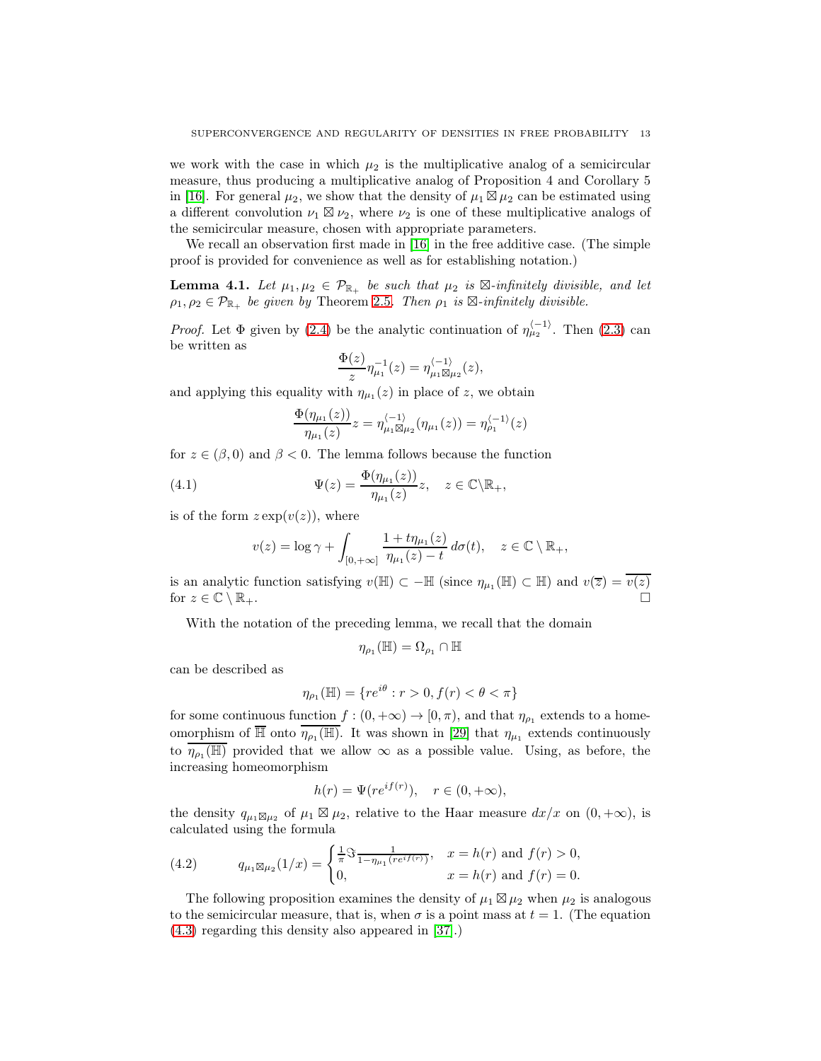we work with the case in which $\mu_2$ is the multiplicative analog of a semicircular measure, thus producing a multiplicative analog of Proposition 4 and Corollary 5 in [16]. For general $\mu_2$, we show that the density of $\mu_1 \boxtimes \mu_2$ can be estimated using a different convolution $\nu_1 \boxtimes \nu_2$, where $\nu_2$ is one of these multiplicative analogs of the semicircular measure, chosen with appropriate parameters.

We recall an observation first made in [16] in the free additive case. (The simple proof is provided for convenience as well as for establishing notation.)

**Lemma 4.1.** *Let $\mu_1, \mu_2 \in \mathcal{P}_{\mathbb{R}_+}$ be such that $\mu_2$ is $\boxtimes$-infinitely divisible, and let $\rho_1, \rho_2 \in \mathcal{P}_{\mathbb{R}_+}$ be given by* Theorem 2.5. *Then $\rho_1$ is $\boxtimes$-infinitely divisible.*

*Proof.* Let $\Phi$ given by (2.4) be the analytic continuation of $\eta_{\mu_2}^{\langle -1\rangle}$. Then (2.3) can be written as

$$\frac{\Phi(z)}{z}\eta_{\mu_1}^{-1}(z) = \eta_{\mu_1\boxtimes\mu_2}^{\langle -1\rangle}(z),$$

and applying this equality with $\eta_{\mu_1}(z)$ in place of $z$, we obtain

$$\frac{\Phi(\eta_{\mu_1}(z))}{\eta_{\mu_1}(z)}z = \eta_{\mu_1\boxtimes\mu_2}^{\langle -1\rangle}(\eta_{\mu_1}(z)) = \eta_{\rho_1}^{\langle -1\rangle}(z)$$

for $z \in (\beta, 0)$ and $\beta < 0$. The lemma follows because the function

$$\Psi(z) = \frac{\Phi(\eta_{\mu_1}(z))}{\eta_{\mu_1}(z)}z, \quad z \in \mathbb{C}\backslash\mathbb{R}_+, \tag{4.1}$$

is of the form $z\exp(v(z))$, where

$$v(z) = \log\gamma + \int_{[0,+\infty]} \frac{1+t\eta_{\mu_1}(z)}{\eta_{\mu_1}(z)-t}\,d\sigma(t), \quad z \in \mathbb{C}\setminus\mathbb{R}_+,$$

is an analytic function satisfying $v(\mathbb{H}) \subset -\mathbb{H}$ (since $\eta_{\mu_1}(\mathbb{H}) \subset \mathbb{H}$) and $v(\overline{z}) = \overline{v(z)}$ for $z \in \mathbb{C}\setminus\mathbb{R}_+$. $\square$

With the notation of the preceding lemma, we recall that the domain

$$\eta_{\rho_1}(\mathbb{H}) = \Omega_{\rho_1} \cap \mathbb{H}$$

can be described as

$$\eta_{\rho_1}(\mathbb{H}) = \{re^{i\theta} : r > 0, f(r) < \theta < \pi\}$$

for some continuous function $f : (0, +\infty) \to [0, \pi)$, and that $\eta_{\rho_1}$ extends to a homeomorphism of $\overline{\mathbb{H}}$ onto $\overline{\eta_{\rho_1}(\mathbb{H})}$. It was shown in [29] that $\eta_{\mu_1}$ extends continuously to $\overline{\eta_{\rho_1}(\mathbb{H})}$ provided that we allow $\infty$ as a possible value. Using, as before, the increasing homeomorphism

$$h(r) = \Psi(re^{if(r)}), \quad r \in (0, +\infty),$$

the density $q_{\mu_1\boxtimes\mu_2}$ of $\mu_1 \boxtimes \mu_2$, relative to the Haar measure $dx/x$ on $(0, +\infty)$, is calculated using the formula

$$q_{\mu_1\boxtimes\mu_2}(1/x) = \begin{cases} \frac{1}{\pi}\Im\frac{1}{1-\eta_{\mu_1}(re^{if(r)})}, & x = h(r) \text{ and } f(r) > 0, \\ 0, & x = h(r) \text{ and } f(r) = 0. \end{cases} \tag{4.2}$$

The following proposition examines the density of $\mu_1 \boxtimes \mu_2$ when $\mu_2$ is analogous to the semicircular measure, that is, when $\sigma$ is a point mass at $t = 1$. (The equation (4.3) regarding this density also appeared in [37].)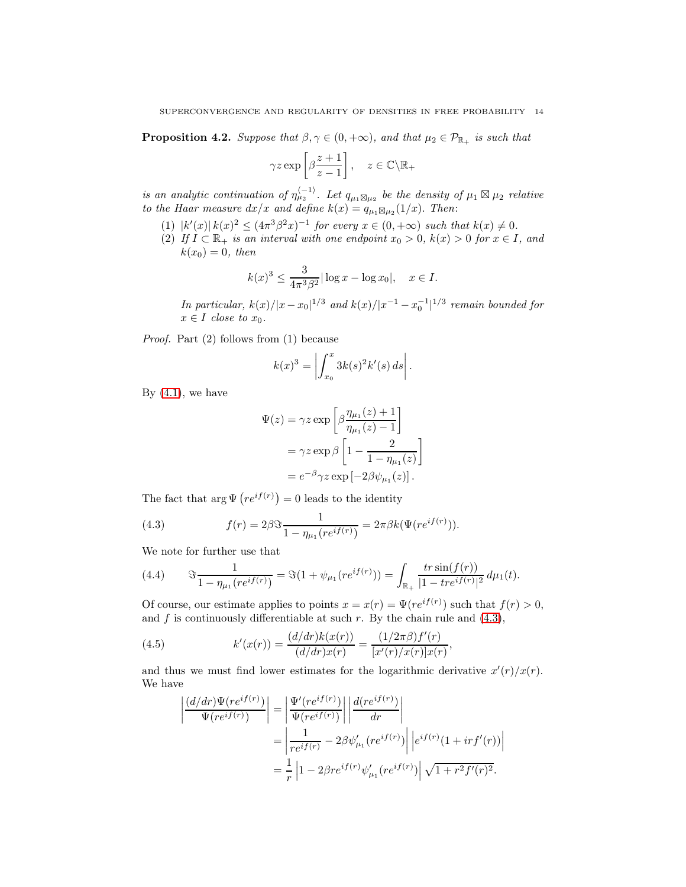**Proposition 4.2.** *Suppose that $\beta, \gamma \in (0, +\infty)$, and that $\mu_2 \in \mathcal{P}_{\mathbb{R}_+}$ is such that*

$$\gamma z \exp\left[\beta \frac{z+1}{z-1}\right], \quad z \in \mathbb{C}\backslash\mathbb{R}_+$$

*is an analytic continuation of $\eta_{\mu_2}^{\langle -1\rangle}$. Let $q_{\mu_1 \boxtimes \mu_2}$ be the density of $\mu_1 \boxtimes \mu_2$ relative to the Haar measure $dx/x$ and define $k(x) = q_{\mu_1\boxtimes\mu_2}(1/x)$. Then:*

1. *$|k'(x)|\, k(x)^2 \le (4\pi^3\beta^2 x)^{-1}$ for every $x \in (0, +\infty)$ such that $k(x) \ne 0$.*
2. *If $I \subset \mathbb{R}_+$ is an interval with one endpoint $x_0 > 0$, $k(x) > 0$ for $x \in I$, and $k(x_0) = 0$, then*

$$k(x)^3 \le \frac{3}{4\pi^3\beta^2} |\log x - \log x_0|, \quad x \in I.$$

*In particular, $k(x)/|x - x_0|^{1/3}$ and $k(x)/|x^{-1} - x_0^{-1}|^{1/3}$ remain bounded for $x \in I$ close to $x_0$.*

*Proof.* Part (2) follows from (1) because

$$k(x)^3 = \left| \int_{x_0}^{x} 3k(s)^2 k'(s)\, ds \right|.$$

By (4.1), we have

$$\begin{aligned}
\Psi(z) &= \gamma z \exp\left[\beta \frac{\eta_{\mu_1}(z)+1}{\eta_{\mu_1}(z)-1}\right] \\
&= \gamma z \exp \beta \left[1 - \frac{2}{1-\eta_{\mu_1}(z)}\right] \\
&= e^{-\beta}\gamma z \exp\left[-2\beta\psi_{\mu_1}(z)\right].
\end{aligned}$$

The fact that $\arg \Psi\left(re^{if(r)}\right) = 0$ leads to the identity

$$f(r) = 2\beta \Im \frac{1}{1-\eta_{\mu_1}(re^{if(r)})} = 2\pi\beta k(\Psi(re^{if(r)})). \tag{4.3}$$

We note for further use that

$$\Im \frac{1}{1-\eta_{\mu_1}(re^{if(r)})} = \Im(1 + \psi_{\mu_1}(re^{if(r)})) = \int_{\mathbb{R}_+} \frac{tr\sin(f(r))}{|1-tre^{if(r)}|^2}\, d\mu_1(t). \tag{4.4}$$

Of course, our estimate applies to points $x = x(r) = \Psi(re^{if(r)})$ such that $f(r) > 0$, and $f$ is continuously differentiable at such $r$. By the chain rule and (4.3),

$$k'(x(r)) = \frac{(d/dr)k(x(r))}{(d/dr)x(r)} = \frac{(1/2\pi\beta)f'(r)}{[x'(r)/x(r)]x(r)}, \tag{4.5}$$

and thus we must find lower estimates for the logarithmic derivative $x'(r)/x(r)$. We have

$$\begin{aligned}
\left|\frac{(d/dr)\Psi(re^{if(r)})}{\Psi(re^{if(r)})}\right| &= \left|\frac{\Psi'(re^{if(r)})}{\Psi(re^{if(r)})}\right| \left|\frac{d(re^{if(r)})}{dr}\right| \\
&= \left|\frac{1}{re^{if(r)}} - 2\beta\psi'_{\mu_1}(re^{if(r)})\right| \left|e^{if(r)}(1 + irf'(r))\right| \\
&= \frac{1}{r}\left|1 - 2\beta re^{if(r)}\psi'_{\mu_1}(re^{if(r)})\right| \sqrt{1 + r^2 f'(r)^2}.
\end{aligned}$$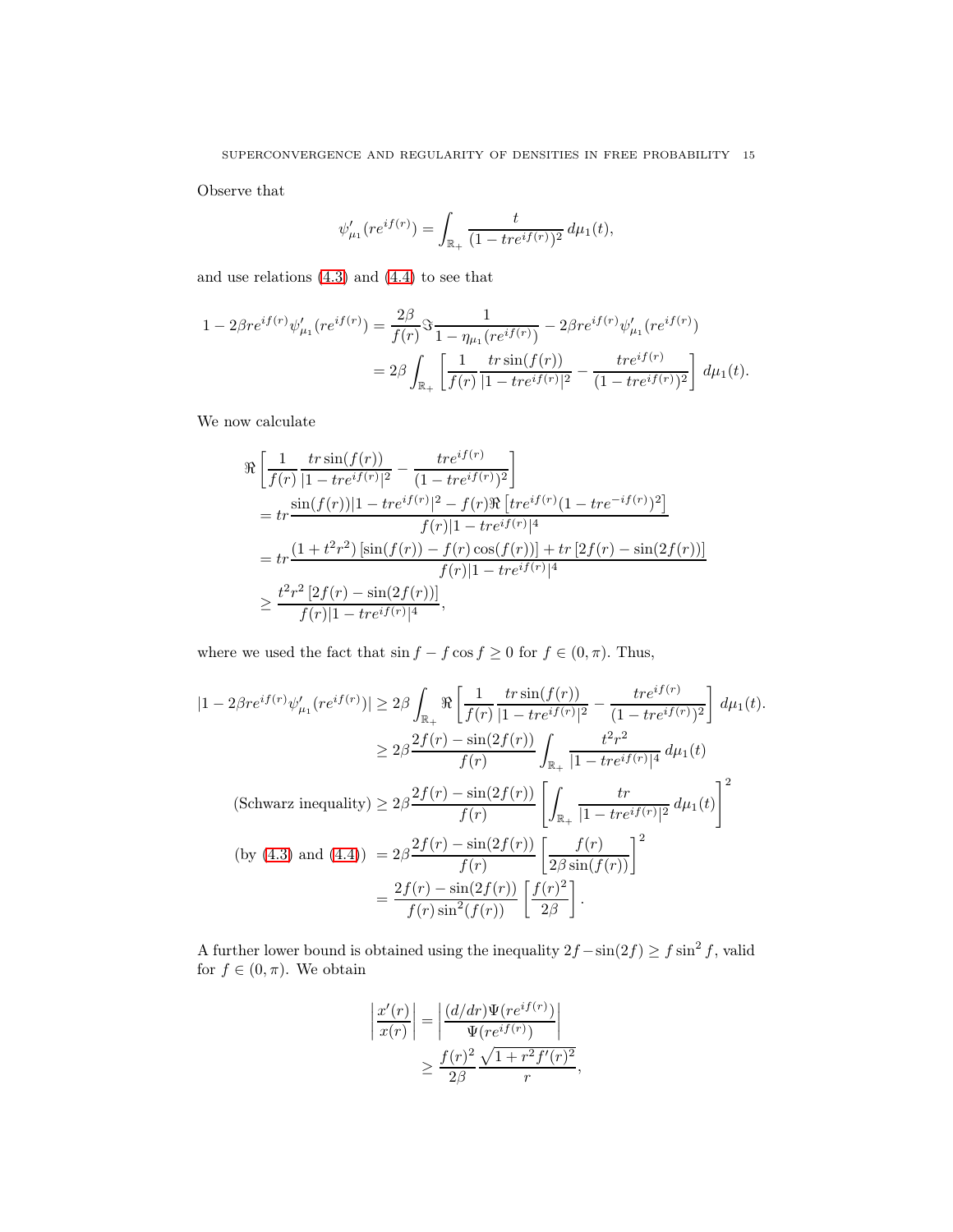Observe that

$$\psi'_{\mu_1}(re^{if(r)}) = \int_{\mathbb{R}_+} \frac{t}{(1-tre^{if(r)})^2}\, d\mu_1(t),$$

and use relations (4.3) and (4.4) to see that

$$\begin{aligned}
1 - 2\beta re^{if(r)}\psi'_{\mu_1}(re^{if(r)}) &= \frac{2\beta}{f(r)}\Im \frac{1}{1-\eta_{\mu_1}(re^{if(r)})} - 2\beta re^{if(r)}\psi'_{\mu_1}(re^{if(r)}) \\
&= 2\beta \int_{\mathbb{R}_+} \left[\frac{1}{f(r)}\frac{tr\sin(f(r))}{|1-tre^{if(r)}|^2} - \frac{tre^{if(r)}}{(1-tre^{if(r)})^2}\right] d\mu_1(t).
\end{aligned}$$

We now calculate

$$\begin{aligned}
&\Re\left[\frac{1}{f(r)}\frac{tr\sin(f(r))}{|1-tre^{if(r)}|^2} - \frac{tre^{if(r)}}{(1-tre^{if(r)})^2}\right] \\
&= tr\frac{\sin(f(r))|1-tre^{if(r)}|^2 - f(r)\Re\left[tre^{if(r)}(1-tre^{-if(r)})^2\right]}{f(r)|1-tre^{if(r)}|^4} \\
&= tr\frac{(1+t^2r^2)\left[\sin(f(r)) - f(r)\cos(f(r))\right] + tr\left[2f(r) - \sin(2f(r))\right]}{f(r)|1-tre^{if(r)}|^4} \\
&\geq \frac{t^2r^2\left[2f(r) - \sin(2f(r))\right]}{f(r)|1-tre^{if(r)}|^4},
\end{aligned}$$

where we used the fact that $\sin f - f\cos f \geq 0$ for $f \in (0, \pi)$. Thus,

$$\begin{aligned}
|1 - 2\beta re^{if(r)}\psi'_{\mu_1}(re^{if(r)})| &\geq 2\beta \int_{\mathbb{R}_+} \Re\left[\frac{1}{f(r)}\frac{tr\sin(f(r))}{|1-tre^{if(r)}|^2} - \frac{tre^{if(r)}}{(1-tre^{if(r)})^2}\right] d\mu_1(t). \\
&\geq 2\beta\frac{2f(r) - \sin(2f(r))}{f(r)}\int_{\mathbb{R}_+} \frac{t^2r^2}{|1-tre^{if(r)}|^4}\, d\mu_1(t) \\
\text{(Schwarz inequality)} &\geq 2\beta\frac{2f(r) - \sin(2f(r))}{f(r)}\left[\int_{\mathbb{R}_+} \frac{tr}{|1-tre^{if(r)}|^2}\, d\mu_1(t)\right]^2 \\
\text{(by (4.3) and (4.4))} &= 2\beta\frac{2f(r) - \sin(2f(r))}{f(r)}\left[\frac{f(r)}{2\beta\sin(f(r))}\right]^2 \\
&= \frac{2f(r) - \sin(2f(r))}{f(r)\sin^2(f(r))}\left[\frac{f(r)^2}{2\beta}\right].
\end{aligned}$$

A further lower bound is obtained using the inequality $2f - \sin(2f) \geq f\sin^2 f$, valid for $f \in (0, \pi)$. We obtain

$$\begin{aligned}
\left|\frac{x'(r)}{x(r)}\right| &= \left|\frac{(d/dr)\Psi(re^{if(r)})}{\Psi(re^{if(r)})}\right| \\
&\geq \frac{f(r)^2}{2\beta}\frac{\sqrt{1+r^2f'(r)^2}}{r},
\end{aligned}$$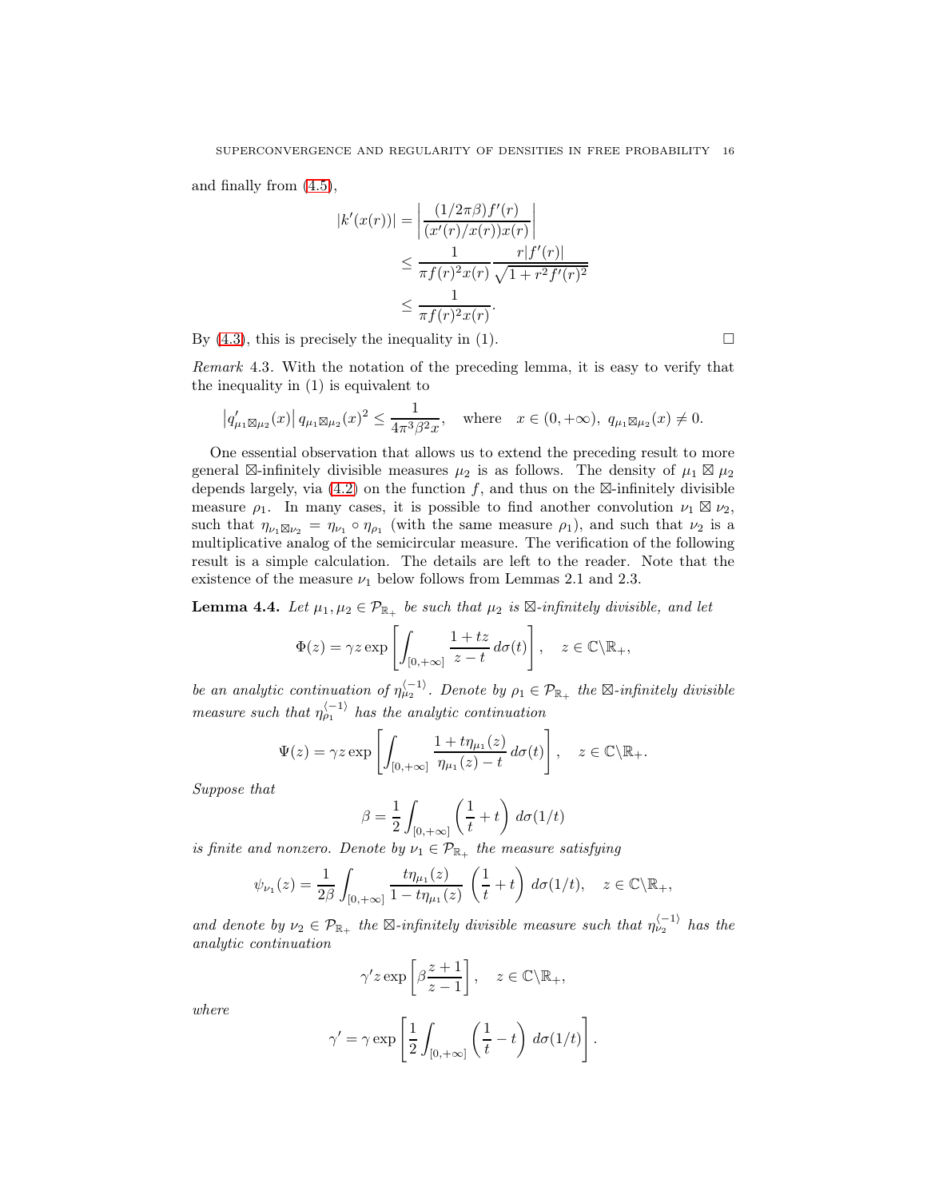and finally from (4.5),

$$
\begin{aligned}
|k'(x(r))| &= \left| \frac{(1/2\pi\beta) f'(r)}{(x'(r)/x(r))x(r)} \right| \\
&\leq \frac{1}{\pi f(r)^2 x(r)} \frac{r|f'(r)|}{\sqrt{1 + r^2 f'(r)^2}} \\
&\leq \frac{1}{\pi f(r)^2 x(r)}.
\end{aligned}
$$

By (4.3), this is precisely the inequality in (1). $\square$

*Remark* 4.3. With the notation of the preceding lemma, it is easy to verify that the inequality in (1) is equivalent to

$$
\left| q'_{\mu_1 \boxtimes \mu_2}(x) \right| q_{\mu_1 \boxtimes \mu_2}(x)^2 \leq \frac{1}{4\pi^3 \beta^2 x}, \quad \text{where} \quad x \in (0, +\infty),\ q_{\mu_1 \boxtimes \mu_2}(x) \neq 0.
$$

One essential observation that allows us to extend the preceding result to more general $\boxtimes$-infinitely divisible measures $\mu_2$ is as follows. The density of $\mu_1 \boxtimes \mu_2$ depends largely, via (4.2) on the function $f$, and thus on the $\boxtimes$-infinitely divisible measure $\rho_1$. In many cases, it is possible to find another convolution $\nu_1 \boxtimes \nu_2$, such that $\eta_{\nu_1 \boxtimes \nu_2} = \eta_{\nu_1} \circ \eta_{\rho_1}$ (with the same measure $\rho_1$), and such that $\nu_2$ is a multiplicative analog of the semicircular measure. The verification of the following result is a simple calculation. The details are left to the reader. Note that the existence of the measure $\nu_1$ below follows from Lemmas 2.1 and 2.3.

**Lemma 4.4.** *Let $\mu_1, \mu_2 \in \mathcal{P}_{\mathbb{R}_+}$ be such that $\mu_2$ is $\boxtimes$-infinitely divisible, and let*

$$
\Phi(z) = \gamma z \exp\left[ \int_{[0,+\infty]} \frac{1 + tz}{z - t}\, d\sigma(t) \right], \quad z \in \mathbb{C} \backslash \mathbb{R}_+,
$$

*be an analytic continuation of $\eta_{\mu_2}^{\langle -1 \rangle}$. Denote by $\rho_1 \in \mathcal{P}_{\mathbb{R}_+}$ the $\boxtimes$-infinitely divisible measure such that $\eta_{\rho_1}^{\langle -1 \rangle}$ has the analytic continuation*

$$
\Psi(z) = \gamma z \exp\left[ \int_{[0,+\infty]} \frac{1 + t\eta_{\mu_1}(z)}{\eta_{\mu_1}(z) - t}\, d\sigma(t) \right], \quad z \in \mathbb{C} \backslash \mathbb{R}_+.
$$

*Suppose that*

$$
\beta = \frac{1}{2} \int_{[0,+\infty]} \left( \frac{1}{t} + t \right) d\sigma(1/t)
$$

*is finite and nonzero. Denote by $\nu_1 \in \mathcal{P}_{\mathbb{R}_+}$ the measure satisfying*

$$
\psi_{\nu_1}(z) = \frac{1}{2\beta} \int_{[0,+\infty]} \frac{t\eta_{\mu_1}(z)}{1 - t\eta_{\mu_1}(z)} \left( \frac{1}{t} + t \right) d\sigma(1/t), \quad z \in \mathbb{C} \backslash \mathbb{R}_+,
$$

*and denote by $\nu_2 \in \mathcal{P}_{\mathbb{R}_+}$ the $\boxtimes$-infinitely divisible measure such that $\eta_{\nu_2}^{\langle -1 \rangle}$ has the analytic continuation*

$$
\gamma' z \exp\left[ \beta \frac{z + 1}{z - 1} \right], \quad z \in \mathbb{C} \backslash \mathbb{R}_+,
$$

*where*

$$
\gamma' = \gamma \exp\left[ \frac{1}{2} \int_{[0,+\infty]} \left( \frac{1}{t} - t \right) d\sigma(1/t) \right].
$$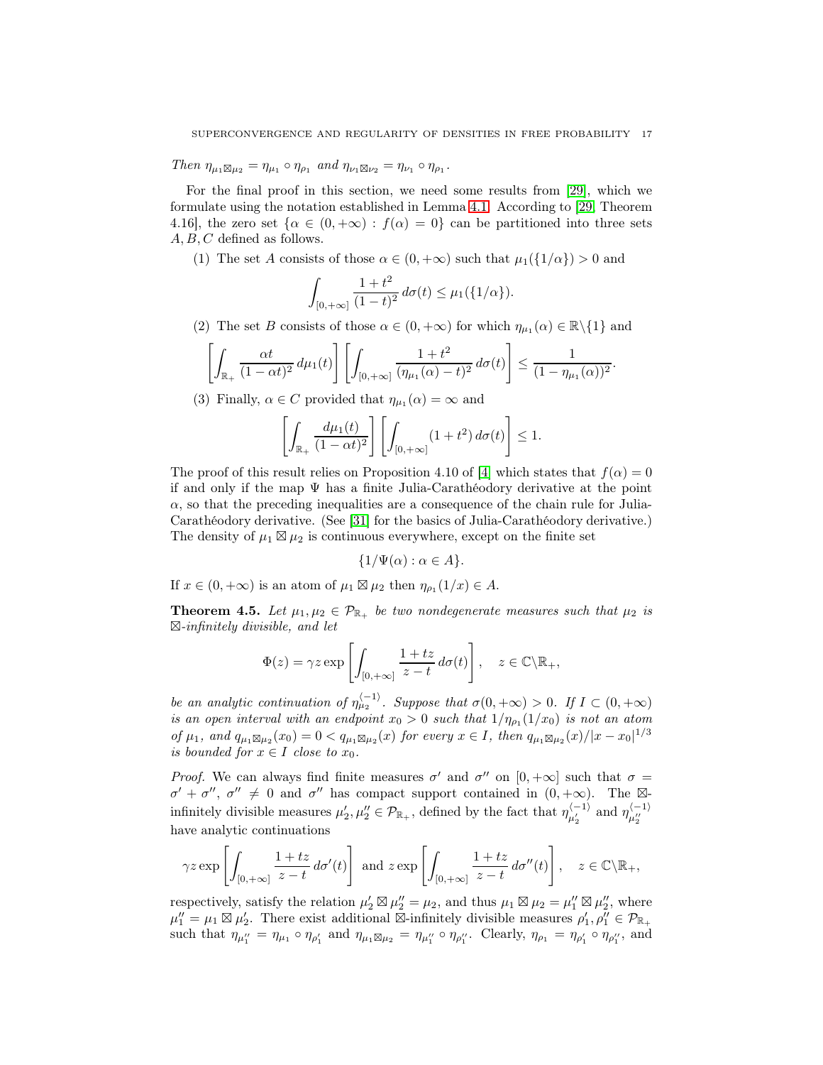*Then* $\eta_{\mu_1 \boxtimes \mu_2} = \eta_{\mu_1} \circ \eta_{\rho_1}$ *and* $\eta_{\nu_1 \boxtimes \nu_2} = \eta_{\nu_1} \circ \eta_{\rho_1}$.

For the final proof in this section, we need some results from [29], which we formulate using the notation established in Lemma 4.1. According to [29, Theorem 4.16], the zero set $\{\alpha \in (0, +\infty) : f(\alpha) = 0\}$ can be partitioned into three sets $A, B, C$ defined as follows.

(1) The set $A$ consists of those $\alpha \in (0, +\infty)$ such that $\mu_1(\{1/\alpha\}) > 0$ and

$$\int_{[0,+\infty]} \frac{1+t^2}{(1-t)^2} \, d\sigma(t) \leq \mu_1(\{1/\alpha\}).$$

(2) The set $B$ consists of those $\alpha \in (0, +\infty)$ for which $\eta_{\mu_1}(\alpha) \in \mathbb{R} \setminus \{1\}$ and

$$\left[ \int_{\mathbb{R}_+} \frac{\alpha t}{(1-\alpha t)^2} \, d\mu_1(t) \right] \left[ \int_{[0,+\infty]} \frac{1+t^2}{(\eta_{\mu_1}(\alpha) - t)^2} \, d\sigma(t) \right] \leq \frac{1}{(1 - \eta_{\mu_1}(\alpha))^2}.$$

(3) Finally, $\alpha \in C$ provided that $\eta_{\mu_1}(\alpha) = \infty$ and

$$\left[ \int_{\mathbb{R}_+} \frac{d\mu_1(t)}{(1-\alpha t)^2} \right] \left[ \int_{[0,+\infty]} (1+t^2) \, d\sigma(t) \right] \leq 1.$$

The proof of this result relies on Proposition 4.10 of [4] which states that $f(\alpha) = 0$ if and only if the map $\Psi$ has a finite Julia-Carathéodory derivative at the point $\alpha$, so that the preceding inequalities are a consequence of the chain rule for Julia-Carathéodory derivative. (See [31] for the basics of Julia-Carathéodory derivative.) The density of $\mu_1 \boxtimes \mu_2$ is continuous everywhere, except on the finite set

$$\{1/\Psi(\alpha) : \alpha \in A\}.$$

If $x \in (0, +\infty)$ is an atom of $\mu_1 \boxtimes \mu_2$ then $\eta_{\rho_1}(1/x) \in A$.

**Theorem 4.5.** *Let* $\mu_1, \mu_2 \in \mathcal{P}_{\mathbb{R}_+}$ *be two nondegenerate measures such that* $\mu_2$ *is* $\boxtimes$*-infinitely divisible, and let*

$$\Phi(z) = \gamma z \exp \left[ \int_{[0,+\infty]} \frac{1+tz}{z-t} \, d\sigma(t) \right], \quad z \in \mathbb{C} \setminus \mathbb{R}_+,$$

*be an analytic continuation of* $\eta_{\mu_2}^{\langle -1 \rangle}$. *Suppose that* $\sigma(0, +\infty) > 0$. *If* $I \subset (0, +\infty)$ *is an open interval with an endpoint* $x_0 > 0$ *such that* $1/\eta_{\rho_1}(1/x_0)$ *is not an atom of* $\mu_1$, *and* $q_{\mu_1 \boxtimes \mu_2}(x_0) = 0 < q_{\mu_1 \boxtimes \mu_2}(x)$ *for every* $x \in I$, *then* $q_{\mu_1 \boxtimes \mu_2}(x)/|x - x_0|^{1/3}$ *is bounded for* $x \in I$ *close to* $x_0$.

*Proof.* We can always find finite measures $\sigma'$ and $\sigma''$ on $[0, +\infty]$ such that $\sigma = \sigma' + \sigma''$, $\sigma'' \neq 0$ and $\sigma''$ has compact support contained in $(0, +\infty)$. The $\boxtimes$-infinitely divisible measures $\mu_2', \mu_2'' \in \mathcal{P}_{\mathbb{R}_+}$, defined by the fact that $\eta_{\mu_2'}^{\langle -1 \rangle}$ and $\eta_{\mu_2''}^{\langle -1 \rangle}$ have analytic continuations

$$\gamma z \exp \left[ \int_{[0,+\infty]} \frac{1+tz}{z-t} \, d\sigma'(t) \right] \text{ and } z \exp \left[ \int_{[0,+\infty]} \frac{1+tz}{z-t} \, d\sigma''(t) \right], \quad z \in \mathbb{C} \setminus \mathbb{R}_+,$$

respectively, satisfy the relation $\mu_2' \boxtimes \mu_2'' = \mu_2$, and thus $\mu_1 \boxtimes \mu_2 = \mu_1'' \boxtimes \mu_2''$, where $\mu_1'' = \mu_1 \boxtimes \mu_2'$. There exist additional $\boxtimes$-infinitely divisible measures $\rho_1', \rho_1'' \in \mathcal{P}_{\mathbb{R}_+}$ such that $\eta_{\mu_1''} = \eta_{\mu_1} \circ \eta_{\rho_1'}$ and $\eta_{\mu_1 \boxtimes \mu_2} = \eta_{\mu_1''} \circ \eta_{\rho_1''}$. Clearly, $\eta_{\rho_1} = \eta_{\rho_1'} \circ \eta_{\rho_1''}$, and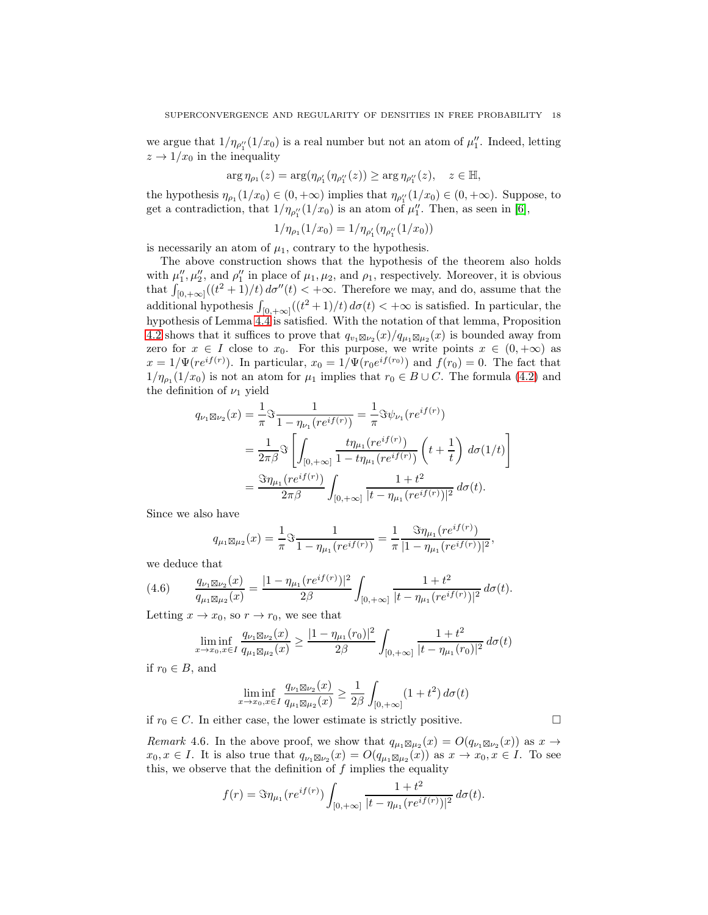we argue that $1/\eta_{\rho_1''}(1/x_0)$ is a real number but not an atom of $\mu_1''$. Indeed, letting $z \to 1/x_0$ in the inequality

$$\arg \eta_{\rho_1}(z) = \arg(\eta_{\rho_1'}(\eta_{\rho_1''}(z)) \geq \arg \eta_{\rho_1''}(z), \quad z \in \mathbb{H},$$

the hypothesis $\eta_{\rho_1}(1/x_0) \in (0, +\infty)$ implies that $\eta_{\rho_1''}(1/x_0) \in (0, +\infty)$. Suppose, to get a contradiction, that $1/\eta_{\rho_1''}(1/x_0)$ is an atom of $\mu_1''$. Then, as seen in [6],

$$1/\eta_{\rho_1}(1/x_0) = 1/\eta_{\rho_1'}(\eta_{\rho_1''}(1/x_0))$$

is necessarily an atom of $\mu_1$, contrary to the hypothesis.

The above construction shows that the hypothesis of the theorem also holds with $\mu_1'', \mu_2''$, and $\rho_1''$ in place of $\mu_1, \mu_2$, and $\rho_1$, respectively. Moreover, it is obvious that $\int_{[0,+\infty]}((t^2+1)/t)\, d\sigma''(t) < +\infty$. Therefore we may, and do, assume that the additional hypothesis $\int_{[0,+\infty]}((t^2+1)/t)\, d\sigma(t) < +\infty$ is satisfied. In particular, the hypothesis of Lemma 4.4 is satisfied. With the notation of that lemma, Proposition 4.2 shows that it suffices to prove that $q_{\nu_1 \boxtimes \nu_2}(x)/q_{\mu_1 \boxtimes \mu_2}(x)$ is bounded away from zero for $x \in I$ close to $x_0$. For this purpose, we write points $x \in (0, +\infty)$ as $x = 1/\Psi(re^{if(r)})$. In particular, $x_0 = 1/\Psi(r_0 e^{if(r_0)})$ and $f(r_0) = 0$. The fact that $1/\eta_{\rho_1}(1/x_0)$ is not an atom for $\mu_1$ implies that $r_0 \in B \cup C$. The formula (4.2) and the definition of $\nu_1$ yield

$$\begin{aligned}
q_{\nu_1 \boxtimes \nu_2}(x) &= \frac{1}{\pi} \Im \frac{1}{1 - \eta_{\nu_1}(re^{if(r)})} = \frac{1}{\pi} \Im \psi_{\nu_1}(re^{if(r)}) \\
&= \frac{1}{2\pi\beta} \Im \left[ \int_{[0,+\infty]} \frac{t\eta_{\mu_1}(re^{if(r)})}{1 - t\eta_{\mu_1}(re^{if(r)})} \left( t + \frac{1}{t} \right) \, d\sigma(1/t) \right] \\
&= \frac{\Im \eta_{\mu_1}(re^{if(r)})}{2\pi\beta} \int_{[0,+\infty]} \frac{1 + t^2}{|t - \eta_{\mu_1}(re^{if(r)})|^2} \, d\sigma(t).
\end{aligned}$$

Since we also have

$$q_{\mu_1 \boxtimes \mu_2}(x) = \frac{1}{\pi} \Im \frac{1}{1 - \eta_{\mu_1}(re^{if(r)})} = \frac{1}{\pi} \frac{\Im \eta_{\mu_1}(re^{if(r)})}{|1 - \eta_{\mu_1}(re^{if(r)})|^2},$$

we deduce that

$$\frac{q_{\nu_1 \boxtimes \nu_2}(x)}{q_{\mu_1 \boxtimes \mu_2}(x)} = \frac{|1 - \eta_{\mu_1}(re^{if(r)})|^2}{2\beta} \int_{[0,+\infty]} \frac{1 + t^2}{|t - \eta_{\mu_1}(re^{if(r)})|^2} \, d\sigma(t). \tag{4.6}$$

Letting $x \to x_0$, so $r \to r_0$, we see that

$$\liminf_{x \to x_0, x \in I} \frac{q_{\nu_1 \boxtimes \nu_2}(x)}{q_{\mu_1 \boxtimes \mu_2}(x)} \geq \frac{|1 - \eta_{\mu_1}(r_0)|^2}{2\beta} \int_{[0,+\infty]} \frac{1 + t^2}{|t - \eta_{\mu_1}(r_0)|^2} \, d\sigma(t)$$

if $r_0 \in B$, and

$$\liminf_{x \to x_0, x \in I} \frac{q_{\nu_1 \boxtimes \nu_2}(x)}{q_{\mu_1 \boxtimes \mu_2}(x)} \geq \frac{1}{2\beta} \int_{[0,+\infty]} (1 + t^2) \, d\sigma(t)$$

if $r_0 \in C$. In either case, the lower estimate is strictly positive. □

*Remark* 4.6. In the above proof, we show that $q_{\mu_1 \boxtimes \mu_2}(x) = O(q_{\nu_1 \boxtimes \nu_2}(x))$ as $x \to x_0, x \in I$. It is also true that $q_{\nu_1 \boxtimes \nu_2}(x) = O(q_{\mu_1 \boxtimes \mu_2}(x))$ as $x \to x_0, x \in I$. To see this, we observe that the definition of $f$ implies the equality

$$f(r) = \Im \eta_{\mu_1}(re^{if(r)}) \int_{[0,+\infty]} \frac{1 + t^2}{|t - \eta_{\mu_1}(re^{if(r)})|^2} \, d\sigma(t).$$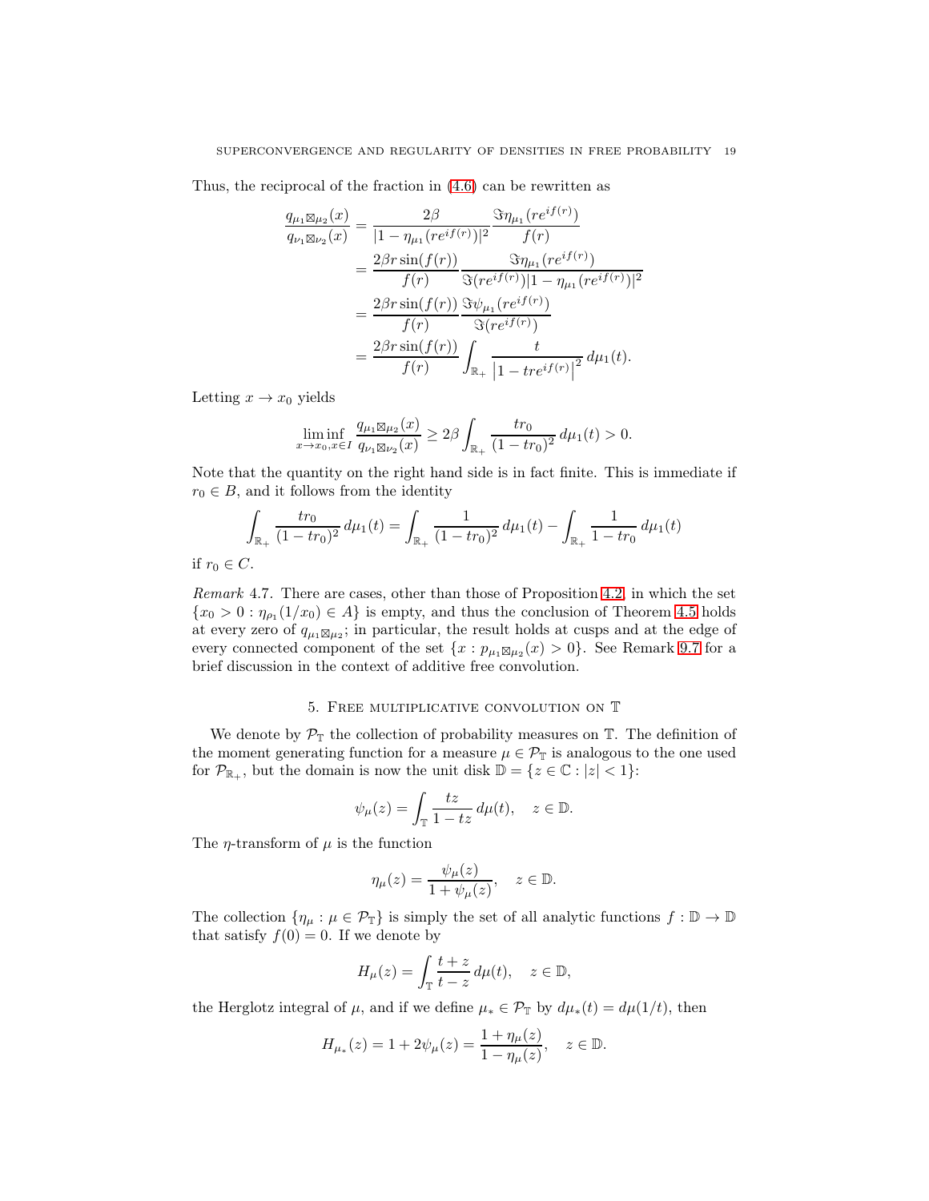Thus, the reciprocal of the fraction in (4.6) can be rewritten as

$$
\begin{aligned}
\frac{q_{\mu_1\boxtimes\mu_2}(x)}{q_{\nu_1\boxtimes\nu_2}(x)} &= \frac{2\beta}{|1-\eta_{\mu_1}(re^{if(r)})|^2}\frac{\Im\eta_{\mu_1}(re^{if(r)})}{f(r)} \\
&= \frac{2\beta r\sin(f(r))}{f(r)}\frac{\Im\eta_{\mu_1}(re^{if(r)})}{\Im(re^{if(r)})|1-\eta_{\mu_1}(re^{if(r)})|^2} \\
&= \frac{2\beta r\sin(f(r))}{f(r)}\frac{\Im\psi_{\mu_1}(re^{if(r)})}{\Im(re^{if(r)})} \\
&= \frac{2\beta r\sin(f(r))}{f(r)}\int_{\mathbb{R}_+}\frac{t}{\left|1-tre^{if(r)}\right|^2}\,d\mu_1(t).
\end{aligned}
$$

Letting $x\to x_0$ yields

$$
\liminf_{x\to x_0,x\in I}\frac{q_{\mu_1\boxtimes\mu_2}(x)}{q_{\nu_1\boxtimes\nu_2}(x)} \geq 2\beta\int_{\mathbb{R}_+}\frac{tr_0}{(1-tr_0)^2}\,d\mu_1(t)>0.
$$

Note that the quantity on the right hand side is in fact finite. This is immediate if $r_0\in B$, and it follows from the identity

$$
\int_{\mathbb{R}_+}\frac{tr_0}{(1-tr_0)^2}\,d\mu_1(t)=\int_{\mathbb{R}_+}\frac{1}{(1-tr_0)^2}\,d\mu_1(t)-\int_{\mathbb{R}_+}\frac{1}{1-tr_0}\,d\mu_1(t)
$$

if $r_0\in C$.

*Remark* 4.7. There are cases, other than those of Proposition 4.2, in which the set $\{x_0>0:\eta_{\rho_1}(1/x_0)\in A\}$ is empty, and thus the conclusion of Theorem 4.5 holds at every zero of $q_{\mu_1\boxtimes\mu_2}$; in particular, the result holds at cusps and at the edge of every connected component of the set $\{x:p_{\mu_1\boxtimes\mu_2}(x)>0\}$. See Remark 9.7 for a brief discussion in the context of additive free convolution.

## 5. Free multiplicative convolution on $\mathbb{T}$

We denote by $\mathcal{P}_{\mathbb{T}}$ the collection of probability measures on $\mathbb{T}$. The definition of the moment generating function for a measure $\mu\in\mathcal{P}_{\mathbb{T}}$ is analogous to the one used for $\mathcal{P}_{\mathbb{R}_+}$, but the domain is now the unit disk $\mathbb{D}=\{z\in\mathbb{C}:|z|<1\}$:

$$
\psi_\mu(z)=\int_{\mathbb{T}}\frac{tz}{1-tz}\,d\mu(t),\quad z\in\mathbb{D}.
$$

The $\eta$-transform of $\mu$ is the function

$$
\eta_\mu(z)=\frac{\psi_\mu(z)}{1+\psi_\mu(z)},\quad z\in\mathbb{D}.
$$

The collection $\{\eta_\mu:\mu\in\mathcal{P}_{\mathbb{T}}\}$ is simply the set of all analytic functions $f:\mathbb{D}\to\mathbb{D}$ that satisfy $f(0)=0$. If we denote by

$$
H_\mu(z)=\int_{\mathbb{T}}\frac{t+z}{t-z}\,d\mu(t),\quad z\in\mathbb{D},
$$

the Herglotz integral of $\mu$, and if we define $\mu_*\in\mathcal{P}_{\mathbb{T}}$ by $d\mu_*(t)=d\mu(1/t)$, then

$$
H_{\mu_*}(z)=1+2\psi_\mu(z)=\frac{1+\eta_\mu(z)}{1-\eta_\mu(z)},\quad z\in\mathbb{D}.
$$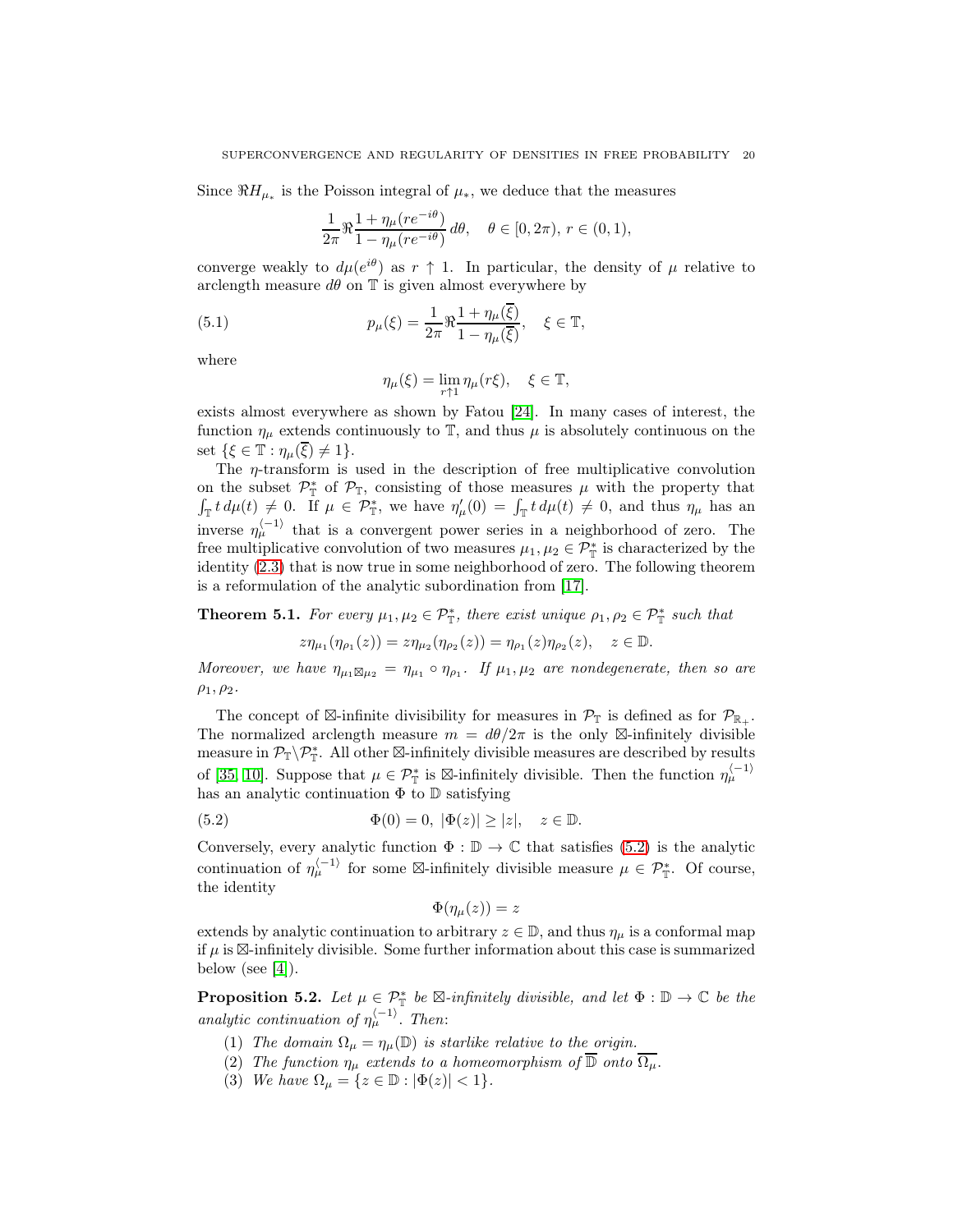Since $\Re H_{\mu_*}$ is the Poisson integral of $\mu_*$, we deduce that the measures

$$\frac{1}{2\pi}\Re\frac{1+\eta_\mu(re^{-i\theta})}{1-\eta_\mu(re^{-i\theta})}\,d\theta,\quad \theta\in[0,2\pi),\, r\in(0,1),$$

converge weakly to $d\mu(e^{i\theta})$ as $r\uparrow 1$. In particular, the density of $\mu$ relative to arclength measure $d\theta$ on $\mathbb{T}$ is given almost everywhere by

$$p_\mu(\xi)=\frac{1}{2\pi}\Re\frac{1+\eta_\mu(\overline{\xi})}{1-\eta_\mu(\overline{\xi})},\quad \xi\in\mathbb{T},\tag{5.1}$$

where

$$\eta_\mu(\xi)=\lim_{r\uparrow 1}\eta_\mu(r\xi),\quad \xi\in\mathbb{T},$$

exists almost everywhere as shown by Fatou [24]. In many cases of interest, the function $\eta_\mu$ extends continuously to $\mathbb{T}$, and thus $\mu$ is absolutely continuous on the set $\{\xi\in\mathbb{T}:\eta_\mu(\overline{\xi})\neq 1\}$.

The $\eta$-transform is used in the description of free multiplicative convolution on the subset $\mathcal{P}_\mathbb{T}^*$ of $\mathcal{P}_\mathbb{T}$, consisting of those measures $\mu$ with the property that $\int_\mathbb{T} t\,d\mu(t)\neq 0$. If $\mu\in\mathcal{P}_\mathbb{T}^*$, we have $\eta_\mu'(0)=\int_\mathbb{T} t\,d\mu(t)\neq 0$, and thus $\eta_\mu$ has an inverse $\eta_\mu^{\langle -1\rangle}$ that is a convergent power series in a neighborhood of zero. The free multiplicative convolution of two measures $\mu_1,\mu_2\in\mathcal{P}_\mathbb{T}^*$ is characterized by the identity (2.3) that is now true in some neighborhood of zero. The following theorem is a reformulation of the analytic subordination from [17].

**Theorem 5.1.** *For every $\mu_1,\mu_2\in\mathcal{P}_\mathbb{T}^*$, there exist unique $\rho_1,\rho_2\in\mathcal{P}_\mathbb{T}^*$ such that*

$$z\eta_{\mu_1}(\eta_{\rho_1}(z))=z\eta_{\mu_2}(\eta_{\rho_2}(z))=\eta_{\rho_1}(z)\eta_{\rho_2}(z),\quad z\in\mathbb{D}.$$

*Moreover, we have $\eta_{\mu_1\boxtimes\mu_2}=\eta_{\mu_1}\circ\eta_{\rho_1}$. If $\mu_1,\mu_2$ are nondegenerate, then so are $\rho_1,\rho_2$.*

The concept of $\boxtimes$-infinite divisibility for measures in $\mathcal{P}_\mathbb{T}$ is defined as for $\mathcal{P}_{\mathbb{R}_+}$. The normalized arclength measure $m=d\theta/2\pi$ is the only $\boxtimes$-infinitely divisible measure in $\mathcal{P}_\mathbb{T}\backslash\mathcal{P}_\mathbb{T}^*$. All other $\boxtimes$-infinitely divisible measures are described by results of [35, 10]. Suppose that $\mu\in\mathcal{P}_\mathbb{T}^*$ is $\boxtimes$-infinitely divisible. Then the function $\eta_\mu^{\langle -1\rangle}$ has an analytic continuation $\Phi$ to $\mathbb{D}$ satisfying

$$\Phi(0)=0,\ |\Phi(z)|\geq|z|,\quad z\in\mathbb{D}.\tag{5.2}$$

Conversely, every analytic function $\Phi:\mathbb{D}\to\mathbb{C}$ that satisfies (5.2) is the analytic continuation of $\eta_\mu^{\langle -1\rangle}$ for some $\boxtimes$-infinitely divisible measure $\mu\in\mathcal{P}_\mathbb{T}^*$. Of course, the identity

$$\Phi(\eta_\mu(z))=z$$

extends by analytic continuation to arbitrary $z\in\mathbb{D}$, and thus $\eta_\mu$ is a conformal map if $\mu$ is $\boxtimes$-infinitely divisible. Some further information about this case is summarized below (see [4]).

**Proposition 5.2.** *Let $\mu\in\mathcal{P}_\mathbb{T}^*$ be $\boxtimes$-infinitely divisible, and let $\Phi:\mathbb{D}\to\mathbb{C}$ be the analytic continuation of $\eta_\mu^{\langle -1\rangle}$. Then:*

1. *The domain $\Omega_\mu=\eta_\mu(\mathbb{D})$ is starlike relative to the origin.*
2. *The function $\eta_\mu$ extends to a homeomorphism of $\overline{\mathbb{D}}$ onto $\overline{\Omega_\mu}$.*
3. *We have $\Omega_\mu=\{z\in\mathbb{D}:|\Phi(z)|<1\}$.*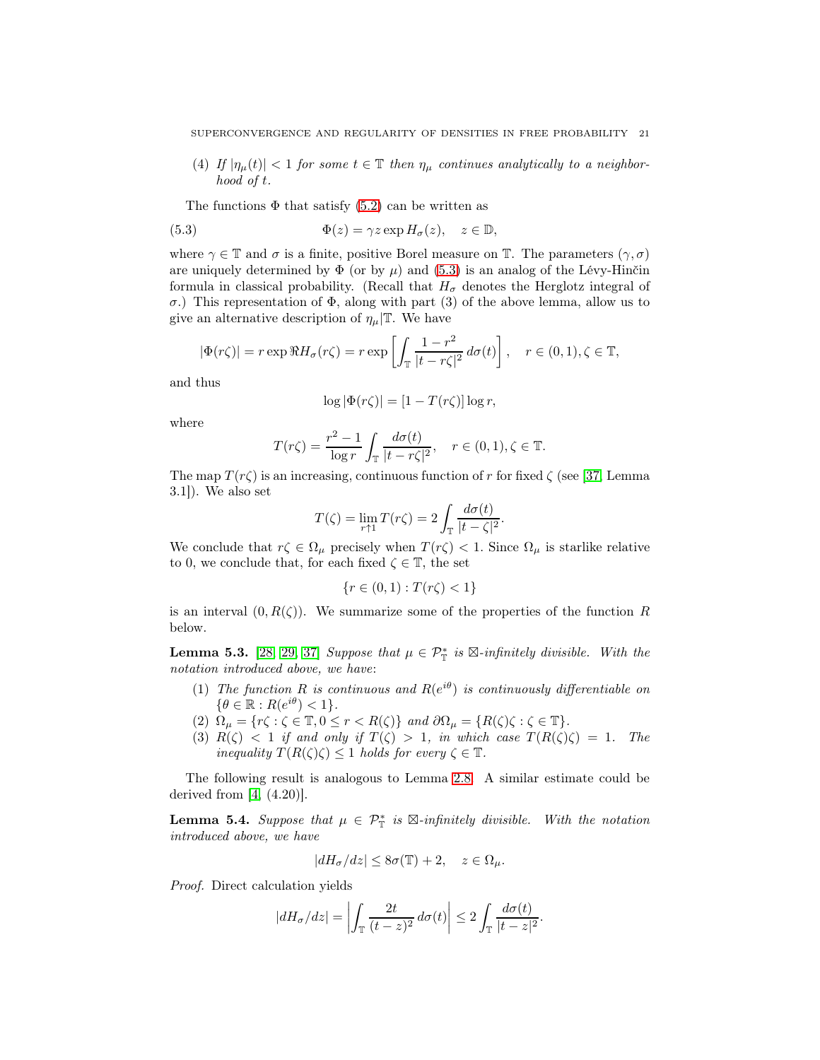(4) *If $|\eta_\mu(t)| < 1$ for some $t \in \mathbb{T}$ then $\eta_\mu$ continues analytically to a neighborhood of $t$.*

The functions $\Phi$ that satisfy (5.2) can be written as

$$\Phi(z) = \gamma z \exp H_\sigma(z), \quad z \in \mathbb{D}, \tag{5.3}$$

where $\gamma \in \mathbb{T}$ and $\sigma$ is a finite, positive Borel measure on $\mathbb{T}$. The parameters $(\gamma, \sigma)$ are uniquely determined by $\Phi$ (or by $\mu$) and (5.3) is an analog of the Lévy-Hinčin formula in classical probability. (Recall that $H_\sigma$ denotes the Herglotz integral of $\sigma$.) This representation of $\Phi$, along with part (3) of the above lemma, allow us to give an alternative description of $\eta_\mu|\mathbb{T}$. We have

$$|\Phi(r\zeta)| = r \exp \Re H_\sigma(r\zeta) = r \exp\left[\int_{\mathbb{T}} \frac{1-r^2}{|t-r\zeta|^2}\, d\sigma(t)\right], \quad r \in (0,1), \zeta \in \mathbb{T},$$

and thus

$$\log|\Phi(r\zeta)| = [1 - T(r\zeta)]\log r,$$

where

$$T(r\zeta) = \frac{r^2-1}{\log r}\int_{\mathbb{T}} \frac{d\sigma(t)}{|t-r\zeta|^2}, \quad r \in (0,1), \zeta \in \mathbb{T}.$$

The map $T(r\zeta)$ is an increasing, continuous function of $r$ for fixed $\zeta$ (see [37, Lemma 3.1]). We also set

$$T(\zeta) = \lim_{r\uparrow 1} T(r\zeta) = 2\int_{\mathbb{T}} \frac{d\sigma(t)}{|t-\zeta|^2}.$$

We conclude that $r\zeta \in \Omega_\mu$ precisely when $T(r\zeta) < 1$. Since $\Omega_\mu$ is starlike relative to 0, we conclude that, for each fixed $\zeta \in \mathbb{T}$, the set

$$\{r \in (0,1) : T(r\zeta) < 1\}$$

is an interval $(0, R(\zeta))$. We summarize some of the properties of the function $R$ below.

**Lemma 5.3.** [28, 29, 37] *Suppose that $\mu \in \mathcal{P}_{\mathbb{T}}^*$ is $\boxtimes$-infinitely divisible. With the notation introduced above, we have*:

1. *The function $R$ is continuous and $R(e^{i\theta})$ is continuously differentiable on $\{\theta \in \mathbb{R} : R(e^{i\theta}) < 1\}$.*
2. *$\Omega_\mu = \{r\zeta : \zeta \in \mathbb{T}, 0 \le r < R(\zeta)\}$ and $\partial\Omega_\mu = \{R(\zeta)\zeta : \zeta \in \mathbb{T}\}$.*
3. *$R(\zeta) < 1$ if and only if $T(\zeta) > 1$, in which case $T(R(\zeta)\zeta) = 1$. The inequality $T(R(\zeta)\zeta) \le 1$ holds for every $\zeta \in \mathbb{T}$.*

The following result is analogous to Lemma 2.8. A similar estimate could be derived from [4, (4.20)].

**Lemma 5.4.** *Suppose that $\mu \in \mathcal{P}_{\mathbb{T}}^*$ is $\boxtimes$-infinitely divisible. With the notation introduced above, we have*

$$|dH_\sigma/dz| \le 8\sigma(\mathbb{T}) + 2, \quad z \in \Omega_\mu.$$

*Proof.* Direct calculation yields

$$|dH_\sigma/dz| = \left|\int_{\mathbb{T}} \frac{2t}{(t-z)^2}\, d\sigma(t)\right| \le 2\int_{\mathbb{T}} \frac{d\sigma(t)}{|t-z|^2}.$$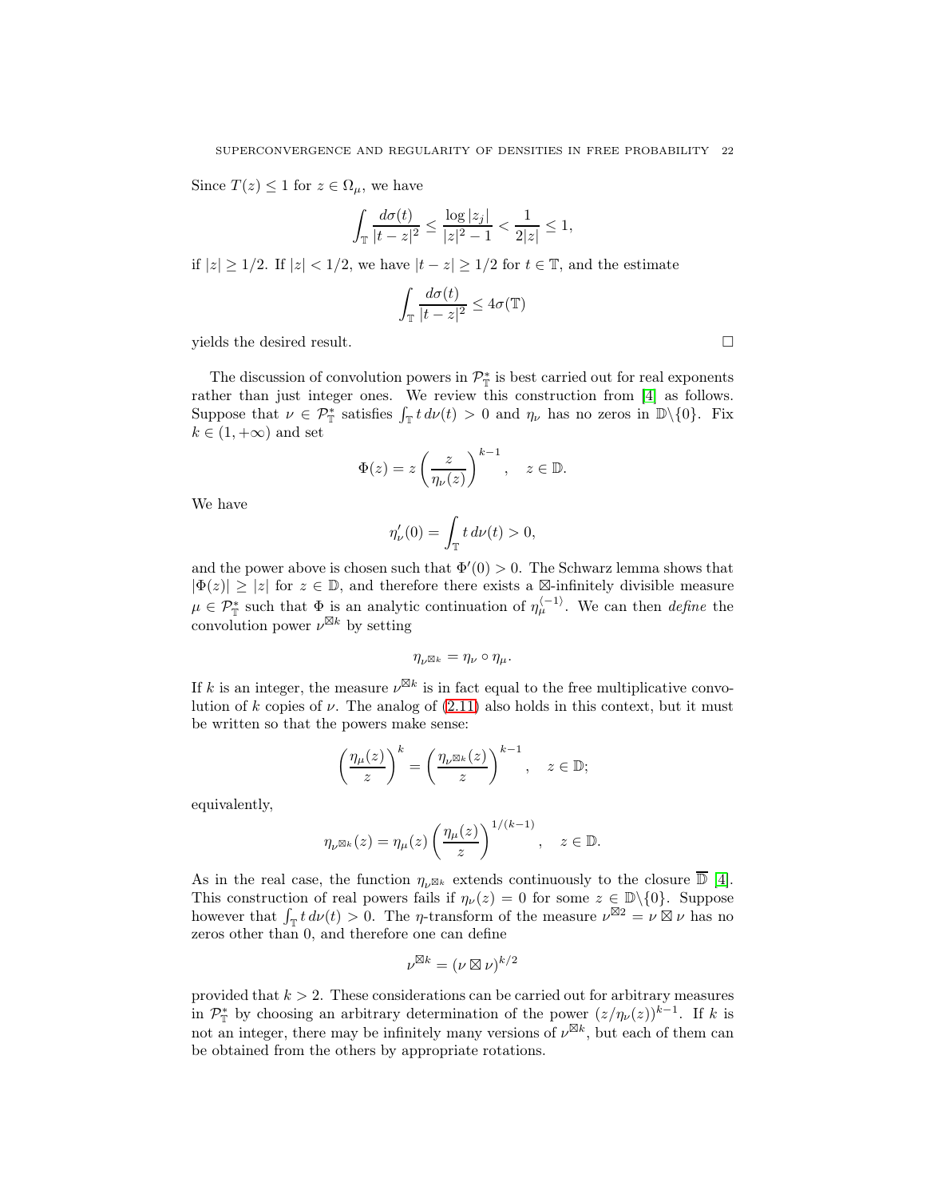Since $T(z) \leq 1$ for $z \in \Omega_\mu$, we have

$$\int_{\mathbb{T}} \frac{d\sigma(t)}{|t-z|^2} \leq \frac{\log|z_j|}{|z|^2-1} < \frac{1}{2|z|} \leq 1,$$

if $|z| \geq 1/2$. If $|z| < 1/2$, we have $|t-z| \geq 1/2$ for $t \in \mathbb{T}$, and the estimate

$$\int_{\mathbb{T}} \frac{d\sigma(t)}{|t-z|^2} \leq 4\sigma(\mathbb{T})$$

yields the desired result. □

The discussion of convolution powers in $\mathcal{P}_{\mathbb{T}}^*$ is best carried out for real exponents rather than just integer ones. We review this construction from [4] as follows. Suppose that $\nu \in \mathcal{P}_{\mathbb{T}}^*$ satisfies $\int_{\mathbb{T}} t\,d\nu(t) > 0$ and $\eta_\nu$ has no zeros in $\mathbb{D}\backslash\{0\}$. Fix $k \in (1, +\infty)$ and set

$$\Phi(z) = z\left(\frac{z}{\eta_\nu(z)}\right)^{k-1}, \quad z \in \mathbb{D}.$$

We have

$$\eta_\nu'(0) = \int_{\mathbb{T}} t\,d\nu(t) > 0,$$

and the power above is chosen such that $\Phi'(0) > 0$. The Schwarz lemma shows that $|\Phi(z)| \geq |z|$ for $z \in \mathbb{D}$, and therefore there exists a $\boxtimes$-infinitely divisible measure $\mu \in \mathcal{P}_{\mathbb{T}}^*$ such that $\Phi$ is an analytic continuation of $\eta_\mu^{\langle -1 \rangle}$. We can then *define* the convolution power $\nu^{\boxtimes k}$ by setting

$$\eta_{\nu^{\boxtimes k}} = \eta_\nu \circ \eta_\mu.$$

If $k$ is an integer, the measure $\nu^{\boxtimes k}$ is in fact equal to the free multiplicative convolution of $k$ copies of $\nu$. The analog of (2.11) also holds in this context, but it must be written so that the powers make sense:

$$\left(\frac{\eta_\mu(z)}{z}\right)^k = \left(\frac{\eta_{\nu^{\boxtimes k}}(z)}{z}\right)^{k-1}, \quad z \in \mathbb{D};$$

equivalently,

$$\eta_{\nu^{\boxtimes k}}(z) = \eta_\mu(z)\left(\frac{\eta_\mu(z)}{z}\right)^{1/(k-1)}, \quad z \in \mathbb{D}.$$

As in the real case, the function $\eta_{\nu^{\boxtimes k}}$ extends continuously to the closure $\overline{\mathbb{D}}$ [4]. This construction of real powers fails if $\eta_\nu(z) = 0$ for some $z \in \mathbb{D}\backslash\{0\}$. Suppose however that $\int_{\mathbb{T}} t\,d\nu(t) > 0$. The $\eta$-transform of the measure $\nu^{\boxtimes 2} = \nu \boxtimes \nu$ has no zeros other than 0, and therefore one can define

$$\nu^{\boxtimes k} = (\nu \boxtimes \nu)^{k/2}$$

provided that $k > 2$. These considerations can be carried out for arbitrary measures in $\mathcal{P}_{\mathbb{T}}^*$ by choosing an arbitrary determination of the power $(z/\eta_\nu(z))^{k-1}$. If $k$ is not an integer, there may be infinitely many versions of $\nu^{\boxtimes k}$, but each of them can be obtained from the others by appropriate rotations.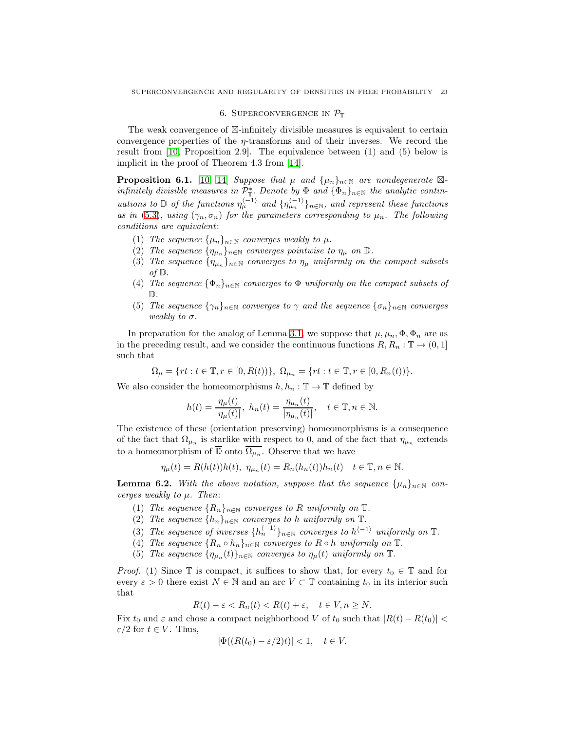## 6. Superconvergence in $\mathcal{P}_{\mathbb{T}}$

The weak convergence of $\boxtimes$-infinitely divisible measures is equivalent to certain convergence properties of the $\eta$-transforms and of their inverses. We record the result from [10, Proposition 2.9]. The equivalence between (1) and (5) below is implicit in the proof of Theorem 4.3 from [14].

**Proposition 6.1.** [10, 14] *Suppose that $\mu$ and $\{\mu_n\}_{n\in\mathbb{N}}$ are nondegenerate $\boxtimes$-infinitely divisible measures in $\mathcal{P}_{\mathbb{T}}^*$. Denote by $\Phi$ and $\{\Phi_n\}_{n\in\mathbb{N}}$ the analytic continuations to $\mathbb{D}$ of the functions $\eta_\mu^{\langle -1\rangle}$ and $\{\eta_{\mu_n}^{\langle -1\rangle}\}_{n\in\mathbb{N}}$, and represent these functions as in (5.3), using $(\gamma_n, \sigma_n)$ for the parameters corresponding to $\mu_n$. The following conditions are equivalent*:

1. *The sequence $\{\mu_n\}_{n\in\mathbb{N}}$ converges weakly to $\mu$.*
2. *The sequence $\{\eta_{\mu_n}\}_{n\in\mathbb{N}}$ converges pointwise to $\eta_\mu$ on $\mathbb{D}$.*
3. *The sequence $\{\eta_{\mu_n}\}_{n\in\mathbb{N}}$ converges to $\eta_\mu$ uniformly on the compact subsets of $\mathbb{D}$.*
4. *The sequence $\{\Phi_n\}_{n\in\mathbb{N}}$ converges to $\Phi$ uniformly on the compact subsets of $\mathbb{D}$.*
5. *The sequence $\{\gamma_n\}_{n\in\mathbb{N}}$ converges to $\gamma$ and the sequence $\{\sigma_n\}_{n\in\mathbb{N}}$ converges weakly to $\sigma$.*

In preparation for the analog of Lemma 3.1, we suppose that $\mu, \mu_n, \Phi, \Phi_n$ are as in the preceding result, and we consider the continuous functions $R, R_n : \mathbb{T} \to (0, 1]$ such that

$$\Omega_\mu = \{rt : t \in \mathbb{T}, r \in [0, R(t))\},\ \Omega_{\mu_n} = \{rt : t \in \mathbb{T}, r \in [0, R_n(t))\}.$$

We also consider the homeomorphisms $h, h_n : \mathbb{T} \to \mathbb{T}$ defined by

$$h(t) = \frac{\eta_\mu(t)}{|\eta_\mu(t)|},\ h_n(t) = \frac{\eta_{\mu_n}(t)}{|\eta_{\mu_n}(t)|}, \quad t \in \mathbb{T}, n \in \mathbb{N}.$$

The existence of these (orientation preserving) homeomorphisms is a consequence of the fact that $\Omega_{\mu_n}$ is starlike with respect to 0, and of the fact that $\eta_{\mu_n}$ extends to a homeomorphism of $\overline{\mathbb{D}}$ onto $\overline{\Omega_{\mu_n}}$. Observe that we have

$$\eta_\mu(t) = R(h(t))h(t),\ \eta_{\mu_n}(t) = R_n(h_n(t))h_n(t) \quad t \in \mathbb{T}, n \in \mathbb{N}.$$

**Lemma 6.2.** *With the above notation, suppose that the sequence $\{\mu_n\}_{n\in\mathbb{N}}$ converges weakly to $\mu$. Then*:

1. *The sequence $\{R_n\}_{n\in\mathbb{N}}$ converges to $R$ uniformly on $\mathbb{T}$.*
2. *The sequence $\{h_n\}_{n\in\mathbb{N}}$ converges to $h$ uniformly on $\mathbb{T}$.*
3. *The sequence of inverses $\{h_n^{\langle -1\rangle}\}_{n\in\mathbb{N}}$ converges to $h^{\langle -1\rangle}$ uniformly on $\mathbb{T}$.*
4. *The sequence $\{R_n \circ h_n\}_{n\in\mathbb{N}}$ converges to $R \circ h$ uniformly on $\mathbb{T}$.*
5. *The sequence $\{\eta_{\mu_n}(t)\}_{n\in\mathbb{N}}$ converges to $\eta_\mu(t)$ uniformly on $\mathbb{T}$.*

*Proof.* (1) Since $\mathbb{T}$ is compact, it suffices to show that, for every $t_0 \in \mathbb{T}$ and for every $\varepsilon > 0$ there exist $N \in \mathbb{N}$ and an arc $V \subset \mathbb{T}$ containing $t_0$ in its interior such that

$$R(t) - \varepsilon < R_n(t) < R(t) + \varepsilon, \quad t \in V, n \geq N.$$

Fix $t_0$ and $\varepsilon$ and chose a compact neighborhood $V$ of $t_0$ such that $|R(t) - R(t_0)| < \varepsilon/2$ for $t \in V$. Thus,

$$|\Phi((R(t_0) - \varepsilon/2)t)| < 1, \quad t \in V.$$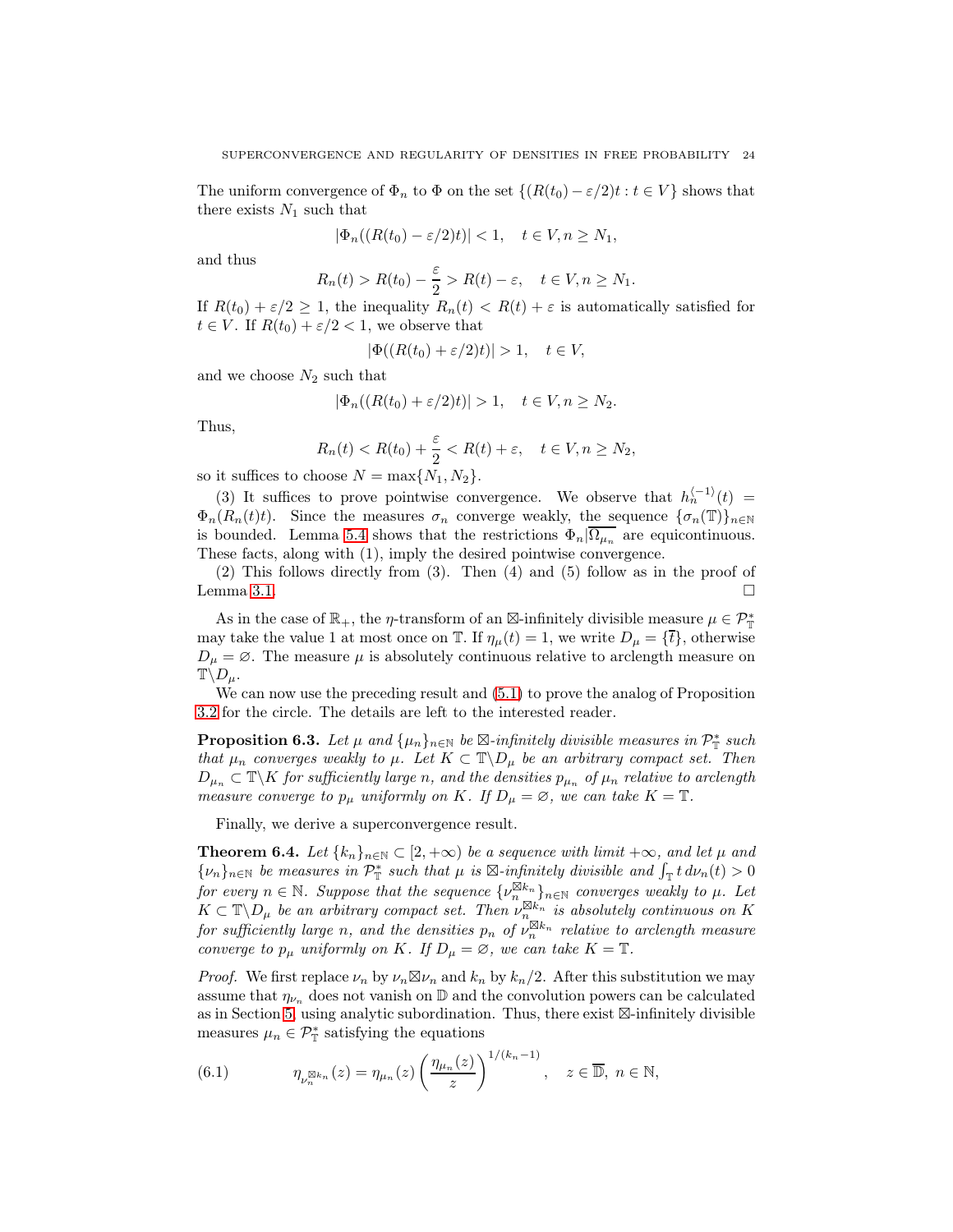The uniform convergence of $\Phi_n$ to $\Phi$ on the set $\{(R(t_0) - \varepsilon/2)t : t \in V\}$ shows that there exists $N_1$ such that

$$|\Phi_n((R(t_0) - \varepsilon/2)t)| < 1, \quad t \in V, n \geq N_1,$$

and thus

$$R_n(t) > R(t_0) - \frac{\varepsilon}{2} > R(t) - \varepsilon, \quad t \in V, n \geq N_1.$$

If $R(t_0) + \varepsilon/2 \geq 1$, the inequality $R_n(t) < R(t) + \varepsilon$ is automatically satisfied for $t \in V$. If $R(t_0) + \varepsilon/2 < 1$, we observe that

$$|\Phi((R(t_0) + \varepsilon/2)t)| > 1, \quad t \in V,$$

and we choose $N_2$ such that

$$|\Phi_n((R(t_0) + \varepsilon/2)t)| > 1, \quad t \in V, n \geq N_2.$$

Thus,

$$R_n(t) < R(t_0) + \frac{\varepsilon}{2} < R(t) + \varepsilon, \quad t \in V, n \geq N_2,$$

so it suffices to choose $N = \max\{N_1, N_2\}$.

(3) It suffices to prove pointwise convergence. We observe that $h_n^{\langle -1 \rangle}(t) = \Phi_n(R_n(t)t)$. Since the measures $\sigma_n$ converge weakly, the sequence $\{\sigma_n(\mathbb{T})\}_{n\in\mathbb{N}}$ is bounded. Lemma 5.4 shows that the restrictions $\Phi_n|\overline{\Omega_{\mu_n}}$ are equicontinuous. These facts, along with (1), imply the desired pointwise convergence.

(2) This follows directly from (3). Then (4) and (5) follow as in the proof of Lemma 3.1. $\square$

As in the case of $\mathbb{R}_+$, the $\eta$-transform of an $\boxtimes$-infinitely divisible measure $\mu \in \mathcal{P}_{\mathbb{T}}^*$ may take the value 1 at most once on $\mathbb{T}$. If $\eta_\mu(t) = 1$, we write $D_\mu = \{\overline{t}\}$, otherwise $D_\mu = \varnothing$. The measure $\mu$ is absolutely continuous relative to arclength measure on $\mathbb{T}\backslash D_\mu$.

We can now use the preceding result and (5.1) to prove the analog of Proposition 3.2 for the circle. The details are left to the interested reader.

**Proposition 6.3.** *Let $\mu$ and $\{\mu_n\}_{n\in\mathbb{N}}$ be $\boxtimes$-infinitely divisible measures in $\mathcal{P}_{\mathbb{T}}^*$ such that $\mu_n$ converges weakly to $\mu$. Let $K \subset \mathbb{T}\backslash D_\mu$ be an arbitrary compact set. Then $D_{\mu_n} \subset \mathbb{T}\backslash K$ for sufficiently large $n$, and the densities $p_{\mu_n}$ of $\mu_n$ relative to arclength measure converge to $p_\mu$ uniformly on $K$. If $D_\mu = \varnothing$, we can take $K = \mathbb{T}$.*

Finally, we derive a superconvergence result.

**Theorem 6.4.** *Let $\{k_n\}_{n\in\mathbb{N}} \subset [2, +\infty)$ be a sequence with limit $+\infty$, and let $\mu$ and $\{\nu_n\}_{n\in\mathbb{N}}$ be measures in $\mathcal{P}_{\mathbb{T}}^*$ such that $\mu$ is $\boxtimes$-infinitely divisible and $\int_{\mathbb{T}} t\, d\nu_n(t) > 0$ for every $n \in \mathbb{N}$. Suppose that the sequence $\{\nu_n^{\boxtimes k_n}\}_{n\in\mathbb{N}}$ converges weakly to $\mu$. Let $K \subset \mathbb{T}\backslash D_\mu$ be an arbitrary compact set. Then $\nu_n^{\boxtimes k_n}$ is absolutely continuous on $K$ for sufficiently large $n$, and the densities $p_n$ of $\nu_n^{\boxtimes k_n}$ relative to arclength measure converge to $p_\mu$ uniformly on $K$. If $D_\mu = \varnothing$, we can take $K = \mathbb{T}$.*

*Proof.* We first replace $\nu_n$ by $\nu_n \boxtimes \nu_n$ and $k_n$ by $k_n/2$. After this substitution we may assume that $\eta_{\nu_n}$ does not vanish on $\mathbb{D}$ and the convolution powers can be calculated as in Section 5 using analytic subordination. Thus, there exist $\boxtimes$-infinitely divisible measures $\mu_n \in \mathcal{P}_{\mathbb{T}}^*$ satisfying the equations

$$\eta_{\nu_n^{\boxtimes k_n}}(z) = \eta_{\mu_n}(z) \left( \frac{\eta_{\mu_n}(z)}{z} \right)^{1/(k_n - 1)}, \quad z \in \overline{\mathbb{D}},\ n \in \mathbb{N}, \tag{6.1}$$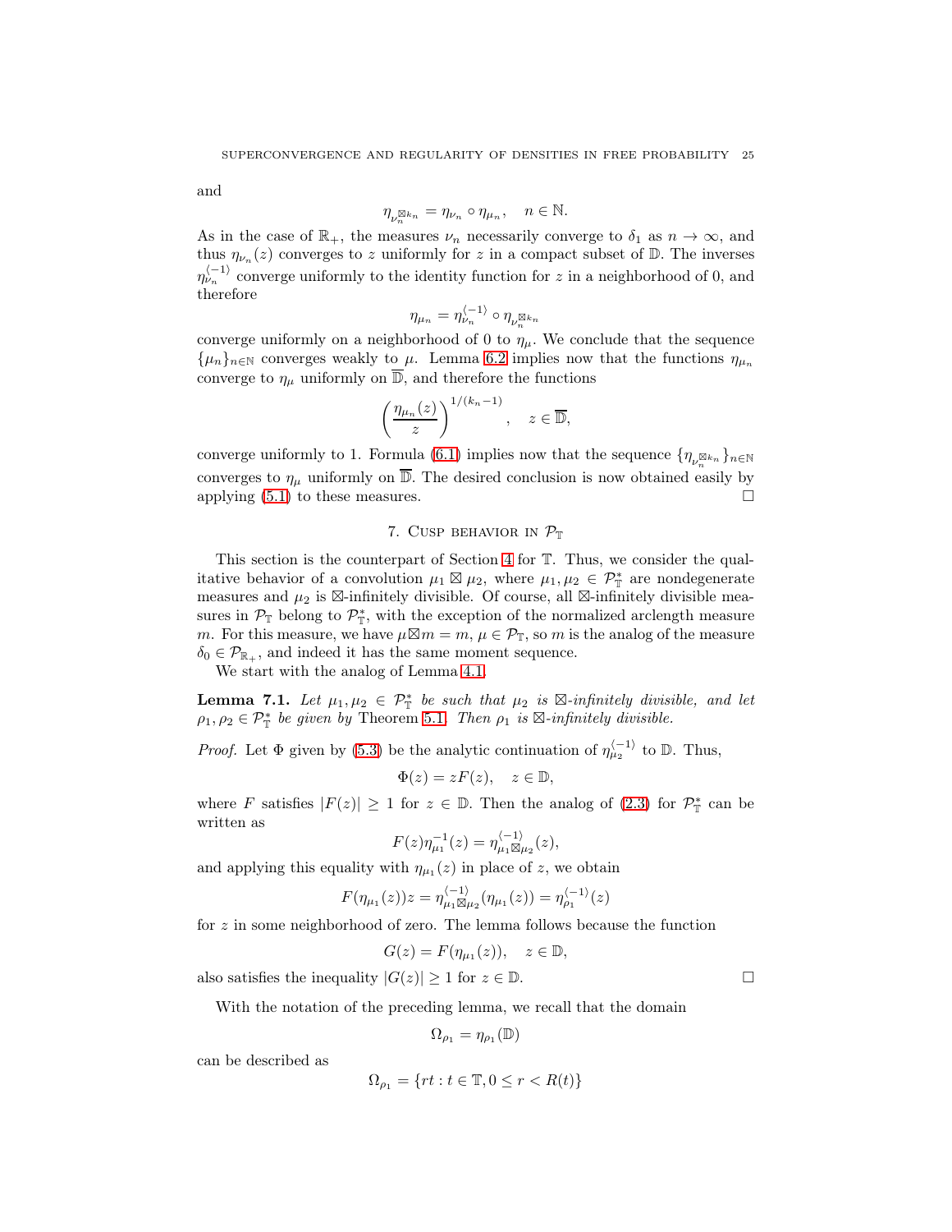and

$$\eta_{\nu_n^{\boxtimes k_n}} = \eta_{\nu_n} \circ \eta_{\mu_n}, \quad n \in \mathbb{N}.$$

As in the case of $\mathbb{R}_+$, the measures $\nu_n$ necessarily converge to $\delta_1$ as $n \to \infty$, and thus $\eta_{\nu_n}(z)$ converges to $z$ uniformly for $z$ in a compact subset of $\mathbb{D}$. The inverses $\eta_{\nu_n}^{\langle -1 \rangle}$ converge uniformly to the identity function for $z$ in a neighborhood of 0, and therefore

$$\eta_{\mu_n} = \eta_{\nu_n}^{\langle -1 \rangle} \circ \eta_{\nu_n^{\boxtimes k_n}}$$

converge uniformly on a neighborhood of 0 to $\eta_\mu$. We conclude that the sequence $\{\mu_n\}_{n \in \mathbb{N}}$ converges weakly to $\mu$. Lemma 6.2 implies now that the functions $\eta_{\mu_n}$ converge to $\eta_\mu$ uniformly on $\overline{\mathbb{D}}$, and therefore the functions

$$\left( \frac{\eta_{\mu_n}(z)}{z} \right)^{1/(k_n - 1)}, \quad z \in \overline{\mathbb{D}},$$

converge uniformly to 1. Formula (6.1) implies now that the sequence $\{\eta_{\nu_n^{\boxtimes k_n}}\}_{n \in \mathbb{N}}$ converges to $\eta_\mu$ uniformly on $\overline{\mathbb{D}}$. The desired conclusion is now obtained easily by applying (5.1) to these measures. $\square$

## 7. Cusp behavior in $\mathcal{P}_{\mathbb{T}}$

This section is the counterpart of Section 4 for $\mathbb{T}$. Thus, we consider the qualitative behavior of a convolution $\mu_1 \boxtimes \mu_2$, where $\mu_1, \mu_2 \in \mathcal{P}_{\mathbb{T}}^*$ are nondegenerate measures and $\mu_2$ is $\boxtimes$-infinitely divisible. Of course, all $\boxtimes$-infinitely divisible measures in $\mathcal{P}_{\mathbb{T}}$ belong to $\mathcal{P}_{\mathbb{T}}^*$, with the exception of the normalized arclength measure $m$. For this measure, we have $\mu \boxtimes m = m$, $\mu \in \mathcal{P}_{\mathbb{T}}$, so $m$ is the analog of the measure $\delta_0 \in \mathcal{P}_{\mathbb{R}_+}$, and indeed it has the same moment sequence.

We start with the analog of Lemma 4.1.

**Lemma 7.1.** *Let $\mu_1, \mu_2 \in \mathcal{P}_{\mathbb{T}}^*$ be such that $\mu_2$ is $\boxtimes$-infinitely divisible, and let $\rho_1, \rho_2 \in \mathcal{P}_{\mathbb{T}}^*$ be given by* Theorem 5.1*. Then $\rho_1$ is $\boxtimes$-infinitely divisible.*

*Proof.* Let $\Phi$ given by (5.3) be the analytic continuation of $\eta_{\mu_2}^{\langle -1 \rangle}$ to $\mathbb{D}$. Thus,

$$\Phi(z) = zF(z), \quad z \in \mathbb{D},$$

where $F$ satisfies $|F(z)| \geq 1$ for $z \in \mathbb{D}$. Then the analog of (2.3) for $\mathcal{P}_{\mathbb{T}}^*$ can be written as

$$F(z)\eta_{\mu_1}^{-1}(z) = \eta_{\mu_1 \boxtimes \mu_2}^{\langle -1 \rangle}(z),$$

and applying this equality with $\eta_{\mu_1}(z)$ in place of $z$, we obtain

$$F(\eta_{\mu_1}(z))z = \eta_{\mu_1 \boxtimes \mu_2}^{\langle -1 \rangle}(\eta_{\mu_1}(z)) = \eta_{\rho_1}^{\langle -1 \rangle}(z)$$

for $z$ in some neighborhood of zero. The lemma follows because the function

$$G(z) = F(\eta_{\mu_1}(z)), \quad z \in \mathbb{D},$$

also satisfies the inequality $|G(z)| \geq 1$ for $z \in \mathbb{D}$. $\square$

With the notation of the preceding lemma, we recall that the domain

$$\Omega_{\rho_1} = \eta_{\rho_1}(\mathbb{D})$$

can be described as

$$\Omega_{\rho_1} = \{rt : t \in \mathbb{T}, 0 \leq r < R(t)\}$$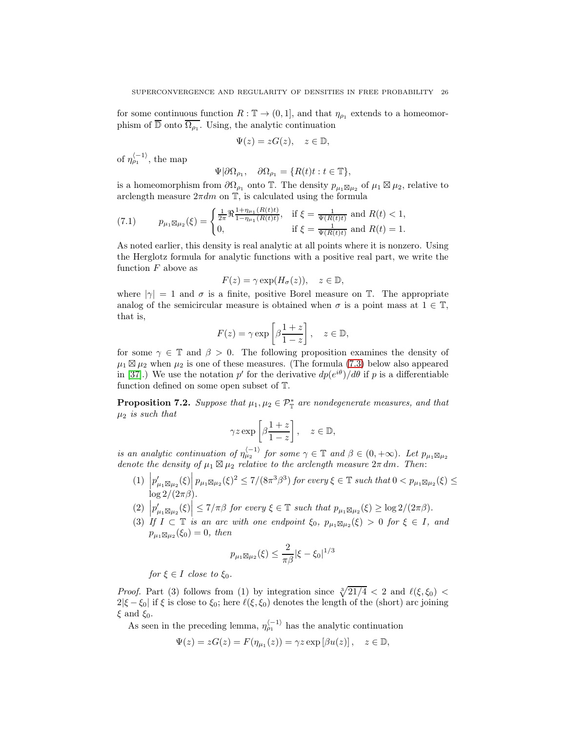for some continuous function $R : \mathbb{T} \to (0, 1]$, and that $\eta_{\rho_1}$ extends to a homeomorphism of $\overline{\mathbb{D}}$ onto $\overline{\Omega_{\rho_1}}$. Using, the analytic continuation

$$\Psi(z) = zG(z), \quad z \in \mathbb{D},$$

of $\eta_{\rho_1}^{\langle -1 \rangle}$, the map

$$\Psi | \partial\Omega_{\rho_1}, \quad \partial\Omega_{\rho_1} = \{R(t)t : t \in \mathbb{T}\},$$

is a homeomorphism from $\partial\Omega_{\rho_1}$ onto $\mathbb{T}$. The density $p_{\mu_1 \boxtimes \mu_2}$ of $\mu_1 \boxtimes \mu_2$, relative to arclength measure $2\pi dm$ on $\mathbb{T}$, is calculated using the formula

$$(7.1) \qquad p_{\mu_1 \boxtimes \mu_2}(\xi) = \begin{cases} \frac{1}{2\pi} \Re \frac{1+\eta_{\mu_1}(R(t)t)}{1-\eta_{\mu_1}(R(t)t)}, & \text{if } \xi = \frac{1}{\Psi(R(t)t)} \text{ and } R(t) < 1, \\ 0, & \text{if } \xi = \frac{1}{\Psi(R(t)t)} \text{ and } R(t) = 1. \end{cases}$$

As noted earlier, this density is real analytic at all points where it is nonzero. Using the Herglotz formula for analytic functions with a positive real part, we write the function $F$ above as

$$F(z) = \gamma \exp(H_\sigma(z)), \quad z \in \mathbb{D},$$

where $|\gamma| = 1$ and $\sigma$ is a finite, positive Borel measure on $\mathbb{T}$. The appropriate analog of the semicircular measure is obtained when $\sigma$ is a point mass at $1 \in \mathbb{T}$, that is,

$$F(z) = \gamma \exp\left[\beta \frac{1+z}{1-z}\right], \quad z \in \mathbb{D},$$

for some $\gamma \in \mathbb{T}$ and $\beta > 0$. The following proposition examines the density of $\mu_1 \boxtimes \mu_2$ when $\mu_2$ is one of these measures. (The formula (7.3) below also appeared in [37].) We use the notation $p'$ for the derivative $dp(e^{i\theta})/d\theta$ if $p$ is a differentiable function defined on some open subset of $\mathbb{T}$.

**Proposition 7.2.** *Suppose that $\mu_1, \mu_2 \in \mathcal{P}_{\mathbb{T}}^*$ are nondegenerate measures, and that $\mu_2$ is such that*

$$\gamma z \exp\left[\beta \frac{1+z}{1-z}\right], \quad z \in \mathbb{D},$$

*is an analytic continuation of $\eta_{\mu_2}^{\langle -1 \rangle}$ for some $\gamma \in \mathbb{T}$ and $\beta \in (0, +\infty)$. Let $p_{\mu_1 \boxtimes \mu_2}$ denote the density of $\mu_1 \boxtimes \mu_2$ relative to the arclength measure $2\pi\, dm$. Then:*

1. $\left|p'_{\mu_1 \boxtimes \mu_2}(\xi)\right| p_{\mu_1 \boxtimes \mu_2}(\xi)^2 \leq 7/(8\pi^3\beta^3)$ *for every $\xi \in \mathbb{T}$ such that $0 < p_{\mu_1 \boxtimes \mu_2}(\xi) \leq \log 2/(2\pi\beta)$.*
2. $\left|p'_{\mu_1 \boxtimes \mu_2}(\xi)\right| \leq 7/\pi\beta$ *for every $\xi \in \mathbb{T}$ such that $p_{\mu_1 \boxtimes \mu_2}(\xi) \geq \log 2/(2\pi\beta)$.*
3. *If $I \subset \mathbb{T}$ is an arc with one endpoint $\xi_0$, $p_{\mu_1 \boxtimes \mu_2}(\xi) > 0$ for $\xi \in I$, and $p_{\mu_1 \boxtimes \mu_2}(\xi_0) = 0$, then*

$$p_{\mu_1 \boxtimes \mu_2}(\xi) \leq \frac{2}{\pi\beta} |\xi - \xi_0|^{1/3}$$

*for $\xi \in I$ close to $\xi_0$.*

*Proof.* Part (3) follows from (1) by integration since $\sqrt[3]{21/4} < 2$ and $\ell(\xi, \xi_0) < 2|\xi - \xi_0|$ if $\xi$ is close to $\xi_0$; here $\ell(\xi, \xi_0)$ denotes the length of the (short) arc joining $\xi$ and $\xi_0$.

As seen in the preceding lemma, $\eta_{\rho_1}^{\langle -1 \rangle}$ has the analytic continuation

$$\Psi(z) = zG(z) = F(\eta_{\mu_1}(z)) = \gamma z \exp\left[\beta u(z)\right], \quad z \in \mathbb{D},$$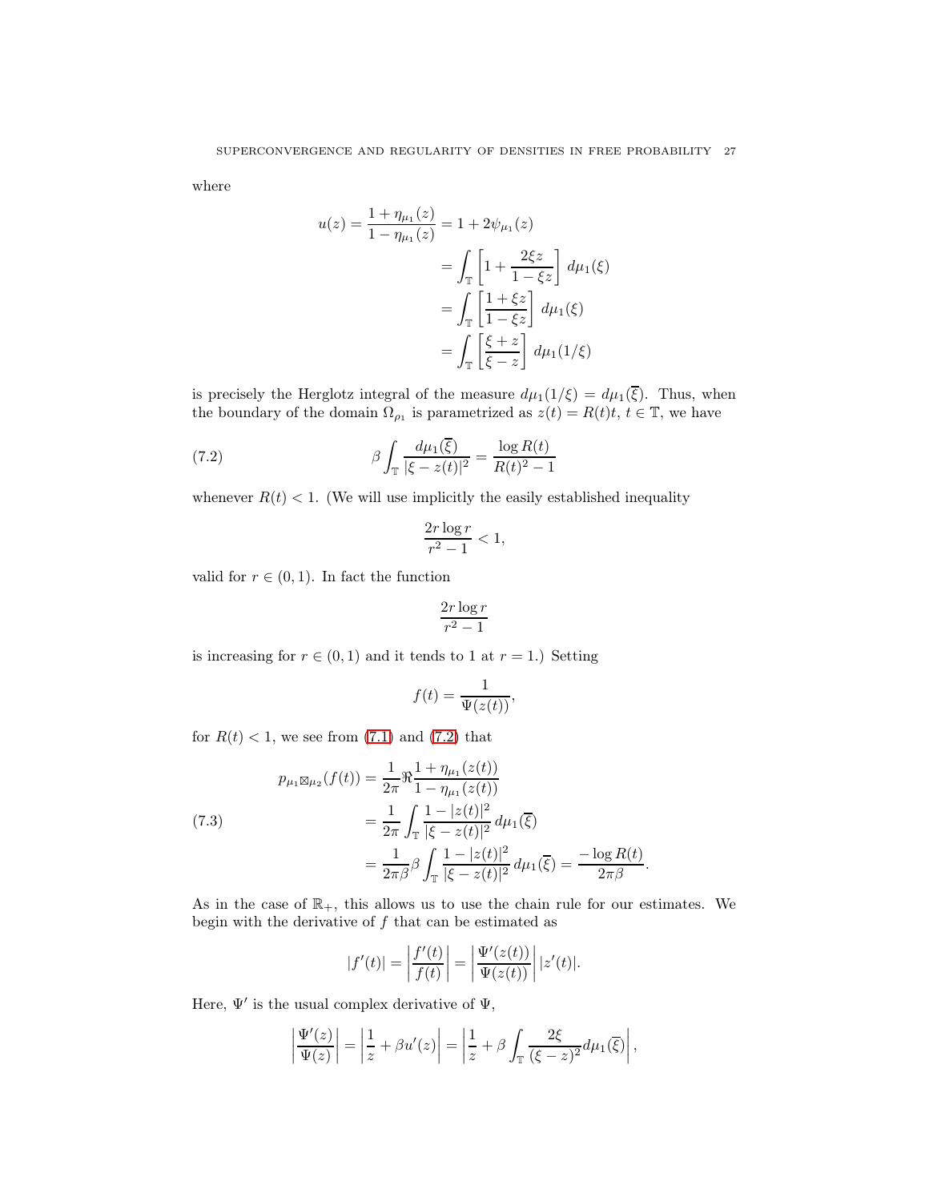where

$$u(z) = \frac{1+\eta_{\mu_1}(z)}{1-\eta_{\mu_1}(z)} = 1 + 2\psi_{\mu_1}(z)$$
$$= \int_{\mathbb{T}} \left[1 + \frac{2\xi z}{1-\xi z}\right] d\mu_1(\xi)$$
$$= \int_{\mathbb{T}} \left[\frac{1+\xi z}{1-\xi z}\right] d\mu_1(\xi)$$
$$= \int_{\mathbb{T}} \left[\frac{\xi + z}{\xi - z}\right] d\mu_1(1/\xi)$$

is precisely the Herglotz integral of the measure $d\mu_1(1/\xi) = d\mu_1(\overline{\xi})$. Thus, when the boundary of the domain $\Omega_{\rho_1}$ is parametrized as $z(t) = R(t)t$, $t \in \mathbb{T}$, we have

$$\beta \int_{\mathbb{T}} \frac{d\mu_1(\overline{\xi})}{|\xi - z(t)|^2} = \frac{\log R(t)}{R(t)^2 - 1} \tag{7.2}$$

whenever $R(t) < 1$. (We will use implicitly the easily established inequality

$$\frac{2r \log r}{r^2 - 1} < 1,$$

valid for $r \in (0,1)$. In fact the function

$$\frac{2r \log r}{r^2 - 1}$$

is increasing for $r \in (0,1)$ and it tends to 1 at $r = 1$.) Setting

$$f(t) = \frac{1}{\Psi(z(t))},$$

for $R(t) < 1$, we see from (7.1) and (7.2) that

$$\begin{aligned} p_{\mu_1 \boxtimes \mu_2}(f(t)) &= \frac{1}{2\pi} \Re \frac{1+\eta_{\mu_1}(z(t))}{1-\eta_{\mu_1}(z(t))} \\ &= \frac{1}{2\pi} \int_{\mathbb{T}} \frac{1-|z(t)|^2}{|\xi - z(t)|^2} \, d\mu_1(\overline{\xi}) \\ &= \frac{1}{2\pi\beta} \beta \int_{\mathbb{T}} \frac{1-|z(t)|^2}{|\xi - z(t)|^2} \, d\mu_1(\overline{\xi}) = \frac{-\log R(t)}{2\pi\beta}. \end{aligned} \tag{7.3}$$

As in the case of $\mathbb{R}_+$, this allows us to use the chain rule for our estimates. We begin with the derivative of $f$ that can be estimated as

$$|f'(t)| = \left|\frac{f'(t)}{f(t)}\right| = \left|\frac{\Psi'(z(t))}{\Psi(z(t))}\right| |z'(t)|.$$

Here, $\Psi'$ is the usual complex derivative of $\Psi$,

$$\left|\frac{\Psi'(z)}{\Psi(z)}\right| = \left|\frac{1}{z} + \beta u'(z)\right| = \left|\frac{1}{z} + \beta \int_{\mathbb{T}} \frac{2\xi}{(\xi - z)^2} d\mu_1(\overline{\xi})\right|,$$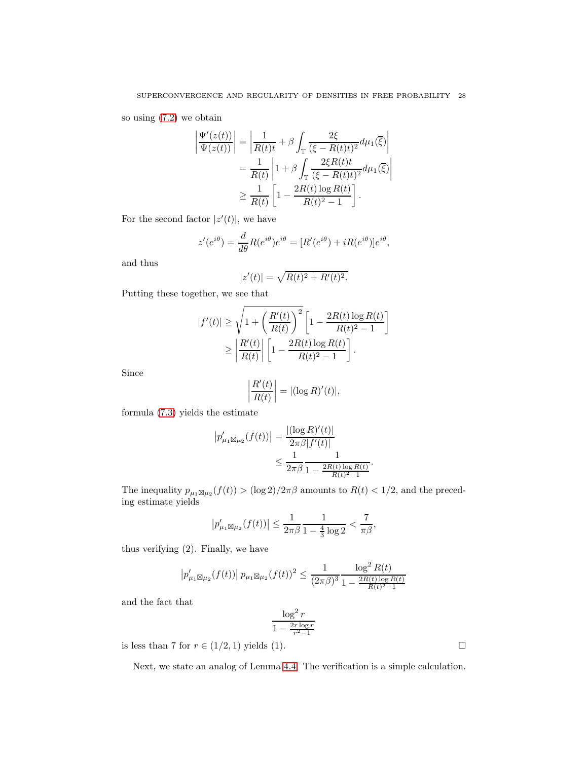so using (7.2) we obtain

$$\begin{aligned}
\left|\frac{\Psi'(z(t))}{\Psi(z(t))}\right| &= \left|\frac{1}{R(t)t} + \beta \int_{\mathbb{T}} \frac{2\xi}{(\xi - R(t)t)^2} d\mu_1(\overline{\xi})\right| \\
&= \frac{1}{R(t)} \left|1 + \beta \int_{\mathbb{T}} \frac{2\xi R(t)t}{(\xi - R(t)t)^2} d\mu_1(\overline{\xi})\right| \\
&\geq \frac{1}{R(t)} \left[1 - \frac{2R(t)\log R(t)}{R(t)^2 - 1}\right].
\end{aligned}$$

For the second factor $|z'(t)|$, we have

$$z'(e^{i\theta}) = \frac{d}{d\theta} R(e^{i\theta})e^{i\theta} = [R'(e^{i\theta}) + iR(e^{i\theta})]e^{i\theta},$$

and thus

$$|z'(t)| = \sqrt{R(t)^2 + R'(t)^2}.$$

Putting these together, we see that

$$\begin{aligned}
|f'(t)| &\geq \sqrt{1 + \left(\frac{R'(t)}{R(t)}\right)^2} \left[1 - \frac{2R(t)\log R(t)}{R(t)^2 - 1}\right] \\
&\geq \left|\frac{R'(t)}{R(t)}\right| \left[1 - \frac{2R(t)\log R(t)}{R(t)^2 - 1}\right].
\end{aligned}$$

Since

$$\left|\frac{R'(t)}{R(t)}\right| = |(\log R)'(t)|,$$

formula (7.3) yields the estimate

$$\begin{aligned}
\left|p'_{\mu_1 \boxtimes \mu_2}(f(t))\right| &= \frac{|(\log R)'(t)|}{2\pi\beta |f'(t)|} \\
&\leq \frac{1}{2\pi\beta} \frac{1}{1 - \frac{2R(t)\log R(t)}{R(t)^2 - 1}}.
\end{aligned}$$

The inequality $p_{\mu_1 \boxtimes \mu_2}(f(t)) > (\log 2)/2\pi\beta$ amounts to $R(t) < 1/2$, and the preceding estimate yields

$$\left|p'_{\mu_1 \boxtimes \mu_2}(f(t))\right| \leq \frac{1}{2\pi\beta} \frac{1}{1 - \frac{4}{3}\log 2} < \frac{7}{\pi\beta},$$

thus verifying (2). Finally, we have

$$\left|p'_{\mu_1 \boxtimes \mu_2}(f(t))\right| p_{\mu_1 \boxtimes \mu_2}(f(t))^2 \leq \frac{1}{(2\pi\beta)^3} \frac{\log^2 R(t)}{1 - \frac{2R(t)\log R(t)}{R(t)^2 - 1}}$$

and the fact that

$$\frac{\log^2 r}{1 - \frac{2r\log r}{r^2 - 1}}$$

is less than 7 for $r \in (1/2, 1)$ yields (1). $\square$

Next, we state an analog of Lemma 4.4. The verification is a simple calculation.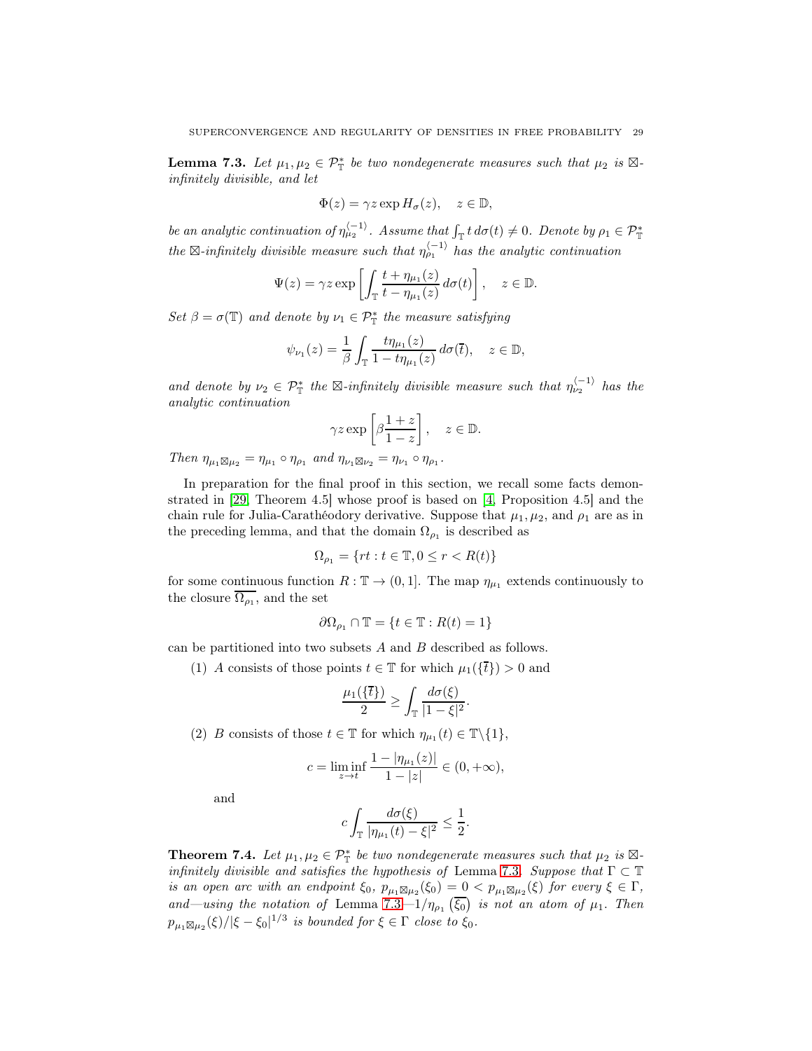**Lemma 7.3.** *Let $\mu_1, \mu_2 \in \mathcal{P}_{\mathbb{T}}^*$ be two nondegenerate measures such that $\mu_2$ is $\boxtimes$-infinitely divisible, and let*

$$\Phi(z) = \gamma z \exp H_\sigma(z), \quad z \in \mathbb{D},$$

*be an analytic continuation of $\eta_{\mu_2}^{\langle -1 \rangle}$. Assume that $\int_{\mathbb{T}} t \, d\sigma(t) \neq 0$. Denote by $\rho_1 \in \mathcal{P}_{\mathbb{T}}^*$ the $\boxtimes$-infinitely divisible measure such that $\eta_{\rho_1}^{\langle -1 \rangle}$ has the analytic continuation*

$$\Psi(z) = \gamma z \exp \left[ \int_{\mathbb{T}} \frac{t + \eta_{\mu_1}(z)}{t - \eta_{\mu_1}(z)} \, d\sigma(t) \right], \quad z \in \mathbb{D}.$$

*Set $\beta = \sigma(\mathbb{T})$ and denote by $\nu_1 \in \mathcal{P}_{\mathbb{T}}^*$ the measure satisfying*

$$\psi_{\nu_1}(z) = \frac{1}{\beta} \int_{\mathbb{T}} \frac{t\eta_{\mu_1}(z)}{1 - t\eta_{\mu_1}(z)} \, d\sigma(\overline{t}), \quad z \in \mathbb{D},$$

*and denote by $\nu_2 \in \mathcal{P}_{\mathbb{T}}^*$ the $\boxtimes$-infinitely divisible measure such that $\eta_{\nu_2}^{\langle -1 \rangle}$ has the analytic continuation*

$$\gamma z \exp \left[ \beta \frac{1+z}{1-z} \right], \quad z \in \mathbb{D}.$$

*Then $\eta_{\mu_1 \boxtimes \mu_2} = \eta_{\mu_1} \circ \eta_{\rho_1}$ and $\eta_{\nu_1 \boxtimes \nu_2} = \eta_{\nu_1} \circ \eta_{\rho_1}$.*

In preparation for the final proof in this section, we recall some facts demonstrated in [29, Theorem 4.5] whose proof is based on [4, Proposition 4.5] and the chain rule for Julia-Carathéodory derivative. Suppose that $\mu_1, \mu_2$, and $\rho_1$ are as in the preceding lemma, and that the domain $\Omega_{\rho_1}$ is described as

$$\Omega_{\rho_1} = \{rt : t \in \mathbb{T}, 0 \leq r < R(t)\}$$

for some continuous function $R : \mathbb{T} \to (0, 1]$. The map $\eta_{\mu_1}$ extends continuously to the closure $\overline{\Omega_{\rho_1}}$, and the set

$$\partial\Omega_{\rho_1} \cap \mathbb{T} = \{t \in \mathbb{T} : R(t) = 1\}$$

can be partitioned into two subsets $A$ and $B$ described as follows.

(1) $A$ consists of those points $t \in \mathbb{T}$ for which $\mu_1(\{\overline{t}\}) > 0$ and

$$\frac{\mu_1(\{\overline{t}\})}{2} \geq \int_{\mathbb{T}} \frac{d\sigma(\xi)}{|1 - \xi|^2}.$$

(2) $B$ consists of those $t \in \mathbb{T}$ for which $\eta_{\mu_1}(t) \in \mathbb{T} \backslash \{1\}$,

$$c = \liminf_{z \to t} \frac{1 - |\eta_{\mu_1}(z)|}{1 - |z|} \in (0, +\infty),$$

and

$$c \int_{\mathbb{T}} \frac{d\sigma(\xi)}{|\eta_{\mu_1}(t) - \xi|^2} \leq \frac{1}{2}.$$

**Theorem 7.4.** *Let $\mu_1, \mu_2 \in \mathcal{P}_{\mathbb{T}}^*$ be two nondegenerate measures such that $\mu_2$ is $\boxtimes$-infinitely divisible and satisfies the hypothesis of* Lemma 7.3*. Suppose that $\Gamma \subset \mathbb{T}$ is an open arc with an endpoint $\xi_0$, $p_{\mu_1 \boxtimes \mu_2}(\xi_0) = 0 < p_{\mu_1 \boxtimes \mu_2}(\xi)$ for every $\xi \in \Gamma$, and—using the notation of* Lemma 7.3*—$1/\eta_{\rho_1}(\overline{\xi_0})$ is not an atom of $\mu_1$. Then $p_{\mu_1 \boxtimes \mu_2}(\xi)/|\xi - \xi_0|^{1/3}$ is bounded for $\xi \in \Gamma$ close to $\xi_0$.*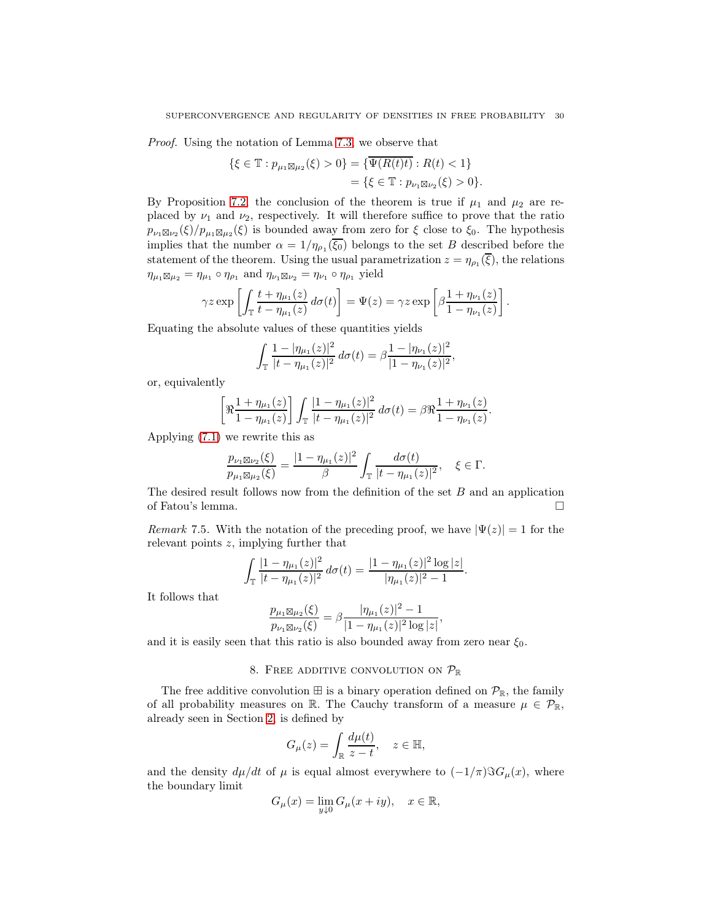*Proof.* Using the notation of Lemma 7.3, we observe that

$$\{\xi \in \mathbb{T} : p_{\mu_1 \boxtimes \mu_2}(\xi) > 0\} = \{\overline{\Psi(R(t)t)} : R(t) < 1\}$$
$$= \{\xi \in \mathbb{T} : p_{\nu_1 \boxtimes \nu_2}(\xi) > 0\}.$$

By Proposition 7.2, the conclusion of the theorem is true if $\mu_1$ and $\mu_2$ are replaced by $\nu_1$ and $\nu_2$, respectively. It will therefore suffice to prove that the ratio $p_{\nu_1 \boxtimes \nu_2}(\xi)/p_{\mu_1 \boxtimes \mu_2}(\xi)$ is bounded away from zero for $\xi$ close to $\xi_0$. The hypothesis implies that the number $\alpha = 1/\eta_{\rho_1}(\overline{\xi_0})$ belongs to the set $B$ described before the statement of the theorem. Using the usual parametrization $z = \eta_{\rho_1}(\overline{\xi})$, the relations $\eta_{\mu_1 \boxtimes \mu_2} = \eta_{\mu_1} \circ \eta_{\rho_1}$ and $\eta_{\nu_1 \boxtimes \nu_2} = \eta_{\nu_1} \circ \eta_{\rho_1}$ yield

$$\gamma z \exp\left[\int_{\mathbb{T}} \frac{t + \eta_{\mu_1}(z)}{t - \eta_{\mu_1}(z)}\, d\sigma(t)\right] = \Psi(z) = \gamma z \exp\left[\beta \frac{1 + \eta_{\nu_1}(z)}{1 - \eta_{\nu_1}(z)}\right].$$

Equating the absolute values of these quantities yields

$$\int_{\mathbb{T}} \frac{1 - |\eta_{\mu_1}(z)|^2}{|t - \eta_{\mu_1}(z)|^2}\, d\sigma(t) = \beta \frac{1 - |\eta_{\nu_1}(z)|^2}{|1 - \eta_{\nu_1}(z)|^2},$$

or, equivalently

$$\left[\Re \frac{1 + \eta_{\mu_1}(z)}{1 - \eta_{\mu_1}(z)}\right] \int_{\mathbb{T}} \frac{|1 - \eta_{\mu_1}(z)|^2}{|t - \eta_{\mu_1}(z)|^2}\, d\sigma(t) = \beta \Re \frac{1 + \eta_{\nu_1}(z)}{1 - \eta_{\nu_1}(z)}.$$

Applying (7.1) we rewrite this as

$$\frac{p_{\nu_1 \boxtimes \nu_2}(\xi)}{p_{\mu_1 \boxtimes \mu_2}(\xi)} = \frac{|1 - \eta_{\mu_1}(z)|^2}{\beta} \int_{\mathbb{T}} \frac{d\sigma(t)}{|t - \eta_{\mu_1}(z)|^2}, \quad \xi \in \Gamma.$$

The desired result follows now from the definition of the set $B$ and an application of Fatou's lemma. $\square$

*Remark* 7.5. With the notation of the preceding proof, we have $|\Psi(z)| = 1$ for the relevant points $z$, implying further that

$$\int_{\mathbb{T}} \frac{|1 - \eta_{\mu_1}(z)|^2}{|t - \eta_{\mu_1}(z)|^2}\, d\sigma(t) = \frac{|1 - \eta_{\mu_1}(z)|^2 \log|z|}{|\eta_{\mu_1}(z)|^2 - 1}.$$

It follows that

$$\frac{p_{\mu_1 \boxtimes \mu_2}(\xi)}{p_{\nu_1 \boxtimes \nu_2}(\xi)} = \beta \frac{|\eta_{\mu_1}(z)|^2 - 1}{|1 - \eta_{\mu_1}(z)|^2 \log|z|},$$

and it is easily seen that this ratio is also bounded away from zero near $\xi_0$.

## 8. Free additive convolution on $\mathcal{P}_{\mathbb{R}}$

The free additive convolution $\boxplus$ is a binary operation defined on $\mathcal{P}_{\mathbb{R}}$, the family of all probability measures on $\mathbb{R}$. The Cauchy transform of a measure $\mu \in \mathcal{P}_{\mathbb{R}}$, already seen in Section 2, is defined by

$$G_\mu(z) = \int_{\mathbb{R}} \frac{d\mu(t)}{z - t}, \quad z \in \mathbb{H},$$

and the density $d\mu/dt$ of $\mu$ is equal almost everywhere to $(-1/\pi)\Im G_\mu(x)$, where the boundary limit

$$G_\mu(x) = \lim_{y \downarrow 0} G_\mu(x + iy), \quad x \in \mathbb{R},$$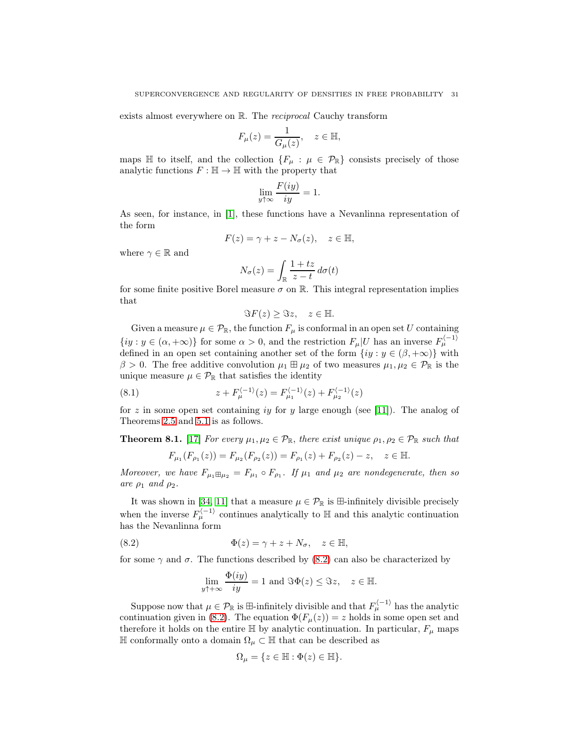exists almost everywhere on $\mathbb{R}$. The *reciprocal* Cauchy transform

$$F_\mu(z) = \frac{1}{G_\mu(z)}, \quad z \in \mathbb{H},$$

maps $\mathbb{H}$ to itself, and the collection $\{F_\mu : \mu \in \mathcal{P}_\mathbb{R}\}$ consists precisely of those analytic functions $F : \mathbb{H} \to \mathbb{H}$ with the property that

$$\lim_{y\uparrow\infty} \frac{F(iy)}{iy} = 1.$$

As seen, for instance, in [1], these functions have a Nevanlinna representation of the form

$$F(z) = \gamma + z - N_\sigma(z), \quad z \in \mathbb{H},$$

where $\gamma \in \mathbb{R}$ and

$$N_\sigma(z) = \int_\mathbb{R} \frac{1+tz}{z-t}\, d\sigma(t)$$

for some finite positive Borel measure $\sigma$ on $\mathbb{R}$. This integral representation implies that

$$\Im F(z) \geq \Im z, \quad z \in \mathbb{H}.$$

Given a measure $\mu \in \mathcal{P}_\mathbb{R}$, the function $F_\mu$ is conformal in an open set $U$ containing $\{iy : y \in (\alpha, +\infty)\}$ for some $\alpha > 0$, and the restriction $F_\mu | U$ has an inverse $F_\mu^{\langle -1\rangle}$ defined in an open set containing another set of the form $\{iy : y \in (\beta, +\infty)\}$ with $\beta > 0$. The free additive convolution $\mu_1 \boxplus \mu_2$ of two measures $\mu_1, \mu_2 \in \mathcal{P}_\mathbb{R}$ is the unique measure $\mu \in \mathcal{P}_\mathbb{R}$ that satisfies the identity

$$z + F_\mu^{\langle -1\rangle}(z) = F_{\mu_1}^{\langle -1\rangle}(z) + F_{\mu_2}^{\langle -1\rangle}(z) \tag{8.1}$$

for $z$ in some open set containing $iy$ for $y$ large enough (see [11]). The analog of Theorems 2.5 and 5.1 is as follows.

**Theorem 8.1.** [17] *For every $\mu_1, \mu_2 \in \mathcal{P}_\mathbb{R}$, there exist unique $\rho_1, \rho_2 \in \mathcal{P}_\mathbb{R}$ such that*

$$F_{\mu_1}(F_{\rho_1}(z)) = F_{\mu_2}(F_{\rho_2}(z)) = F_{\rho_1}(z) + F_{\rho_2}(z) - z, \quad z \in \mathbb{H}.$$

*Moreover, we have $F_{\mu_1 \boxplus \mu_2} = F_{\mu_1} \circ F_{\rho_1}$. If $\mu_1$ and $\mu_2$ are nondegenerate, then so are $\rho_1$ and $\rho_2$.*

It was shown in [34, 11] that a measure $\mu \in \mathcal{P}_\mathbb{R}$ is $\boxplus$-infinitely divisible precisely when the inverse $F_\mu^{\langle -1\rangle}$ continues analytically to $\mathbb{H}$ and this analytic continuation has the Nevanlinna form

$$\Phi(z) = \gamma + z + N_\sigma, \quad z \in \mathbb{H}, \tag{8.2}$$

for some $\gamma$ and $\sigma$. The functions described by (8.2) can also be characterized by

$$\lim_{y\uparrow+\infty} \frac{\Phi(iy)}{iy} = 1 \text{ and } \Im\Phi(z) \leq \Im z, \quad z \in \mathbb{H}.$$

Suppose now that $\mu \in \mathcal{P}_\mathbb{R}$ is $\boxplus$-infinitely divisible and that $F_\mu^{\langle -1\rangle}$ has the analytic continuation given in (8.2). The equation $\Phi(F_\mu(z)) = z$ holds in some open set and therefore it holds on the entire $\mathbb{H}$ by analytic continuation. In particular, $F_\mu$ maps $\mathbb{H}$ conformally onto a domain $\Omega_\mu \subset \mathbb{H}$ that can be described as

$$\Omega_\mu = \{z \in \mathbb{H} : \Phi(z) \in \mathbb{H}\}.$$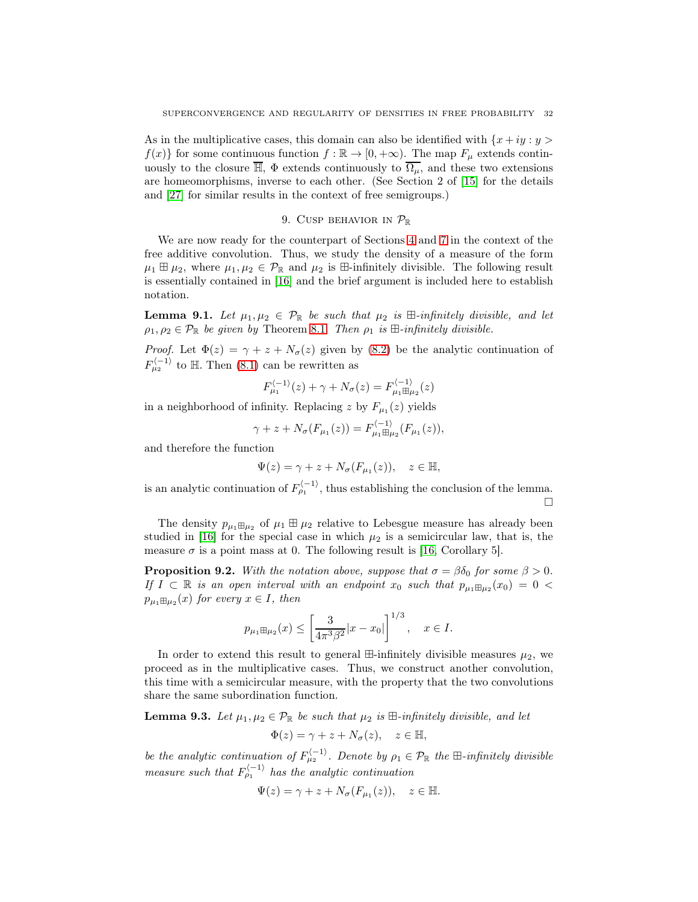As in the multiplicative cases, this domain can also be identified with $\{x+iy : y > f(x)\}$ for some continuous function $f : \mathbb{R} \to [0, +\infty)$. The map $F_\mu$ extends continuously to the closure $\overline{\mathbb{H}}$, $\Phi$ extends continuously to $\overline{\Omega_\mu}$, and these two extensions are homeomorphisms, inverse to each other. (See Section 2 of [15] for the details and [27] for similar results in the context of free semigroups.)

## 9. Cusp behavior in $\mathcal{P}_\mathbb{R}$

We are now ready for the counterpart of Sections 4 and 7 in the context of the free additive convolution. Thus, we study the density of a measure of the form $\mu_1 \boxplus \mu_2$, where $\mu_1, \mu_2 \in \mathcal{P}_\mathbb{R}$ and $\mu_2$ is $\boxplus$-infinitely divisible. The following result is essentially contained in [16] and the brief argument is included here to establish notation.

**Lemma 9.1.** *Let $\mu_1, \mu_2 \in \mathcal{P}_\mathbb{R}$ be such that $\mu_2$ is $\boxplus$-infinitely divisible, and let $\rho_1, \rho_2 \in \mathcal{P}_\mathbb{R}$ be given by* Theorem 8.1. *Then $\rho_1$ is $\boxplus$-infinitely divisible.*

*Proof.* Let $\Phi(z) = \gamma + z + N_\sigma(z)$ given by (8.2) be the analytic continuation of $F_{\mu_2}^{\langle -1 \rangle}$ to $\mathbb{H}$. Then (8.1) can be rewritten as

$$F_{\mu_1}^{\langle -1 \rangle}(z) + \gamma + N_\sigma(z) = F_{\mu_1 \boxplus \mu_2}^{\langle -1 \rangle}(z)$$

in a neighborhood of infinity. Replacing $z$ by $F_{\mu_1}(z)$ yields

$$\gamma + z + N_\sigma(F_{\mu_1}(z)) = F_{\mu_1 \boxplus \mu_2}^{\langle -1 \rangle}(F_{\mu_1}(z)),$$

and therefore the function

$$\Psi(z) = \gamma + z + N_\sigma(F_{\mu_1}(z)), \quad z \in \mathbb{H},$$

is an analytic continuation of $F_{\rho_1}^{\langle -1 \rangle}$, thus establishing the conclusion of the lemma. $\square$

The density $p_{\mu_1 \boxplus \mu_2}$ of $\mu_1 \boxplus \mu_2$ relative to Lebesgue measure has already been studied in [16] for the special case in which $\mu_2$ is a semicircular law, that is, the measure $\sigma$ is a point mass at 0. The following result is [16, Corollary 5].

**Proposition 9.2.** *With the notation above, suppose that $\sigma = \beta \delta_0$ for some $\beta > 0$. If $I \subset \mathbb{R}$ is an open interval with an endpoint $x_0$ such that $p_{\mu_1 \boxplus \mu_2}(x_0) = 0 < p_{\mu_1 \boxplus \mu_2}(x)$ for every $x \in I$, then*

$$p_{\mu_1 \boxplus \mu_2}(x) \leq \left[ \frac{3}{4\pi^3 \beta^2} |x - x_0| \right]^{1/3}, \quad x \in I.$$

In order to extend this result to general $\boxplus$-infinitely divisible measures $\mu_2$, we proceed as in the multiplicative cases. Thus, we construct another convolution, this time with a semicircular measure, with the property that the two convolutions share the same subordination function.

**Lemma 9.3.** *Let $\mu_1, \mu_2 \in \mathcal{P}_\mathbb{R}$ be such that $\mu_2$ is $\boxplus$-infinitely divisible, and let*

$$\Phi(z) = \gamma + z + N_\sigma(z), \quad z \in \mathbb{H},$$

*be the analytic continuation of $F_{\mu_2}^{\langle -1 \rangle}$. Denote by $\rho_1 \in \mathcal{P}_\mathbb{R}$ the $\boxplus$-infinitely divisible measure such that $F_{\rho_1}^{\langle -1 \rangle}$ has the analytic continuation*

$$\Psi(z) = \gamma + z + N_\sigma(F_{\mu_1}(z)), \quad z \in \mathbb{H}.$$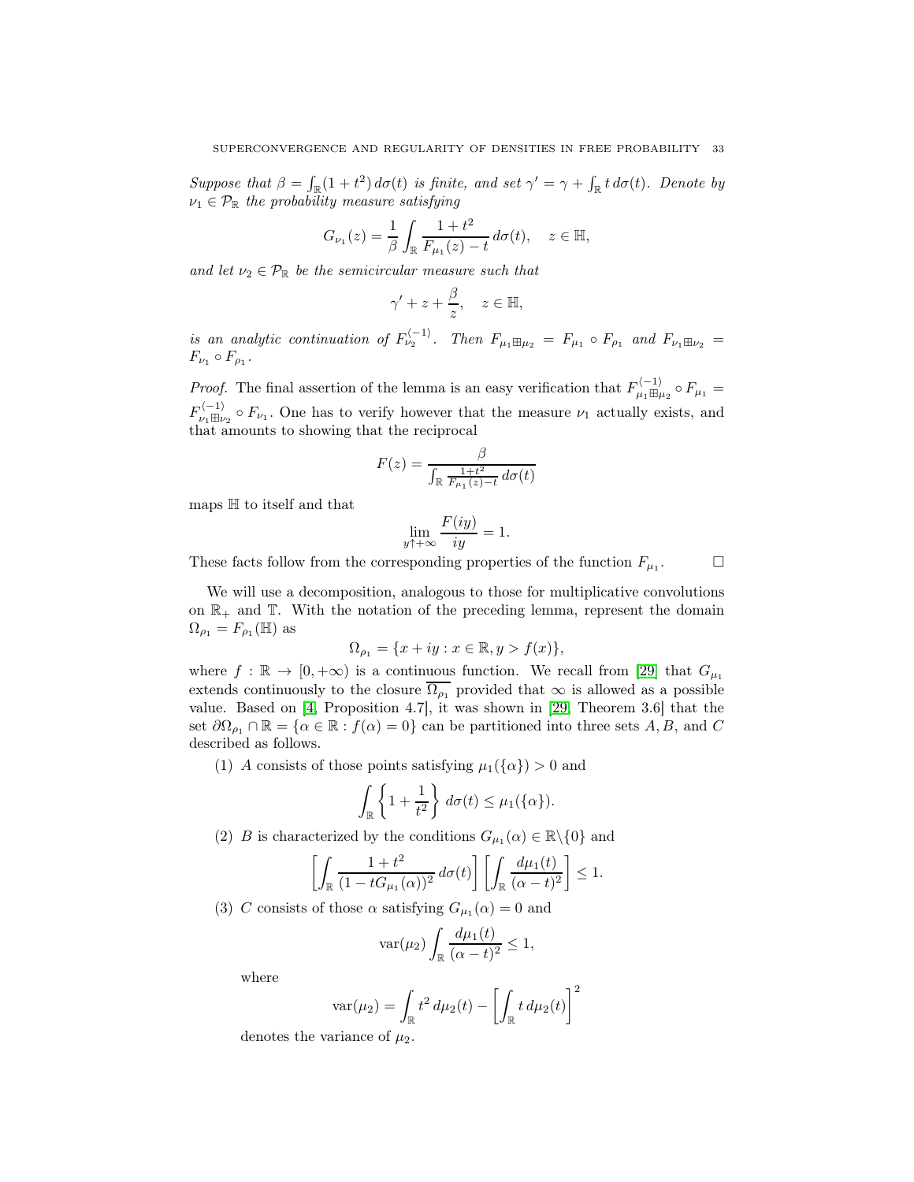*Suppose that $\beta = \int_{\mathbb{R}} (1+t^2)\, d\sigma(t)$ is finite, and set $\gamma' = \gamma + \int_{\mathbb{R}} t\, d\sigma(t)$. Denote by $\nu_1 \in \mathcal{P}_{\mathbb{R}}$ the probability measure satisfying*

$$G_{\nu_1}(z) = \frac{1}{\beta} \int_{\mathbb{R}} \frac{1+t^2}{F_{\mu_1}(z) - t}\, d\sigma(t), \quad z \in \mathbb{H},$$

*and let $\nu_2 \in \mathcal{P}_{\mathbb{R}}$ be the semicircular measure such that*

$$\gamma' + z + \frac{\beta}{z}, \quad z \in \mathbb{H},$$

*is an analytic continuation of $F_{\nu_2}^{\langle -1 \rangle}$. Then $F_{\mu_1 \boxplus \mu_2} = F_{\mu_1} \circ F_{\rho_1}$ and $F_{\nu_1 \boxplus \nu_2} = F_{\nu_1} \circ F_{\rho_1}$.*

*Proof.* The final assertion of the lemma is an easy verification that $F_{\mu_1 \boxplus \mu_2}^{\langle -1 \rangle} \circ F_{\mu_1} = F_{\nu_1 \boxplus \nu_2}^{\langle -1 \rangle} \circ F_{\nu_1}$. One has to verify however that the measure $\nu_1$ actually exists, and that amounts to showing that the reciprocal

$$F(z) = \frac{\beta}{\int_{\mathbb{R}} \frac{1+t^2}{F_{\mu_1}(z) - t}\, d\sigma(t)}$$

maps $\mathbb{H}$ to itself and that

$$\lim_{y \uparrow +\infty} \frac{F(iy)}{iy} = 1.$$

These facts follow from the corresponding properties of the function $F_{\mu_1}$. $\square$

We will use a decomposition, analogous to those for multiplicative convolutions on $\mathbb{R}_+$ and $\mathbb{T}$. With the notation of the preceding lemma, represent the domain $\Omega_{\rho_1} = F_{\rho_1}(\mathbb{H})$ as

$$\Omega_{\rho_1} = \{x + iy : x \in \mathbb{R}, y > f(x)\},$$

where $f : \mathbb{R} \to [0, +\infty)$ is a continuous function. We recall from [29] that $G_{\mu_1}$ extends continuously to the closure $\overline{\Omega_{\rho_1}}$ provided that $\infty$ is allowed as a possible value. Based on [4, Proposition 4.7], it was shown in [29, Theorem 3.6] that the set $\partial\Omega_{\rho_1} \cap \mathbb{R} = \{\alpha \in \mathbb{R} : f(\alpha) = 0\}$ can be partitioned into three sets $A, B$, and $C$ described as follows.

(1) $A$ consists of those points satisfying $\mu_1(\{\alpha\}) > 0$ and

$$\int_{\mathbb{R}} \left\{1 + \frac{1}{t^2}\right\} d\sigma(t) \leq \mu_1(\{\alpha\}).$$

(2) $B$ is characterized by the conditions $G_{\mu_1}(\alpha) \in \mathbb{R}\backslash\{0\}$ and

$$\left[\int_{\mathbb{R}} \frac{1+t^2}{(1 - tG_{\mu_1}(\alpha))^2}\, d\sigma(t)\right] \left[\int_{\mathbb{R}} \frac{d\mu_1(t)}{(\alpha - t)^2}\right] \leq 1.$$

(3) $C$ consists of those $\alpha$ satisfying $G_{\mu_1}(\alpha) = 0$ and

$$\operatorname{var}(\mu_2) \int_{\mathbb{R}} \frac{d\mu_1(t)}{(\alpha - t)^2} \leq 1,$$

where

$$\operatorname{var}(\mu_2) = \int_{\mathbb{R}} t^2\, d\mu_2(t) - \left[\int_{\mathbb{R}} t\, d\mu_2(t)\right]^2$$

denotes the variance of $\mu_2$.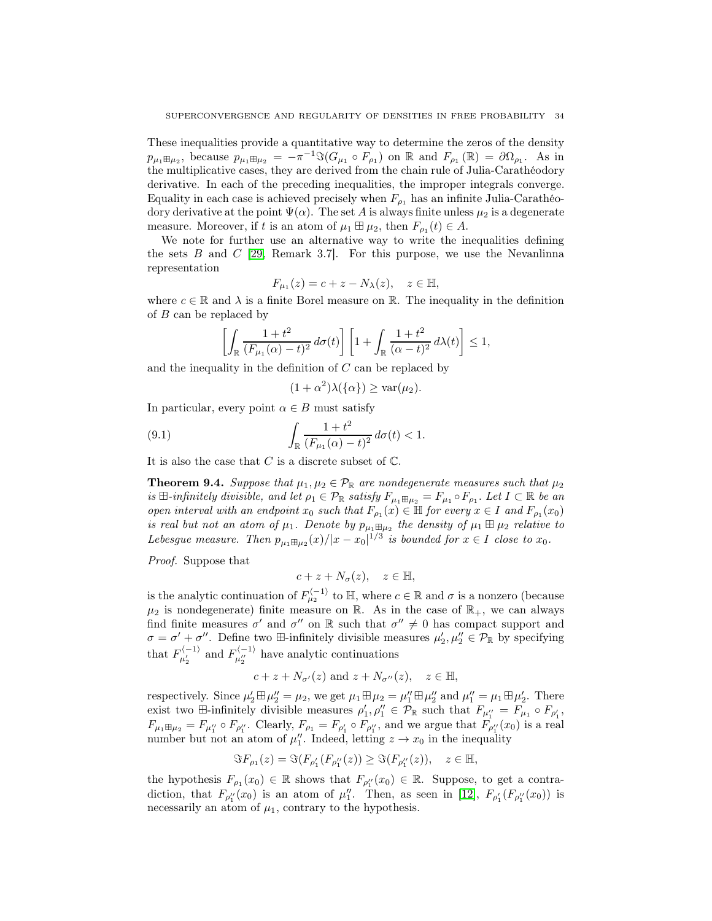These inequalities provide a quantitative way to determine the zeros of the density $p_{\mu_1 \boxplus \mu_2}$, because $p_{\mu_1 \boxplus \mu_2} = -\pi^{-1}\Im(G_{\mu_1} \circ F_{\rho_1})$ on $\mathbb{R}$ and $F_{\rho_1}(\mathbb{R}) = \partial\Omega_{\rho_1}$. As in the multiplicative cases, they are derived from the chain rule of Julia-Carathéodory derivative. In each of the preceding inequalities, the improper integrals converge. Equality in each case is achieved precisely when $F_{\rho_1}$ has an infinite Julia-Carathéodory derivative at the point $\Psi(\alpha)$. The set $A$ is always finite unless $\mu_2$ is a degenerate measure. Moreover, if $t$ is an atom of $\mu_1 \boxplus \mu_2$, then $F_{\rho_1}(t) \in A$.

We note for further use an alternative way to write the inequalities defining the sets $B$ and $C$ [29, Remark 3.7]. For this purpose, we use the Nevanlinna representation

$$F_{\mu_1}(z) = c + z - N_\lambda(z), \quad z \in \mathbb{H},$$

where $c \in \mathbb{R}$ and $\lambda$ is a finite Borel measure on $\mathbb{R}$. The inequality in the definition of $B$ can be replaced by

$$\left[\int_{\mathbb{R}} \frac{1+t^2}{(F_{\mu_1}(\alpha)-t)^2}\,d\sigma(t)\right]\left[1+\int_{\mathbb{R}} \frac{1+t^2}{(\alpha-t)^2}\,d\lambda(t)\right] \leq 1,$$

and the inequality in the definition of $C$ can be replaced by

$$(1+\alpha^2)\lambda(\{\alpha\}) \geq \mathrm{var}(\mu_2).$$

In particular, every point $\alpha \in B$ must satisfy

$$\int_{\mathbb{R}} \frac{1+t^2}{(F_{\mu_1}(\alpha)-t)^2}\,d\sigma(t) < 1. \tag{9.1}$$

It is also the case that $C$ is a discrete subset of $\mathbb{C}$.

**Theorem 9.4.** *Suppose that $\mu_1, \mu_2 \in \mathcal{P}_{\mathbb{R}}$ are nondegenerate measures such that $\mu_2$ is $\boxplus$-infinitely divisible, and let $\rho_1 \in \mathcal{P}_{\mathbb{R}}$ satisfy $F_{\mu_1 \boxplus \mu_2} = F_{\mu_1} \circ F_{\rho_1}$. Let $I \subset \mathbb{R}$ be an open interval with an endpoint $x_0$ such that $F_{\rho_1}(x) \in \mathbb{H}$ for every $x \in I$ and $F_{\rho_1}(x_0)$ is real but not an atom of $\mu_1$. Denote by $p_{\mu_1 \boxplus \mu_2}$ the density of $\mu_1 \boxplus \mu_2$ relative to Lebesgue measure. Then $p_{\mu_1 \boxplus \mu_2}(x)/|x - x_0|^{1/3}$ is bounded for $x \in I$ close to $x_0$.*

*Proof.* Suppose that

$$c + z + N_\sigma(z), \quad z \in \mathbb{H},$$

is the analytic continuation of $F_{\mu_2}^{\langle -1 \rangle}$ to $\mathbb{H}$, where $c \in \mathbb{R}$ and $\sigma$ is a nonzero (because $\mu_2$ is nondegenerate) finite measure on $\mathbb{R}$. As in the case of $\mathbb{R}_+$, we can always find finite measures $\sigma'$ and $\sigma''$ on $\mathbb{R}$ such that $\sigma'' \neq 0$ has compact support and $\sigma = \sigma' + \sigma''$. Define two $\boxplus$-infinitely divisible measures $\mu_2', \mu_2'' \in \mathcal{P}_{\mathbb{R}}$ by specifying that $F_{\mu_2'}^{\langle -1 \rangle}$ and $F_{\mu_2''}^{\langle -1 \rangle}$ have analytic continuations

$$c + z + N_{\sigma'}(z) \text{ and } z + N_{\sigma''}(z), \quad z \in \mathbb{H},$$

respectively. Since $\mu_2' \boxplus \mu_2'' = \mu_2$, we get $\mu_1 \boxplus \mu_2 = \mu_1'' \boxplus \mu_2''$ and $\mu_1'' = \mu_1 \boxplus \mu_2'$. There exist two $\boxplus$-infinitely divisible measures $\rho_1', \rho_1'' \in \mathcal{P}_{\mathbb{R}}$ such that $F_{\mu_1''} = F_{\mu_1} \circ F_{\rho_1'}$, $F_{\mu_1 \boxplus \mu_2} = F_{\mu_1''} \circ F_{\rho_1''}$. Clearly, $F_{\rho_1} = F_{\rho_1'} \circ F_{\rho_1''}$, and we argue that $F_{\rho_1''}(x_0)$ is a real number but not an atom of $\mu_1''$. Indeed, letting $z \to x_0$ in the inequality

$$\Im F_{\rho_1}(z) = \Im(F_{\rho_1'}(F_{\rho_1''}(z)) \geq \Im(F_{\rho_1''}(z)), \quad z \in \mathbb{H},$$

the hypothesis $F_{\rho_1}(x_0) \in \mathbb{R}$ shows that $F_{\rho_1''}(x_0) \in \mathbb{R}$. Suppose, to get a contradiction, that $F_{\rho_1''}(x_0)$ is an atom of $\mu_1''$. Then, as seen in [12], $F_{\rho_1'}(F_{\rho_1''}(x_0))$ is necessarily an atom of $\mu_1$, contrary to the hypothesis.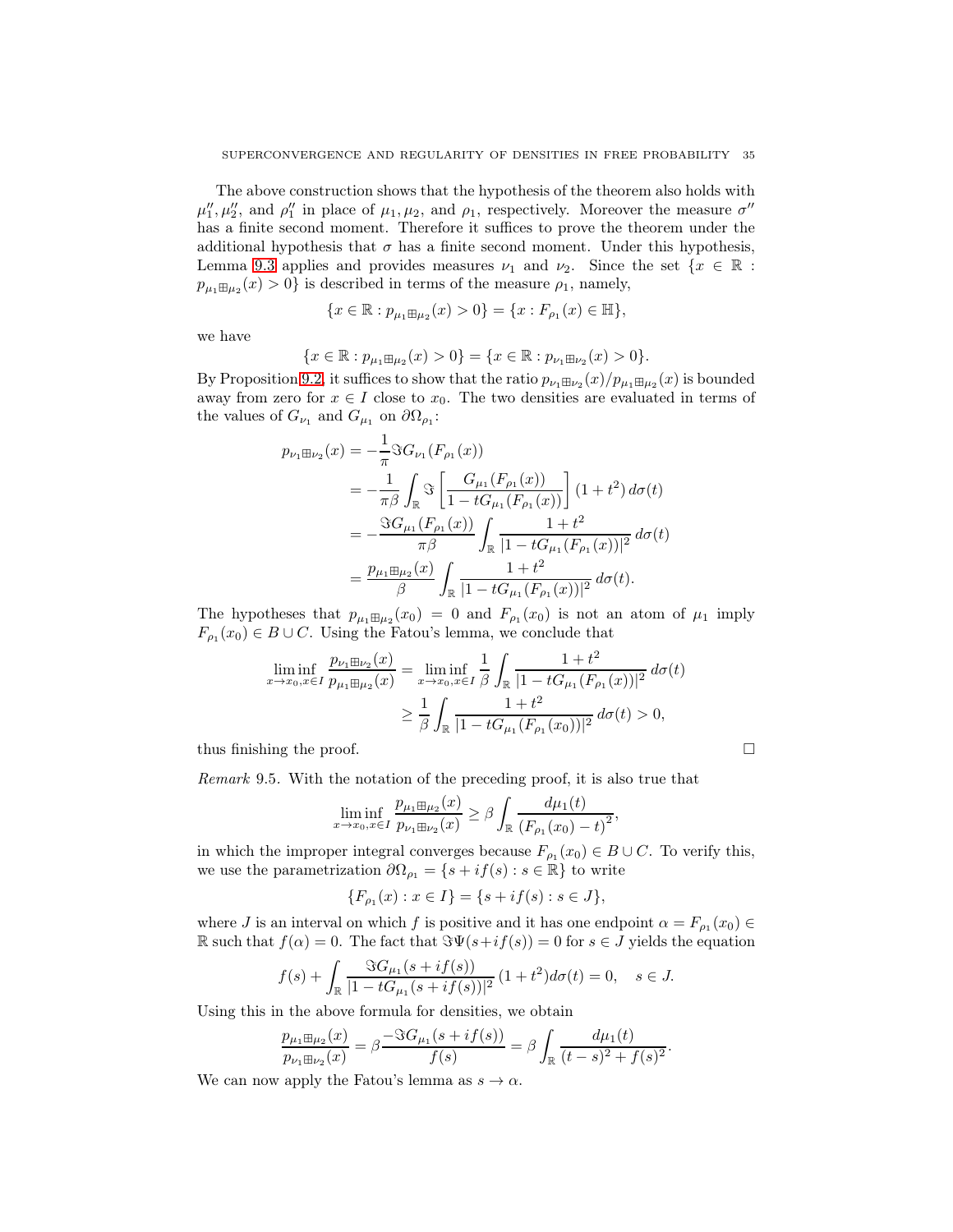The above construction shows that the hypothesis of the theorem also holds with $\mu_1'', \mu_2''$, and $\rho_1''$ in place of $\mu_1, \mu_2$, and $\rho_1$, respectively. Moreover the measure $\sigma''$ has a finite second moment. Therefore it suffices to prove the theorem under the additional hypothesis that $\sigma$ has a finite second moment. Under this hypothesis, Lemma 9.3 applies and provides measures $\nu_1$ and $\nu_2$. Since the set $\{x \in \mathbb{R} : p_{\mu_1 \boxplus \mu_2}(x) > 0\}$ is described in terms of the measure $\rho_1$, namely,

$$\{x \in \mathbb{R} : p_{\mu_1 \boxplus \mu_2}(x) > 0\} = \{x : F_{\rho_1}(x) \in \mathbb{H}\},$$

we have

$$\{x \in \mathbb{R} : p_{\mu_1 \boxplus \mu_2}(x) > 0\} = \{x \in \mathbb{R} : p_{\nu_1 \boxplus \nu_2}(x) > 0\}.$$

By Proposition 9.2, it suffices to show that the ratio $p_{\nu_1 \boxplus \nu_2}(x)/p_{\mu_1 \boxplus \mu_2}(x)$ is bounded away from zero for $x \in I$ close to $x_0$. The two densities are evaluated in terms of the values of $G_{\nu_1}$ and $G_{\mu_1}$ on $\partial \Omega_{\rho_1}$:

$$\begin{aligned}
p_{\nu_1 \boxplus \nu_2}(x) &= -\frac{1}{\pi} \Im G_{\nu_1}(F_{\rho_1}(x)) \\
&= -\frac{1}{\pi \beta} \int_{\mathbb{R}} \Im \left[ \frac{G_{\mu_1}(F_{\rho_1}(x))}{1 - t G_{\mu_1}(F_{\rho_1}(x))} \right] (1+t^2)\, d\sigma(t) \\
&= -\frac{\Im G_{\mu_1}(F_{\rho_1}(x))}{\pi \beta} \int_{\mathbb{R}} \frac{1+t^2}{|1 - t G_{\mu_1}(F_{\rho_1}(x))|^2}\, d\sigma(t) \\
&= \frac{p_{\mu_1 \boxplus \mu_2}(x)}{\beta} \int_{\mathbb{R}} \frac{1+t^2}{|1 - t G_{\mu_1}(F_{\rho_1}(x))|^2}\, d\sigma(t).
\end{aligned}$$

The hypotheses that $p_{\mu_1 \boxplus \mu_2}(x_0) = 0$ and $F_{\rho_1}(x_0)$ is not an atom of $\mu_1$ imply $F_{\rho_1}(x_0) \in B \cup C$. Using the Fatou's lemma, we conclude that

$$\begin{aligned}
\liminf_{x \to x_0, x \in I} \frac{p_{\nu_1 \boxplus \nu_2}(x)}{p_{\mu_1 \boxplus \mu_2}(x)} &= \liminf_{x \to x_0, x \in I} \frac{1}{\beta} \int_{\mathbb{R}} \frac{1+t^2}{|1 - t G_{\mu_1}(F_{\rho_1}(x))|^2}\, d\sigma(t) \\
&\geq \frac{1}{\beta} \int_{\mathbb{R}} \frac{1+t^2}{|1 - t G_{\mu_1}(F_{\rho_1}(x_0))|^2}\, d\sigma(t) > 0,
\end{aligned}$$

thus finishing the proof. ∎

*Remark* 9.5. With the notation of the preceding proof, it is also true that

$$\liminf_{x \to x_0, x \in I} \frac{p_{\mu_1 \boxplus \mu_2}(x)}{p_{\nu_1 \boxplus \nu_2}(x)} \geq \beta \int_{\mathbb{R}} \frac{d\mu_1(t)}{\left(F_{\rho_1}(x_0) - t\right)^2},$$

in which the improper integral converges because $F_{\rho_1}(x_0) \in B \cup C$. To verify this, we use the parametrization $\partial \Omega_{\rho_1} = \{s + i f(s) : s \in \mathbb{R}\}$ to write

$$\{F_{\rho_1}(x) : x \in I\} = \{s + i f(s) : s \in J\},$$

where $J$ is an interval on which $f$ is positive and it has one endpoint $\alpha = F_{\rho_1}(x_0) \in \mathbb{R}$ such that $f(\alpha) = 0$. The fact that $\Im \Psi(s + i f(s)) = 0$ for $s \in J$ yields the equation

$$f(s) + \int_{\mathbb{R}} \frac{\Im G_{\mu_1}(s + i f(s))}{|1 - t G_{\mu_1}(s + i f(s))|^2} (1+t^2) d\sigma(t) = 0, \quad s \in J.$$

Using this in the above formula for densities, we obtain

$$\frac{p_{\mu_1 \boxplus \mu_2}(x)}{p_{\nu_1 \boxplus \nu_2}(x)} = \beta \frac{-\Im G_{\mu_1}(s + i f(s))}{f(s)} = \beta \int_{\mathbb{R}} \frac{d\mu_1(t)}{(t-s)^2 + f(s)^2}.$$

We can now apply the Fatou's lemma as $s \to \alpha$.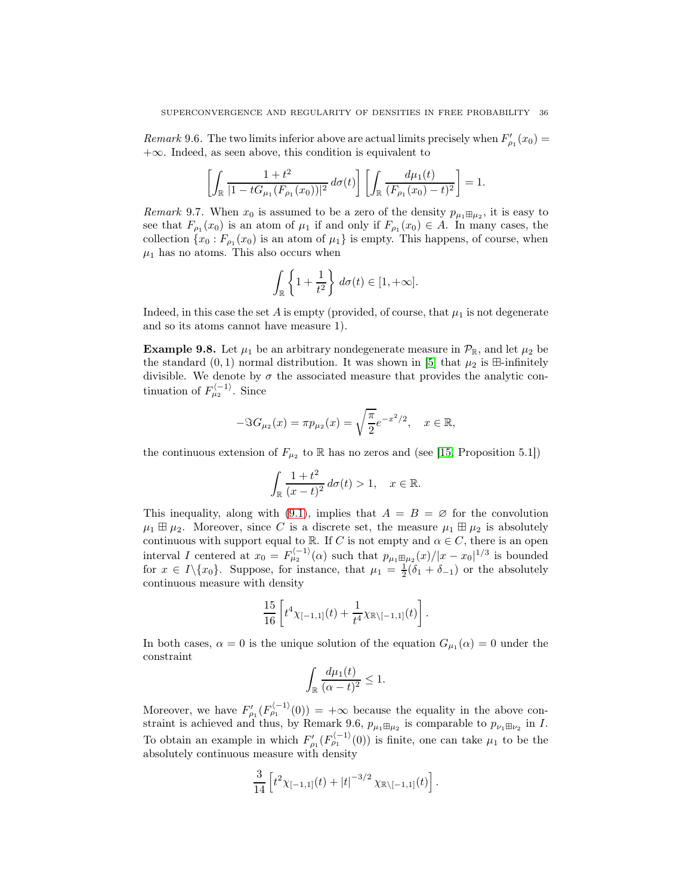*Remark* 9.6. The two limits inferior above are actual limits precisely when $F'_{\rho_1}(x_0) = +\infty$. Indeed, as seen above, this condition is equivalent to

$$\left[\int_{\mathbb{R}} \frac{1+t^2}{|1-tG_{\mu_1}(F_{\rho_1}(x_0))|^2}\,d\sigma(t)\right]\left[\int_{\mathbb{R}} \frac{d\mu_1(t)}{(F_{\rho_1}(x_0)-t)^2}\right] = 1.$$

*Remark* 9.7. When $x_0$ is assumed to be a zero of the density $p_{\mu_1 \boxplus \mu_2}$, it is easy to see that $F_{\rho_1}(x_0)$ is an atom of $\mu_1$ if and only if $F_{\rho_1}(x_0) \in A$. In many cases, the collection $\{x_0 : F_{\rho_1}(x_0)$ is an atom of $\mu_1\}$ is empty. This happens, of course, when $\mu_1$ has no atoms. This also occurs when

$$\int_{\mathbb{R}} \left\{1 + \frac{1}{t^2}\right\} d\sigma(t) \in [1, +\infty].$$

Indeed, in this case the set $A$ is empty (provided, of course, that $\mu_1$ is not degenerate and so its atoms cannot have measure 1).

**Example 9.8.** Let $\mu_1$ be an arbitrary nondegenerate measure in $\mathcal{P}_{\mathbb{R}}$, and let $\mu_2$ be the standard $(0,1)$ normal distribution. It was shown in [5] that $\mu_2$ is $\boxplus$-infinitely divisible. We denote by $\sigma$ the associated measure that provides the analytic continuation of $F_{\mu_2}^{\langle -1\rangle}$. Since

$$-\Im G_{\mu_2}(x) = \pi p_{\mu_2}(x) = \sqrt{\frac{\pi}{2}} e^{-x^2/2}, \quad x \in \mathbb{R},$$

the continuous extension of $F_{\mu_2}$ to $\mathbb{R}$ has no zeros and (see [15, Proposition 5.1])

$$\int_{\mathbb{R}} \frac{1+t^2}{(x-t)^2}\,d\sigma(t) > 1, \quad x \in \mathbb{R}.$$

This inequality, along with (9.1), implies that $A = B = \varnothing$ for the convolution $\mu_1 \boxplus \mu_2$. Moreover, since $C$ is a discrete set, the measure $\mu_1 \boxplus \mu_2$ is absolutely continuous with support equal to $\mathbb{R}$. If $C$ is not empty and $\alpha \in C$, there is an open interval $I$ centered at $x_0 = F_{\mu_2}^{\langle -1\rangle}(\alpha)$ such that $p_{\mu_1 \boxplus \mu_2}(x)/|x - x_0|^{1/3}$ is bounded for $x \in I \backslash \{x_0\}$. Suppose, for instance, that $\mu_1 = \frac{1}{2}(\delta_1 + \delta_{-1})$ or the absolutely continuous measure with density

$$\frac{15}{16}\left[t^4 \chi_{[-1,1]}(t) + \frac{1}{t^4}\chi_{\mathbb{R}\backslash[-1,1]}(t)\right].$$

In both cases, $\alpha = 0$ is the unique solution of the equation $G_{\mu_1}(\alpha) = 0$ under the constraint

$$\int_{\mathbb{R}} \frac{d\mu_1(t)}{(\alpha - t)^2} \leq 1.$$

Moreover, we have $F'_{\rho_1}(F_{\rho_1}^{\langle -1\rangle}(0)) = +\infty$ because the equality in the above constraint is achieved and thus, by Remark 9.6, $p_{\mu_1 \boxplus \mu_2}$ is comparable to $p_{\nu_1 \boxplus \nu_2}$ in $I$. To obtain an example in which $F'_{\rho_1}(F_{\rho_1}^{\langle -1\rangle}(0))$ is finite, one can take $\mu_1$ to be the absolutely continuous measure with density

$$\frac{3}{14}\left[t^2 \chi_{[-1,1]}(t) + |t|^{-3/2}\chi_{\mathbb{R}\backslash[-1,1]}(t)\right].$$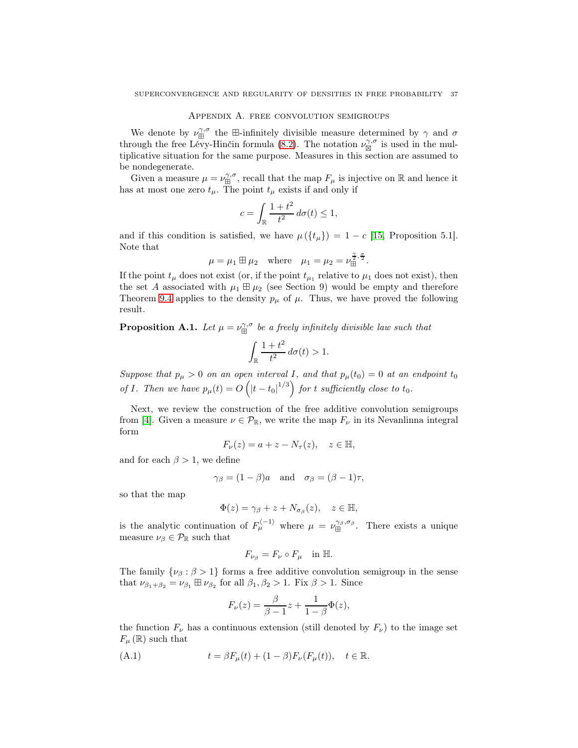## Appendix A. free convolution semigroups

We denote by $\nu_{\boxplus}^{\gamma,\sigma}$ the $\boxplus$-infinitely divisible measure determined by $\gamma$ and $\sigma$ through the free Lévy-Hinčin formula (8.2). The notation $\nu_{\boxtimes}^{\gamma,\sigma}$ is used in the multiplicative situation for the same purpose. Measures in this section are assumed to be nondegenerate.

Given a measure $\mu = \nu_{\boxplus}^{\gamma,\sigma}$, recall that the map $F_\mu$ is injective on $\mathbb{R}$ and hence it has at most one zero $t_\mu$. The point $t_\mu$ exists if and only if

$$c = \int_{\mathbb{R}} \frac{1+t^2}{t^2}\, d\sigma(t) \leq 1,$$

and if this condition is satisfied, we have $\mu(\{t_\mu\}) = 1 - c$ [15, Proposition 5.1]. Note that

$$\mu = \mu_1 \boxplus \mu_2 \quad \text{where} \quad \mu_1 = \mu_2 = \nu_{\boxplus}^{\frac{\gamma}{2},\frac{\sigma}{2}}.$$

If the point $t_\mu$ does not exist (or, if the point $t_{\mu_1}$ relative to $\mu_1$ does not exist), then the set $A$ associated with $\mu_1 \boxplus \mu_2$ (see Section 9) would be empty and therefore Theorem 9.4 applies to the density $p_\mu$ of $\mu$. Thus, we have proved the following result.

**Proposition A.1.** *Let $\mu = \nu_{\boxplus}^{\gamma,\sigma}$ be a freely infinitely divisible law such that*

$$\int_{\mathbb{R}} \frac{1+t^2}{t^2}\, d\sigma(t) > 1.$$

*Suppose that $p_\mu > 0$ on an open interval $I$, and that $p_\mu(t_0) = 0$ at an endpoint $t_0$ of $I$. Then we have $p_\mu(t) = O\left(|t - t_0|^{1/3}\right)$ for $t$ sufficiently close to $t_0$.*

Next, we review the construction of the free additive convolution semigroups from [4]. Given a measure $\nu \in \mathcal{P}_{\mathbb{R}}$, we write the map $F_\nu$ in its Nevanlinna integral form

$$F_\nu(z) = a + z - N_\tau(z), \quad z \in \mathbb{H},$$

and for each $\beta > 1$, we define

$$\gamma_\beta = (1-\beta)a \quad \text{and} \quad \sigma_\beta = (\beta - 1)\tau,$$

so that the map

$$\Phi(z) = \gamma_\beta + z + N_{\sigma_\beta}(z), \quad z \in \mathbb{H},$$

is the analytic continuation of $F_\mu^{\langle -1 \rangle}$ where $\mu = \nu_{\boxplus}^{\gamma_\beta,\sigma_\beta}$. There exists a unique measure $\nu_\beta \in \mathcal{P}_{\mathbb{R}}$ such that

$$F_{\nu_\beta} = F_\nu \circ F_\mu \quad \text{in } \mathbb{H}.$$

The family $\{\nu_\beta : \beta > 1\}$ forms a free additive convolution semigroup in the sense that $\nu_{\beta_1+\beta_2} = \nu_{\beta_1} \boxplus \nu_{\beta_2}$ for all $\beta_1, \beta_2 > 1$. Fix $\beta > 1$. Since

$$F_\nu(z) = \frac{\beta}{\beta - 1} z + \frac{1}{1-\beta}\Phi(z),$$

the function $F_\nu$ has a continuous extension (still denoted by $F_\nu$) to the image set $F_\mu(\mathbb{R})$ such that

$$t = \beta F_\mu(t) + (1-\beta) F_\nu(F_\mu(t)), \quad t \in \mathbb{R}. \tag{A.1}$$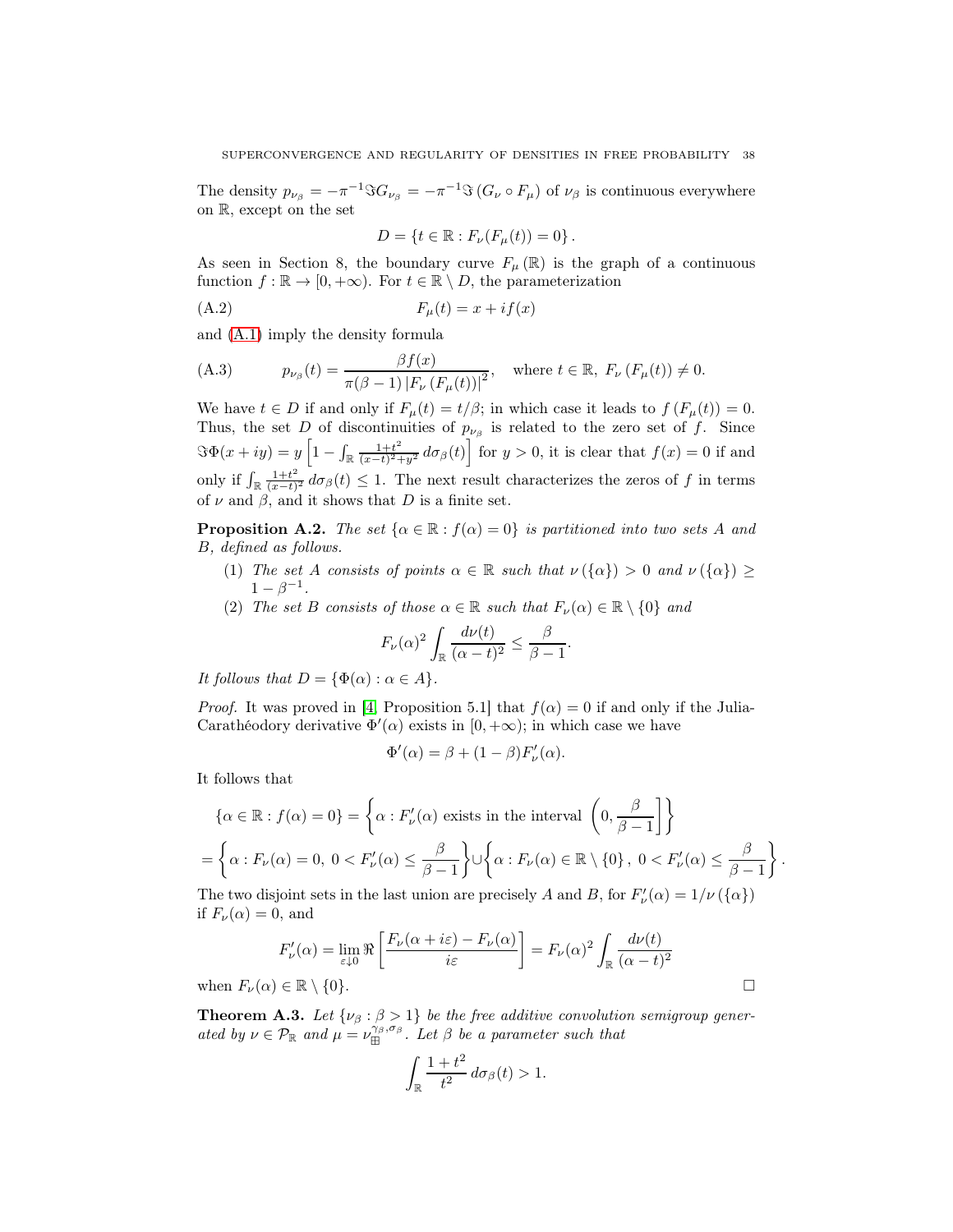The density $p_{\nu_\beta} = -\pi^{-1}\Im G_{\nu_\beta} = -\pi^{-1}\Im\left(G_\nu \circ F_\mu\right)$ of $\nu_\beta$ is continuous everywhere on $\mathbb{R}$, except on the set

$$D = \{t \in \mathbb{R} : F_\nu(F_\mu(t)) = 0\}.$$

As seen in Section 8, the boundary curve $F_\mu(\mathbb{R})$ is the graph of a continuous function $f : \mathbb{R} \to [0, +\infty)$. For $t \in \mathbb{R} \setminus D$, the parameterization

$$F_\mu(t) = x + if(x) \tag{A.2}$$

and (A.1) imply the density formula

$$p_{\nu_\beta}(t) = \frac{\beta f(x)}{\pi(\beta-1)\left|F_\nu\left(F_\mu(t)\right)\right|^2}, \quad \text{where } t \in \mathbb{R},\ F_\nu\left(F_\mu(t)\right) \neq 0. \tag{A.3}$$

We have $t \in D$ if and only if $F_\mu(t) = t/\beta$; in which case it leads to $f\left(F_\mu(t)\right) = 0$. Thus, the set $D$ of discontinuities of $p_{\nu_\beta}$ is related to the zero set of $f$. Since $\Im\Phi(x+iy) = y\left[1 - \int_{\mathbb{R}} \frac{1+t^2}{(x-t)^2+y^2}\, d\sigma_\beta(t)\right]$ for $y > 0$, it is clear that $f(x) = 0$ if and only if $\int_{\mathbb{R}} \frac{1+t^2}{(x-t)^2}\, d\sigma_\beta(t) \leq 1$. The next result characterizes the zeros of $f$ in terms of $\nu$ and $\beta$, and it shows that $D$ is a finite set.

**Proposition A.2.** *The set $\{\alpha \in \mathbb{R} : f(\alpha) = 0\}$ is partitioned into two sets $A$ and $B$, defined as follows.*

1. *The set $A$ consists of points $\alpha \in \mathbb{R}$ such that $\nu(\{\alpha\}) > 0$ and $\nu(\{\alpha\}) \geq 1 - \beta^{-1}$.*
2. *The set $B$ consists of those $\alpha \in \mathbb{R}$ such that $F_\nu(\alpha) \in \mathbb{R} \setminus \{0\}$ and*

$$F_\nu(\alpha)^2 \int_{\mathbb{R}} \frac{d\nu(t)}{(\alpha - t)^2} \leq \frac{\beta}{\beta - 1}.$$

*It follows that $D = \{\Phi(\alpha) : \alpha \in A\}$.*

*Proof.* It was proved in [4, Proposition 5.1] that $f(\alpha) = 0$ if and only if the Julia-Carathéodory derivative $\Phi'(\alpha)$ exists in $[0, +\infty)$; in which case we have

$$\Phi'(\alpha) = \beta + (1-\beta)F_\nu'(\alpha).$$

It follows that

$$\{\alpha \in \mathbb{R} : f(\alpha) = 0\} = \left\{\alpha : F_\nu'(\alpha) \text{ exists in the interval } \left(0, \frac{\beta}{\beta-1}\right]\right\}$$

$$= \left\{\alpha : F_\nu(\alpha) = 0,\ 0 < F_\nu'(\alpha) \leq \frac{\beta}{\beta-1}\right\} \cup \left\{\alpha : F_\nu(\alpha) \in \mathbb{R} \setminus \{0\},\ 0 < F_\nu'(\alpha) \leq \frac{\beta}{\beta-1}\right\}.$$

The two disjoint sets in the last union are precisely $A$ and $B$, for $F_\nu'(\alpha) = 1/\nu(\{\alpha\})$ if $F_\nu(\alpha) = 0$, and

$$F_\nu'(\alpha) = \lim_{\varepsilon \downarrow 0} \Re\left[\frac{F_\nu(\alpha + i\varepsilon) - F_\nu(\alpha)}{i\varepsilon}\right] = F_\nu(\alpha)^2 \int_{\mathbb{R}} \frac{d\nu(t)}{(\alpha - t)^2}$$

when $F_\nu(\alpha) \in \mathbb{R} \setminus \{0\}$. $\square$

**Theorem A.3.** *Let $\{\nu_\beta : \beta > 1\}$ be the free additive convolution semigroup generated by $\nu \in \mathcal{P}_{\mathbb{R}}$ and $\mu = \nu_{\boxplus}^{\gamma_\beta, \sigma_\beta}$. Let $\beta$ be a parameter such that*

$$\int_{\mathbb{R}} \frac{1+t^2}{t^2}\, d\sigma_\beta(t) > 1.$$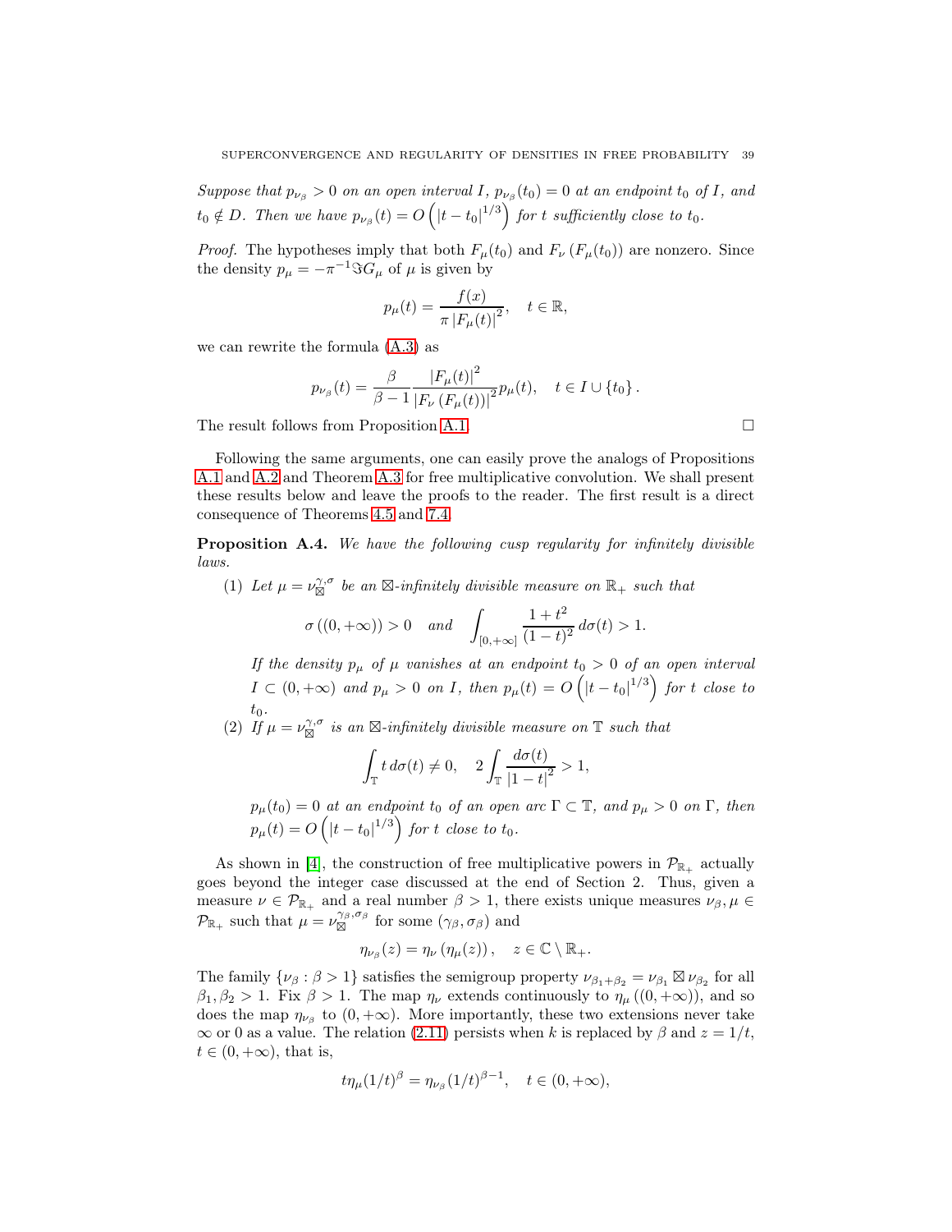*Suppose that $p_{\nu_\beta} > 0$ on an open interval $I$, $p_{\nu_\beta}(t_0) = 0$ at an endpoint $t_0$ of $I$, and $t_0 \notin D$. Then we have $p_{\nu_\beta}(t) = O\left(|t - t_0|^{1/3}\right)$ for $t$ sufficiently close to $t_0$.*

*Proof.* The hypotheses imply that both $F_\mu(t_0)$ and $F_\nu(F_\mu(t_0))$ are nonzero. Since the density $p_\mu = -\pi^{-1}\Im G_\mu$ of $\mu$ is given by

$$p_\mu(t) = \frac{f(x)}{\pi |F_\mu(t)|^2}, \quad t \in \mathbb{R},$$

we can rewrite the formula (A.3) as

$$p_{\nu_\beta}(t) = \frac{\beta}{\beta - 1} \frac{|F_\mu(t)|^2}{|F_\nu(F_\mu(t))|^2} p_\mu(t), \quad t \in I \cup \{t_0\}.$$

The result follows from Proposition A.1. □

Following the same arguments, one can easily prove the analogs of Propositions A.1 and A.2 and Theorem A.3 for free multiplicative convolution. We shall present these results below and leave the proofs to the reader. The first result is a direct consequence of Theorems 4.5 and 7.4.

**Proposition A.4.** *We have the following cusp regularity for infinitely divisible laws.*

1. *Let $\mu = \nu_{\boxtimes}^{\gamma,\sigma}$ be an $\boxtimes$-infinitely divisible measure on $\mathbb{R}_+$ such that*

$$\sigma((0, +\infty)) > 0 \quad \text{and} \quad \int_{[0,+\infty]} \frac{1+t^2}{(1-t)^2}\, d\sigma(t) > 1.$$

   *If the density $p_\mu$ of $\mu$ vanishes at an endpoint $t_0 > 0$ of an open interval $I \subset (0, +\infty)$ and $p_\mu > 0$ on $I$, then $p_\mu(t) = O\left(|t - t_0|^{1/3}\right)$ for $t$ close to $t_0$.*

2. *If $\mu = \nu_{\boxtimes}^{\gamma,\sigma}$ is an $\boxtimes$-infinitely divisible measure on $\mathbb{T}$ such that*

$$\int_{\mathbb{T}} t\, d\sigma(t) \neq 0, \quad 2\int_{\mathbb{T}} \frac{d\sigma(t)}{|1-t|^2} > 1,$$

   *$p_\mu(t_0) = 0$ at an endpoint $t_0$ of an open arc $\Gamma \subset \mathbb{T}$, and $p_\mu > 0$ on $\Gamma$, then $p_\mu(t) = O\left(|t - t_0|^{1/3}\right)$ for $t$ close to $t_0$.*

As shown in [4], the construction of free multiplicative powers in $\mathcal{P}_{\mathbb{R}_+}$ actually goes beyond the integer case discussed at the end of Section 2. Thus, given a measure $\nu \in \mathcal{P}_{\mathbb{R}_+}$ and a real number $\beta > 1$, there exists unique measures $\nu_\beta, \mu \in \mathcal{P}_{\mathbb{R}_+}$ such that $\mu = \nu_{\boxtimes}^{\gamma_\beta,\sigma_\beta}$ for some $(\gamma_\beta, \sigma_\beta)$ and

$$\eta_{\nu_\beta}(z) = \eta_\nu(\eta_\mu(z)), \quad z \in \mathbb{C} \setminus \mathbb{R}_+.$$

The family $\{\nu_\beta : \beta > 1\}$ satisfies the semigroup property $\nu_{\beta_1+\beta_2} = \nu_{\beta_1} \boxtimes \nu_{\beta_2}$ for all $\beta_1, \beta_2 > 1$. Fix $\beta > 1$. The map $\eta_\nu$ extends continuously to $\eta_\mu((0, +\infty))$, and so does the map $\eta_{\nu_\beta}$ to $(0, +\infty)$. More importantly, these two extensions never take $\infty$ or $0$ as a value. The relation (2.11) persists when $k$ is replaced by $\beta$ and $z = 1/t$, $t \in (0, +\infty)$, that is,

$$t\eta_\mu(1/t)^\beta = \eta_{\nu_\beta}(1/t)^{\beta-1}, \quad t \in (0, +\infty),$$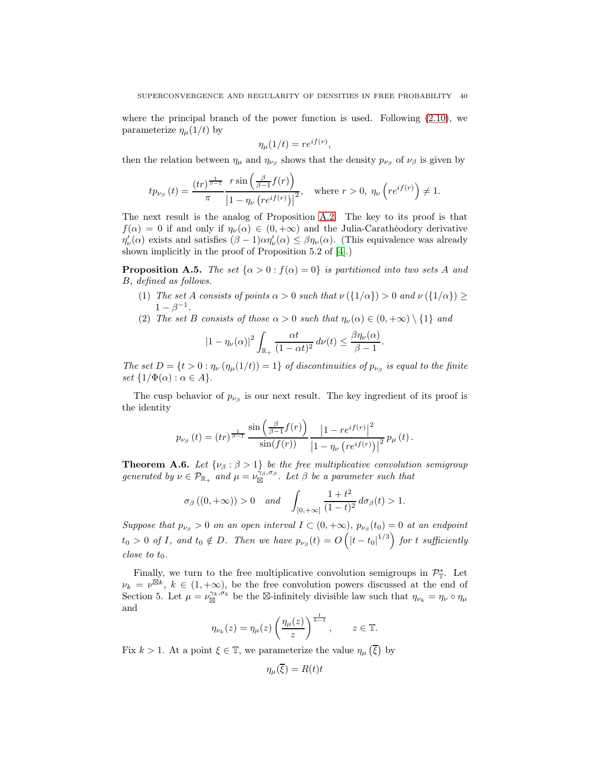where the principal branch of the power function is used. Following (2.10), we parameterize $\eta_\mu(1/t)$ by

$$\eta_\mu(1/t) = re^{if(r)},$$

then the relation between $\eta_\mu$ and $\eta_{\nu_\beta}$ shows that the density $p_{\nu_\beta}$ of $\nu_\beta$ is given by

$$tp_{\nu_\beta}(t) = \frac{(tr)^{\frac{1}{\beta-1}}}{\pi} \frac{r\sin\left(\frac{\beta}{\beta-1}f(r)\right)}{\left|1-\eta_\nu\left(re^{if(r)}\right)\right|^2}, \quad \text{where } r>0,\ \eta_\nu\left(re^{if(r)}\right)\neq 1.$$

The next result is the analog of Proposition A.2. The key to its proof is that $f(\alpha)=0$ if and only if $\eta_\nu(\alpha)\in(0,+\infty)$ and the Julia-Carathéodory derivative $\eta_\nu'(\alpha)$ exists and satisfies $(\beta-1)\alpha\eta_\nu'(\alpha)\leq\beta\eta_\nu(\alpha)$. (This equivalence was already shown implicitly in the proof of Proposition 5.2 of [4].)

**Proposition A.5.** *The set $\{\alpha>0: f(\alpha)=0\}$ is partitioned into two sets $A$ and $B$, defined as follows.*

1. *The set $A$ consists of points $\alpha>0$ such that $\nu(\{1/\alpha\})>0$ and $\nu(\{1/\alpha\})\geq 1-\beta^{-1}$.*
2. *The set $B$ consists of those $\alpha>0$ such that $\eta_\nu(\alpha)\in(0,+\infty)\setminus\{1\}$ and*

$$|1-\eta_\nu(\alpha)|^2\int_{\mathbb{R}_+}\frac{\alpha t}{(1-\alpha t)^2}\,d\nu(t)\leq\frac{\beta\eta_\nu(\alpha)}{\beta-1}.$$

*The set $D=\{t>0:\eta_\nu(\eta_\mu(1/t))=1\}$ of discontinuities of $p_{\nu_\beta}$ is equal to the finite set $\{1/\Phi(\alpha):\alpha\in A\}$.*

The cusp behavior of $p_{\nu_\beta}$ is our next result. The key ingredient of its proof is the identity

$$p_{\nu_\beta}(t) = (tr)^{\frac{1}{\beta-1}}\frac{\sin\left(\frac{\beta}{\beta-1}f(r)\right)}{\sin(f(r))}\frac{\left|1-re^{if(r)}\right|^2}{\left|1-\eta_\nu\left(re^{if(r)}\right)\right|^2}\,p_\mu(t).$$

**Theorem A.6.** *Let $\{\nu_\beta:\beta>1\}$ be the free multiplicative convolution semigroup generated by $\nu\in\mathcal{P}_{\mathbb{R}_+}$ and $\mu=\nu_{\boxtimes}^{\gamma_\beta,\sigma_\beta}$. Let $\beta$ be a parameter such that*

$$\sigma_\beta((0,+\infty))>0 \quad \text{and} \quad \int_{[0,+\infty]}\frac{1+t^2}{(1-t)^2}\,d\sigma_\beta(t)>1.$$

*Suppose that $p_{\nu_\beta}>0$ on an open interval $I\subset(0,+\infty)$, $p_{\nu_\beta}(t_0)=0$ at an endpoint $t_0>0$ of $I$, and $t_0\notin D$. Then we have $p_{\nu_\beta}(t)=O\left(|t-t_0|^{1/3}\right)$ for $t$ sufficiently close to $t_0$.*

Finally, we turn to the free multiplicative convolution semigroups in $\mathcal{P}_{\mathbb{T}}^*$. Let $\nu_k=\nu^{\boxtimes k}$, $k\in(1,+\infty)$, be the free convolution powers discussed at the end of Section 5. Let $\mu=\nu_{\boxtimes}^{\gamma_k,\sigma_k}$ be the $\boxtimes$-infinitely divisible law such that $\eta_{\nu_k}=\eta_\nu\circ\eta_\mu$ and

$$\eta_{\nu_k}(z)=\eta_\mu(z)\left(\frac{\eta_\mu(z)}{z}\right)^{\frac{1}{k-1}}, \qquad z\in\mathbb{T}.$$

Fix $k>1$. At a point $\xi\in\mathbb{T}$, we parameterize the value $\eta_\mu\left(\overline{\xi}\right)$ by

$$\eta_\mu(\overline{\xi})=R(t)t$$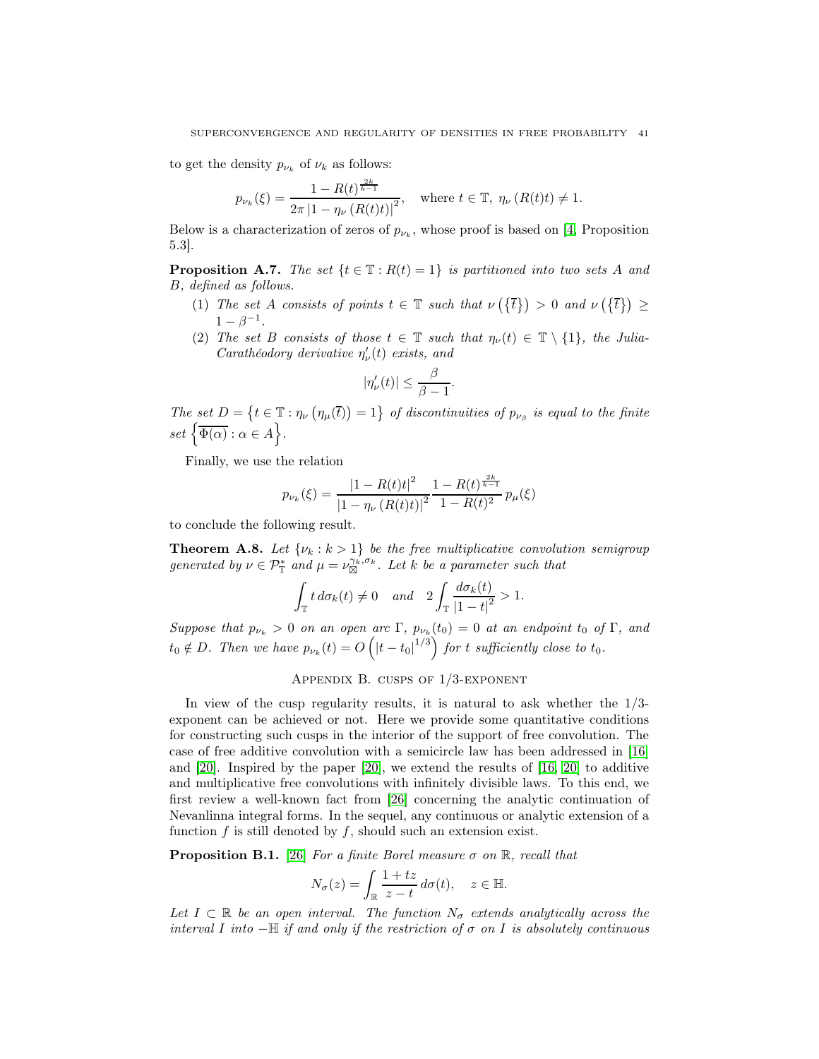to get the density $p_{\nu_k}$ of $\nu_k$ as follows:

$$p_{\nu_k}(\xi) = \frac{1 - R(t)^{\frac{2k}{k-1}}}{2\pi \left|1 - \eta_\nu\left(R(t)t\right)\right|^2}, \quad \text{where } t \in \mathbb{T},\ \eta_\nu\left(R(t)t\right) \neq 1.$$

Below is a characterization of zeros of $p_{\nu_k}$, whose proof is based on [4, Proposition 5.3].

**Proposition A.7.** *The set $\{t \in \mathbb{T} : R(t) = 1\}$ is partitioned into two sets $A$ and $B$, defined as follows.*

1. *The set $A$ consists of points $t \in \mathbb{T}$ such that $\nu\left(\{\overline{t}\}\right) > 0$ and $\nu\left(\{\overline{t}\}\right) \geq 1 - \beta^{-1}$.*
2. *The set $B$ consists of those $t \in \mathbb{T}$ such that $\eta_\nu(t) \in \mathbb{T} \setminus \{1\}$, the Julia-Carathéodory derivative $\eta_\nu'(t)$ exists, and*

$$|\eta_\nu'(t)| \leq \frac{\beta}{\beta - 1}.$$

*The set $D = \left\{t \in \mathbb{T} : \eta_\nu\left(\eta_\mu(\overline{t})\right) = 1\right\}$ of discontinuities of $p_{\nu_\beta}$ is equal to the finite set $\left\{\overline{\Phi(\alpha)} : \alpha \in A\right\}$.*

Finally, we use the relation

$$p_{\nu_k}(\xi) = \frac{\left|1 - R(t)t\right|^2}{\left|1 - \eta_\nu\left(R(t)t\right)\right|^2} \frac{1 - R(t)^{\frac{2k}{k-1}}}{1 - R(t)^2}\, p_\mu(\xi)$$

to conclude the following result.

**Theorem A.8.** *Let $\{\nu_k : k > 1\}$ be the free multiplicative convolution semigroup generated by $\nu \in \mathcal{P}_{\mathbb{T}}^*$ and $\mu = \nu_{\boxtimes}^{\gamma_k, \sigma_k}$. Let $k$ be a parameter such that*

$$\int_{\mathbb{T}} t\, d\sigma_k(t) \neq 0 \quad \text{and} \quad 2\int_{\mathbb{T}} \frac{d\sigma_k(t)}{|1 - t|^2} > 1.$$

*Suppose that $p_{\nu_k} > 0$ on an open arc $\Gamma$, $p_{\nu_k}(t_0) = 0$ at an endpoint $t_0$ of $\Gamma$, and $t_0 \notin D$. Then we have $p_{\nu_k}(t) = O\left(|t - t_0|^{1/3}\right)$ for $t$ sufficiently close to $t_0$.*

## Appendix B. cusps of 1/3-exponent

In view of the cusp regularity results, it is natural to ask whether the 1/3-exponent can be achieved or not. Here we provide some quantitative conditions for constructing such cusps in the interior of the support of free convolution. The case of free additive convolution with a semicircle law has been addressed in [16] and [20]. Inspired by the paper [20], we extend the results of [16, 20] to additive and multiplicative free convolutions with infinitely divisible laws. To this end, we first review a well-known fact from [26] concerning the analytic continuation of Nevanlinna integral forms. In the sequel, any continuous or analytic extension of a function $f$ is still denoted by $f$, should such an extension exist.

**Proposition B.1.** [26] *For a finite Borel measure $\sigma$ on $\mathbb{R}$, recall that*

$$N_\sigma(z) = \int_{\mathbb{R}} \frac{1 + tz}{z - t}\, d\sigma(t), \quad z \in \mathbb{H}.$$

*Let $I \subset \mathbb{R}$ be an open interval. The function $N_\sigma$ extends analytically across the interval $I$ into $-\mathbb{H}$ if and only if the restriction of $\sigma$ on $I$ is absolutely continuous*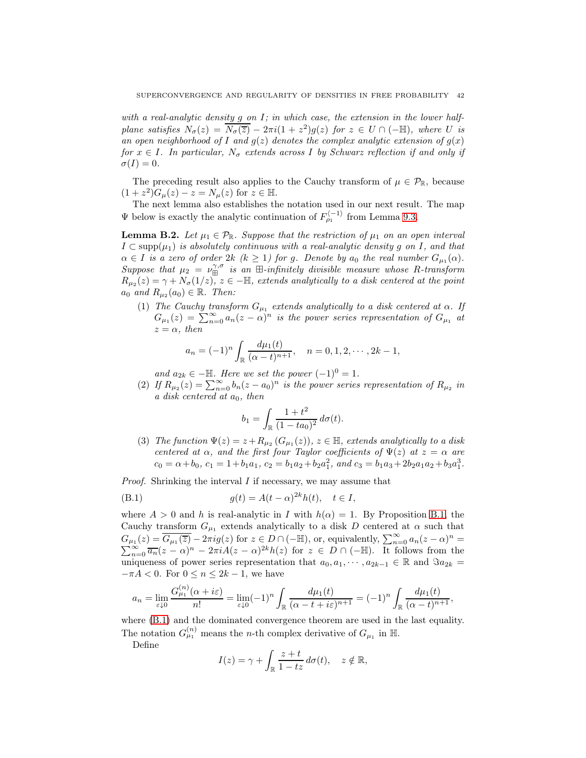*with a real-analytic density $g$ on $I$; in which case, the extension in the lower half-plane satisfies $N_\sigma(z) = \overline{N_\sigma(\overline{z})} - 2\pi i(1+z^2)g(z)$ for $z \in U \cap (-\mathbb{H})$, where $U$ is an open neighborhood of $I$ and $g(z)$ denotes the complex analytic extension of $g(x)$ for $x \in I$. In particular, $N_\sigma$ extends across $I$ by Schwarz reflection if and only if $\sigma(I) = 0$.*

The preceding result also applies to the Cauchy transform of $\mu \in \mathcal{P}_\mathbb{R}$, because $(1+z^2)G_\mu(z) - z = N_\mu(z)$ for $z \in \mathbb{H}$.

The next lemma also establishes the notation used in our next result. The map $\Psi$ below is exactly the analytic continuation of $F_{\rho_1}^{\langle -1 \rangle}$ from Lemma 9.3.

**Lemma B.2.** *Let $\mu_1 \in \mathcal{P}_\mathbb{R}$. Suppose that the restriction of $\mu_1$ on an open interval $I \subset \mathrm{supp}(\mu_1)$ is absolutely continuous with a real-analytic density $g$ on $I$, and that $\alpha \in I$ is a zero of order $2k$ $(k \geq 1)$ for $g$. Denote by $a_0$ the real number $G_{\mu_1}(\alpha)$. Suppose that $\mu_2 = \nu_\boxplus^{\gamma,\sigma}$ is an $\boxplus$-infinitely divisible measure whose R-transform $R_{\mu_2}(z) = \gamma + N_\sigma(1/z)$, $z \in -\mathbb{H}$, extends analytically to a disk centered at the point $a_0$ and $R_{\mu_2}(a_0) \in \mathbb{R}$. Then:*

1. *The Cauchy transform $G_{\mu_1}$ extends analytically to a disk centered at $\alpha$. If $G_{\mu_1}(z) = \sum_{n=0}^\infty a_n (z-\alpha)^n$ is the power series representation of $G_{\mu_1}$ at $z = \alpha$, then*
$$a_n = (-1)^n \int_\mathbb{R} \frac{d\mu_1(t)}{(\alpha - t)^{n+1}}, \quad n = 0, 1, 2, \cdots, 2k-1,$$
*and $a_{2k} \in -\mathbb{H}$. Here we set the power $(-1)^0 = 1$.*
2. *If $R_{\mu_2}(z) = \sum_{n=0}^\infty b_n (z - a_0)^n$ is the power series representation of $R_{\mu_2}$ in a disk centered at $a_0$, then*
$$b_1 = \int_\mathbb{R} \frac{1+t^2}{(1-ta_0)^2}\, d\sigma(t).$$
3. *The function $\Psi(z) = z + R_{\mu_2}(G_{\mu_1}(z))$, $z \in \mathbb{H}$, extends analytically to a disk centered at $\alpha$, and the first four Taylor coefficients of $\Psi(z)$ at $z = \alpha$ are $c_0 = \alpha + b_0$, $c_1 = 1 + b_1 a_1$, $c_2 = b_1 a_2 + b_2 a_1^2$, and $c_3 = b_1 a_3 + 2b_2 a_1 a_2 + b_3 a_1^3$.*

*Proof.* Shrinking the interval $I$ if necessary, we may assume that

$$g(t) = A(t-\alpha)^{2k} h(t), \quad t \in I, \tag{B.1}$$

where $A > 0$ and $h$ is real-analytic in $I$ with $h(\alpha) = 1$. By Proposition B.1, the Cauchy transform $G_{\mu_1}$ extends analytically to a disk $D$ centered at $\alpha$ such that $G_{\mu_1}(z) = \overline{G_{\mu_1}(\overline{z})} - 2\pi i g(z)$ for $z \in D \cap (-\mathbb{H})$, or, equivalently, $\sum_{n=0}^\infty a_n (z-\alpha)^n = \sum_{n=0}^\infty \overline{a_n}(z-\alpha)^n - 2\pi i A(z-\alpha)^{2k} h(z)$ for $z \in D \cap (-\mathbb{H})$. It follows from the uniqueness of power series representation that $a_0, a_1, \cdots, a_{2k-1} \in \mathbb{R}$ and $\Im a_{2k} = -\pi A < 0$. For $0 \leq n \leq 2k-1$, we have

$$a_n = \lim_{\varepsilon \downarrow 0} \frac{G_{\mu_1}^{(n)}(\alpha + i\varepsilon)}{n!} = \lim_{\varepsilon \downarrow 0} (-1)^n \int_\mathbb{R} \frac{d\mu_1(t)}{(\alpha - t + i\varepsilon)^{n+1}} = (-1)^n \int_\mathbb{R} \frac{d\mu_1(t)}{(\alpha - t)^{n+1}},$$

where (B.1) and the dominated convergence theorem are used in the last equality. The notation $G_{\mu_1}^{(n)}$ means the $n$-th complex derivative of $G_{\mu_1}$ in $\mathbb{H}$.

Define

$$I(z) = \gamma + \int_\mathbb{R} \frac{z+t}{1-tz}\, d\sigma(t), \quad z \notin \mathbb{R},$$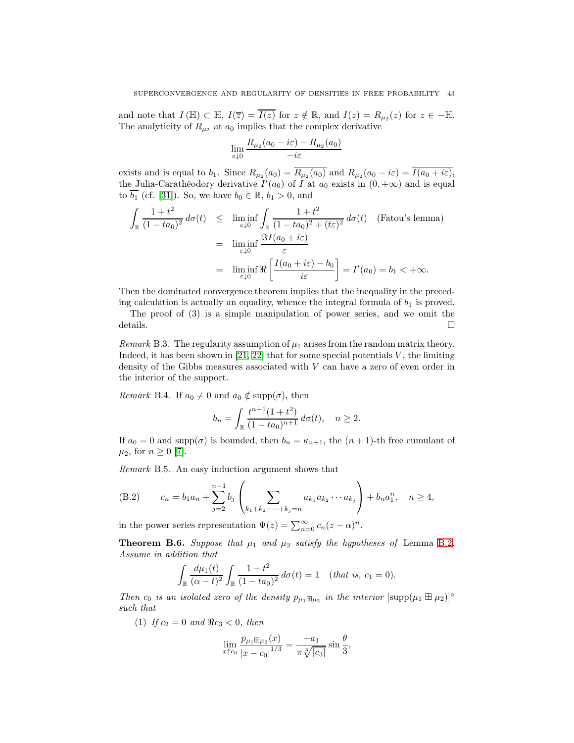and note that $I(\mathbb{H}) \subset \mathbb{H}$, $I(\overline{z}) = \overline{I(z)}$ for $z \notin \mathbb{R}$, and $I(z) = R_{\mu_2}(z)$ for $z \in -\mathbb{H}$. The analyticity of $R_{\mu_2}$ at $a_0$ implies that the complex derivative

$$\lim_{\varepsilon \downarrow 0} \frac{R_{\mu_2}(a_0 - i\varepsilon) - R_{\mu_2}(a_0)}{-i\varepsilon}$$

exists and is equal to $b_1$. Since $R_{\mu_2}(a_0) = \overline{R_{\mu_2}(a_0)}$ and $R_{\mu_2}(a_0 - i\varepsilon) = \overline{I(a_0 + i\varepsilon)}$, the Julia-Carathéodory derivative $I'(a_0)$ of $I$ at $a_0$ exists in $(0, +\infty)$ and is equal to $\overline{b_1}$ (cf. [31]). So, we have $b_0 \in \mathbb{R}$, $b_1 > 0$, and

$$\begin{aligned}
\int_{\mathbb{R}} \frac{1+t^2}{(1-ta_0)^2}\, d\sigma(t) &\leq \liminf_{\varepsilon \downarrow 0} \int_{\mathbb{R}} \frac{1+t^2}{(1-ta_0)^2 + (t\varepsilon)^2}\, d\sigma(t) \quad \text{(Fatou's lemma)} \\
&= \liminf_{\varepsilon \downarrow 0} \frac{\Im I(a_0 + i\varepsilon)}{\varepsilon} \\
&= \liminf_{\varepsilon \downarrow 0} \Re\left[\frac{I(a_0 + i\varepsilon) - b_0}{i\varepsilon}\right] = I'(a_0) = b_1 < +\infty.
\end{aligned}$$

Then the dominated convergence theorem implies that the inequality in the preceding calculation is actually an equality, whence the integral formula of $b_1$ is proved.

The proof of (3) is a simple manipulation of power series, and we omit the details. □

*Remark* B.3. The regularity assumption of $\mu_1$ arises from the random matrix theory. Indeed, it has been shown in [21, 22] that for some special potentials $V$, the limiting density of the Gibbs measures associated with $V$ can have a zero of even order in the interior of the support.

*Remark* B.4. If $a_0 \neq 0$ and $a_0 \notin \operatorname{supp}(\sigma)$, then

$$b_n = \int_{\mathbb{R}} \frac{t^{n-1}(1+t^2)}{(1-ta_0)^{n+1}}\, d\sigma(t), \quad n \geq 2.$$

If $a_0 = 0$ and $\operatorname{supp}(\sigma)$ is bounded, then $b_n = \kappa_{n+1}$, the $(n+1)$-th free cumulant of $\mu_2$, for $n \geq 0$ [7].

*Remark* B.5. An easy induction argument shows that

$$\text{(B.2)} \qquad c_n = b_1 a_n + \sum_{j=2}^{n-1} b_j \left( \sum_{k_1 + k_2 + \cdots + k_j = n} a_{k_1} a_{k_2} \cdots a_{k_j} \right) + b_n a_1^n, \quad n \geq 4,$$

in the power series representation $\Psi(z) = \sum_{n=0}^{\infty} c_n (z - \alpha)^n$.

**Theorem B.6.** *Suppose that $\mu_1$ and $\mu_2$ satisfy the hypotheses of* Lemma B.2*. Assume in addition that*

$$\int_{\mathbb{R}} \frac{d\mu_1(t)}{(\alpha - t)^2} \int_{\mathbb{R}} \frac{1+t^2}{(1-ta_0)^2}\, d\sigma(t) = 1 \quad \text{(that is, } c_1 = 0\text{)}.$$

*Then $c_0$ is an isolated zero of the density $p_{\mu_1 \boxplus \mu_2}$ in the interior $[\operatorname{supp}(\mu_1 \boxplus \mu_2)]^\circ$ such that*

(1) *If $c_2 = 0$ and $\Re c_3 < 0$, then*

$$\lim_{x \uparrow c_0} \frac{p_{\mu_1 \boxplus \mu_2}(x)}{|x - c_0|^{1/3}} = \frac{-a_1}{\pi \sqrt[3]{|c_3|}} \sin \frac{\theta}{3},$$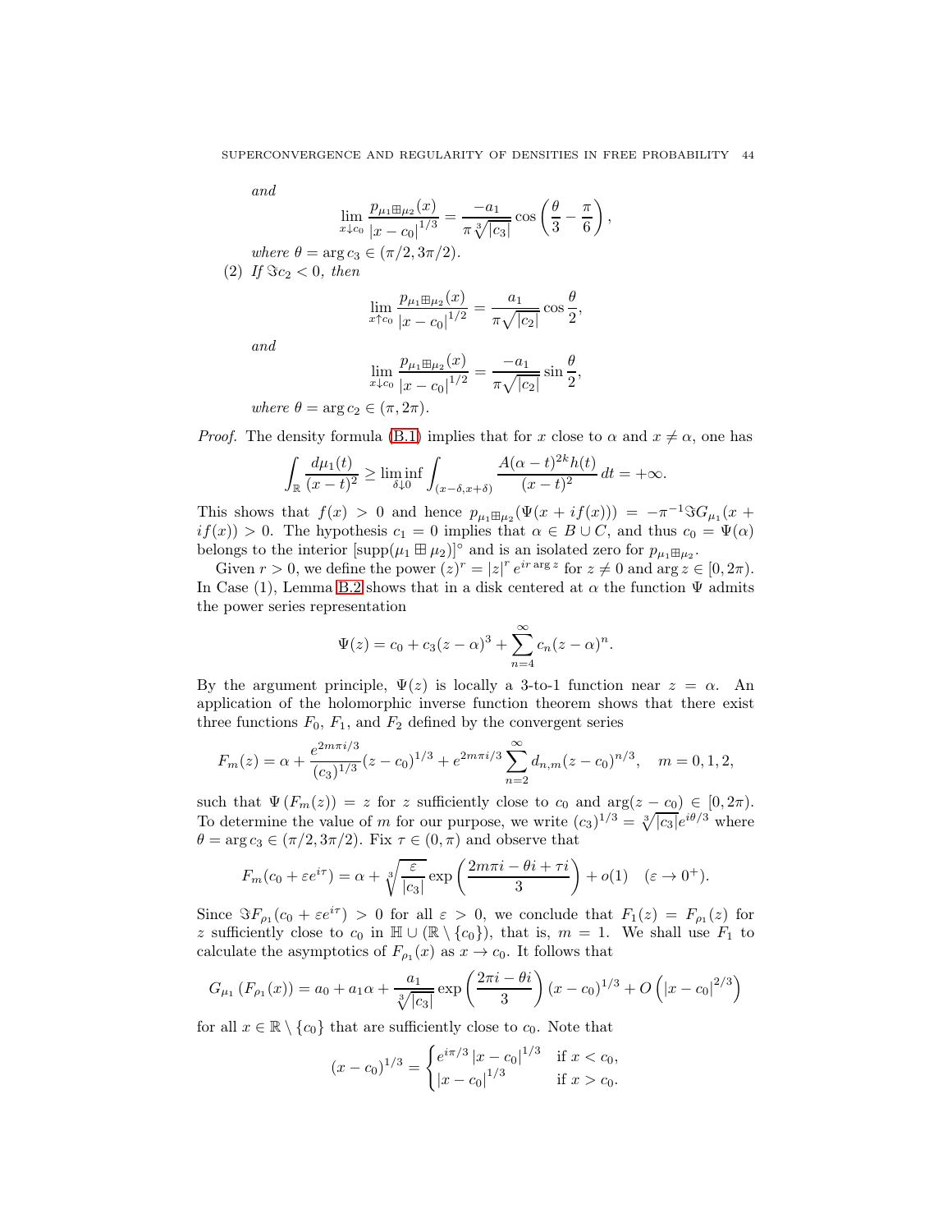*and*

$$\lim_{x\downarrow c_0} \frac{p_{\mu_1\boxplus\mu_2}(x)}{|x-c_0|^{1/3}} = \frac{-a_1}{\pi\sqrt[3]{|c_3|}} \cos\left(\frac{\theta}{3} - \frac{\pi}{6}\right),$$

*where* $\theta = \arg c_3 \in (\pi/2, 3\pi/2)$.

(2) *If* $\Im c_2 < 0$, *then*

$$\lim_{x\uparrow c_0} \frac{p_{\mu_1\boxplus\mu_2}(x)}{|x-c_0|^{1/2}} = \frac{a_1}{\pi\sqrt{|c_2|}} \cos\frac{\theta}{2},$$

*and*

$$\lim_{x\downarrow c_0} \frac{p_{\mu_1\boxplus\mu_2}(x)}{|x-c_0|^{1/2}} = \frac{-a_1}{\pi\sqrt{|c_2|}} \sin\frac{\theta}{2},$$

*where* $\theta = \arg c_2 \in (\pi, 2\pi)$.

*Proof.* The density formula (B.1) implies that for $x$ close to $\alpha$ and $x \neq \alpha$, one has

$$\int_{\mathbb{R}} \frac{d\mu_1(t)}{(x-t)^2} \geq \liminf_{\delta\downarrow 0} \int_{(x-\delta,x+\delta)} \frac{A(\alpha-t)^{2k}h(t)}{(x-t)^2}\,dt = +\infty.$$

This shows that $f(x) > 0$ and hence $p_{\mu_1\boxplus\mu_2}(\Psi(x+if(x))) = -\pi^{-1}\Im G_{\mu_1}(x+if(x)) > 0$. The hypothesis $c_1 = 0$ implies that $\alpha \in B \cup C$, and thus $c_0 = \Psi(\alpha)$ belongs to the interior $[\mathrm{supp}(\mu_1 \boxplus \mu_2)]^\circ$ and is an isolated zero for $p_{\mu_1\boxplus\mu_2}$.

Given $r > 0$, we define the power $(z)^r = |z|^r e^{ir\arg z}$ for $z \neq 0$ and $\arg z \in [0, 2\pi)$. In Case (1), Lemma B.2 shows that in a disk centered at $\alpha$ the function $\Psi$ admits the power series representation

$$\Psi(z) = c_0 + c_3(z-\alpha)^3 + \sum_{n=4}^{\infty} c_n(z-\alpha)^n.$$

By the argument principle, $\Psi(z)$ is locally a 3-to-1 function near $z = \alpha$. An application of the holomorphic inverse function theorem shows that there exist three functions $F_0$, $F_1$, and $F_2$ defined by the convergent series

$$F_m(z) = \alpha + \frac{e^{2m\pi i/3}}{(c_3)^{1/3}}(z-c_0)^{1/3} + e^{2m\pi i/3}\sum_{n=2}^{\infty} d_{n,m}(z-c_0)^{n/3}, \quad m = 0, 1, 2,$$

such that $\Psi(F_m(z)) = z$ for $z$ sufficiently close to $c_0$ and $\arg(z-c_0) \in [0, 2\pi)$. To determine the value of $m$ for our purpose, we write $(c_3)^{1/3} = \sqrt[3]{|c_3|}e^{i\theta/3}$ where $\theta = \arg c_3 \in (\pi/2, 3\pi/2)$. Fix $\tau \in (0, \pi)$ and observe that

$$F_m(c_0 + \varepsilon e^{i\tau}) = \alpha + \sqrt[3]{\frac{\varepsilon}{|c_3|}} \exp\left(\frac{2m\pi i - \theta i + \tau i}{3}\right) + o(1) \quad (\varepsilon \to 0^+).$$

Since $\Im F_{\rho_1}(c_0 + \varepsilon e^{i\tau}) > 0$ for all $\varepsilon > 0$, we conclude that $F_1(z) = F_{\rho_1}(z)$ for $z$ sufficiently close to $c_0$ in $\mathbb{H} \cup (\mathbb{R} \setminus \{c_0\})$, that is, $m = 1$. We shall use $F_1$ to calculate the asymptotics of $F_{\rho_1}(x)$ as $x \to c_0$. It follows that

$$G_{\mu_1}(F_{\rho_1}(x)) = a_0 + a_1\alpha + \frac{a_1}{\sqrt[3]{|c_3|}} \exp\left(\frac{2\pi i - \theta i}{3}\right)(x-c_0)^{1/3} + O\left(|x-c_0|^{2/3}\right)$$

for all $x \in \mathbb{R} \setminus \{c_0\}$ that are sufficiently close to $c_0$. Note that

$$(x-c_0)^{1/3} = \begin{cases} e^{i\pi/3}\,|x-c_0|^{1/3} & \text{if } x < c_0, \\ |x-c_0|^{1/3} & \text{if } x > c_0. \end{cases}$$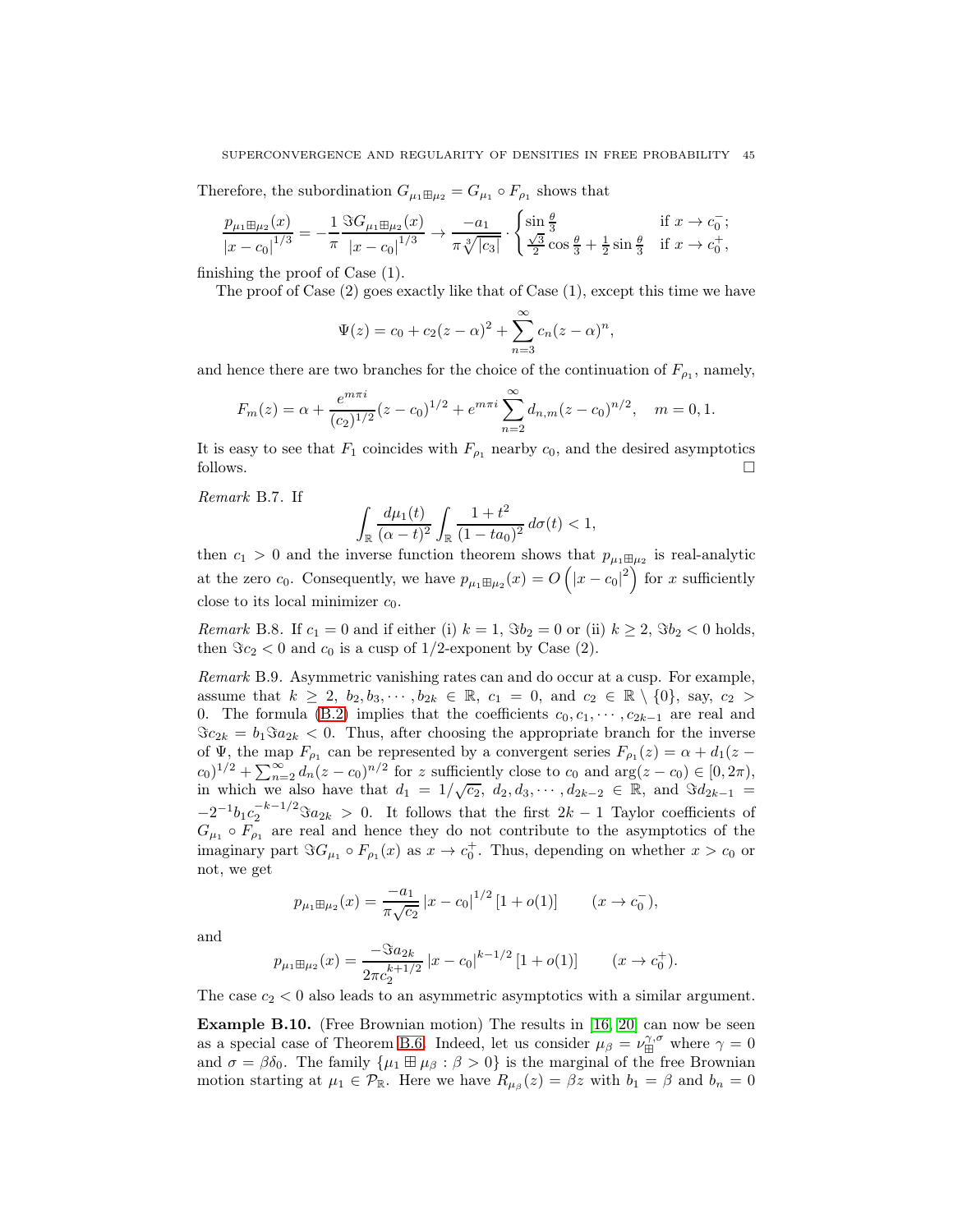Therefore, the subordination $G_{\mu_1\boxplus\mu_2} = G_{\mu_1} \circ F_{\rho_1}$ shows that

$$\frac{p_{\mu_1\boxplus\mu_2}(x)}{|x-c_0|^{1/3}} = -\frac{1}{\pi}\frac{\Im G_{\mu_1\boxplus\mu_2}(x)}{|x-c_0|^{1/3}} \to \frac{-a_1}{\pi\sqrt[3]{|c_3|}} \cdot \begin{cases} \sin\frac{\theta}{3} & \text{if } x \to c_0^-; \\ \frac{\sqrt{3}}{2}\cos\frac{\theta}{3} + \frac{1}{2}\sin\frac{\theta}{3} & \text{if } x \to c_0^+, \end{cases}$$

finishing the proof of Case (1).

The proof of Case (2) goes exactly like that of Case (1), except this time we have

$$\Psi(z) = c_0 + c_2(z-\alpha)^2 + \sum_{n=3}^{\infty} c_n(z-\alpha)^n,$$

and hence there are two branches for the choice of the continuation of $F_{\rho_1}$, namely,

$$F_m(z) = \alpha + \frac{e^{m\pi i}}{(c_2)^{1/2}}(z-c_0)^{1/2} + e^{m\pi i}\sum_{n=2}^{\infty} d_{n,m}(z-c_0)^{n/2}, \quad m = 0, 1.$$

It is easy to see that $F_1$ coincides with $F_{\rho_1}$ nearby $c_0$, and the desired asymptotics follows. $\square$

*Remark* B.7. If

$$\int_{\mathbb{R}} \frac{d\mu_1(t)}{(\alpha-t)^2} \int_{\mathbb{R}} \frac{1+t^2}{(1-ta_0)^2}\, d\sigma(t) < 1,$$

then $c_1 > 0$ and the inverse function theorem shows that $p_{\mu_1\boxplus\mu_2}$ is real-analytic at the zero $c_0$. Consequently, we have $p_{\mu_1\boxplus\mu_2}(x) = O\left(|x-c_0|^2\right)$ for $x$ sufficiently close to its local minimizer $c_0$.

*Remark* B.8. If $c_1 = 0$ and if either (i) $k = 1$, $\Im b_2 = 0$ or (ii) $k \geq 2$, $\Im b_2 < 0$ holds, then $\Im c_2 < 0$ and $c_0$ is a cusp of $1/2$-exponent by Case (2).

*Remark* B.9. Asymmetric vanishing rates can and do occur at a cusp. For example, assume that $k \geq 2$, $b_2, b_3, \cdots, b_{2k} \in \mathbb{R}$, $c_1 = 0$, and $c_2 \in \mathbb{R} \setminus \{0\}$, say, $c_2 > 0$. The formula (B.2) implies that the coefficients $c_0, c_1, \cdots, c_{2k-1}$ are real and $\Im c_{2k} = b_1 \Im a_{2k} < 0$. Thus, after choosing the appropriate branch for the inverse of $\Psi$, the map $F_{\rho_1}$ can be represented by a convergent series $F_{\rho_1}(z) = \alpha + d_1(z-c_0)^{1/2} + \sum_{n=2}^{\infty} d_n(z-c_0)^{n/2}$ for $z$ sufficiently close to $c_0$ and $\arg(z-c_0) \in [0, 2\pi)$, in which we also have that $d_1 = 1/\sqrt{c_2}$, $d_2, d_3, \cdots, d_{2k-2} \in \mathbb{R}$, and $\Im d_{2k-1} = -2^{-1}b_1 c_2^{-k-1/2}\Im a_{2k} > 0$. It follows that the first $2k-1$ Taylor coefficients of $G_{\mu_1} \circ F_{\rho_1}$ are real and hence they do not contribute to the asymptotics of the imaginary part $\Im G_{\mu_1} \circ F_{\rho_1}(x)$ as $x \to c_0^+$. Thus, depending on whether $x > c_0$ or not, we get

$$p_{\mu_1\boxplus\mu_2}(x) = \frac{-a_1}{\pi\sqrt{c_2}}|x-c_0|^{1/2}[1+o(1)] \qquad (x \to c_0^-),$$

and

$$p_{\mu_1\boxplus\mu_2}(x) = \frac{-\Im a_{2k}}{2\pi c_2^{k+1/2}}|x-c_0|^{k-1/2}[1+o(1)] \qquad (x \to c_0^+).$$

The case $c_2 < 0$ also leads to an asymmetric asymptotics with a similar argument.

**Example B.10.** (Free Brownian motion) The results in [16, 20] can now be seen as a special case of Theorem B.6. Indeed, let us consider $\mu_\beta = \nu_{\boxplus}^{\gamma,\sigma}$ where $\gamma = 0$ and $\sigma = \beta\delta_0$. The family $\{\mu_1 \boxplus \mu_\beta : \beta > 0\}$ is the marginal of the free Brownian motion starting at $\mu_1 \in \mathcal{P}_{\mathbb{R}}$. Here we have $R_{\mu_\beta}(z) = \beta z$ with $b_1 = \beta$ and $b_n = 0$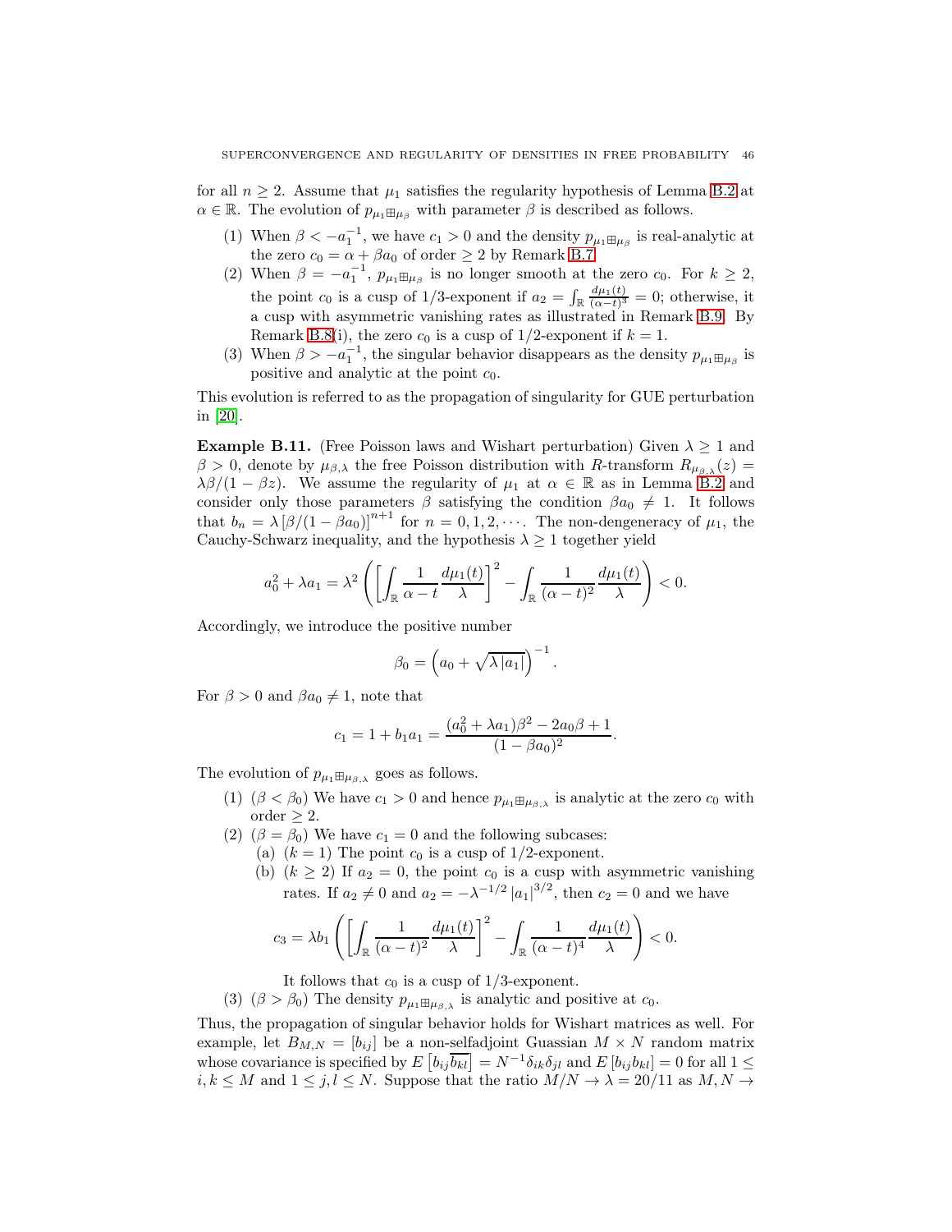for all $n \geq 2$. Assume that $\mu_1$ satisfies the regularity hypothesis of Lemma B.2 at $\alpha \in \mathbb{R}$. The evolution of $p_{\mu_1 \boxplus \mu_\beta}$ with parameter $\beta$ is described as follows.

1. When $\beta < -a_1^{-1}$, we have $c_1 > 0$ and the density $p_{\mu_1 \boxplus \mu_\beta}$ is real-analytic at the zero $c_0 = \alpha + \beta a_0$ of order $\geq 2$ by Remark B.7.
2. When $\beta = -a_1^{-1}$, $p_{\mu_1 \boxplus \mu_\beta}$ is no longer smooth at the zero $c_0$. For $k \geq 2$, the point $c_0$ is a cusp of 1/3-exponent if $a_2 = \int_{\mathbb{R}} \frac{d\mu_1(t)}{(\alpha - t)^3} = 0$; otherwise, it a cusp with asymmetric vanishing rates as illustrated in Remark B.9. By Remark B.8(i), the zero $c_0$ is a cusp of 1/2-exponent if $k = 1$.
3. When $\beta > -a_1^{-1}$, the singular behavior disappears as the density $p_{\mu_1 \boxplus \mu_\beta}$ is positive and analytic at the point $c_0$.

This evolution is referred to as the propagation of singularity for GUE perturbation in [20].

**Example B.11.** (Free Poisson laws and Wishart perturbation) Given $\lambda \geq 1$ and $\beta > 0$, denote by $\mu_{\beta,\lambda}$ the free Poisson distribution with $R$-transform $R_{\mu_{\beta,\lambda}}(z) = \lambda\beta/(1 - \beta z)$. We assume the regularity of $\mu_1$ at $\alpha \in \mathbb{R}$ as in Lemma B.2 and consider only those parameters $\beta$ satisfying the condition $\beta a_0 \neq 1$. It follows that $b_n = \lambda \left[\beta/(1 - \beta a_0)\right]^{n+1}$ for $n = 0, 1, 2, \cdots$. The non-dengeneracy of $\mu_1$, the Cauchy-Schwarz inequality, and the hypothesis $\lambda \geq 1$ together yield

$$a_0^2 + \lambda a_1 = \lambda^2 \left( \left[ \int_{\mathbb{R}} \frac{1}{\alpha - t} \frac{d\mu_1(t)}{\lambda} \right]^2 - \int_{\mathbb{R}} \frac{1}{(\alpha - t)^2} \frac{d\mu_1(t)}{\lambda} \right) < 0.$$

Accordingly, we introduce the positive number

$$\beta_0 = \left( a_0 + \sqrt{\lambda\, |a_1|} \right)^{-1}.$$

For $\beta > 0$ and $\beta a_0 \neq 1$, note that

$$c_1 = 1 + b_1 a_1 = \frac{(a_0^2 + \lambda a_1)\beta^2 - 2a_0\beta + 1}{(1 - \beta a_0)^2}.$$

The evolution of $p_{\mu_1 \boxplus \mu_{\beta,\lambda}}$ goes as follows.

1. ($\beta < \beta_0$) We have $c_1 > 0$ and hence $p_{\mu_1 \boxplus \mu_{\beta,\lambda}}$ is analytic at the zero $c_0$ with order $\geq 2$.
2. ($\beta = \beta_0$) We have $c_1 = 0$ and the following subcases:
   (a) ($k = 1$) The point $c_0$ is a cusp of 1/2-exponent.
   (b) ($k \geq 2$) If $a_2 = 0$, the point $c_0$ is a cusp with asymmetric vanishing rates. If $a_2 \neq 0$ and $a_2 = -\lambda^{-1/2} |a_1|^{3/2}$, then $c_2 = 0$ and we have
   $$c_3 = \lambda b_1 \left( \left[ \int_{\mathbb{R}} \frac{1}{(\alpha - t)^2} \frac{d\mu_1(t)}{\lambda} \right]^2 - \int_{\mathbb{R}} \frac{1}{(\alpha - t)^4} \frac{d\mu_1(t)}{\lambda} \right) < 0.$$
   It follows that $c_0$ is a cusp of 1/3-exponent.
3. ($\beta > \beta_0$) The density $p_{\mu_1 \boxplus \mu_{\beta,\lambda}}$ is analytic and positive at $c_0$.

Thus, the propagation of singular behavior holds for Wishart matrices as well. For example, let $B_{M,N} = [b_{ij}]$ be a non-selfadjoint Guassian $M \times N$ random matrix whose covariance is specified by $E\left[b_{ij}\overline{b_{kl}}\right] = N^{-1}\delta_{ik}\delta_{jl}$ and $E\left[b_{ij}b_{kl}\right] = 0$ for all $1 \leq i, k \leq M$ and $1 \leq j, l \leq N$. Suppose that the ratio $M/N \to \lambda = 20/11$ as $M, N \to$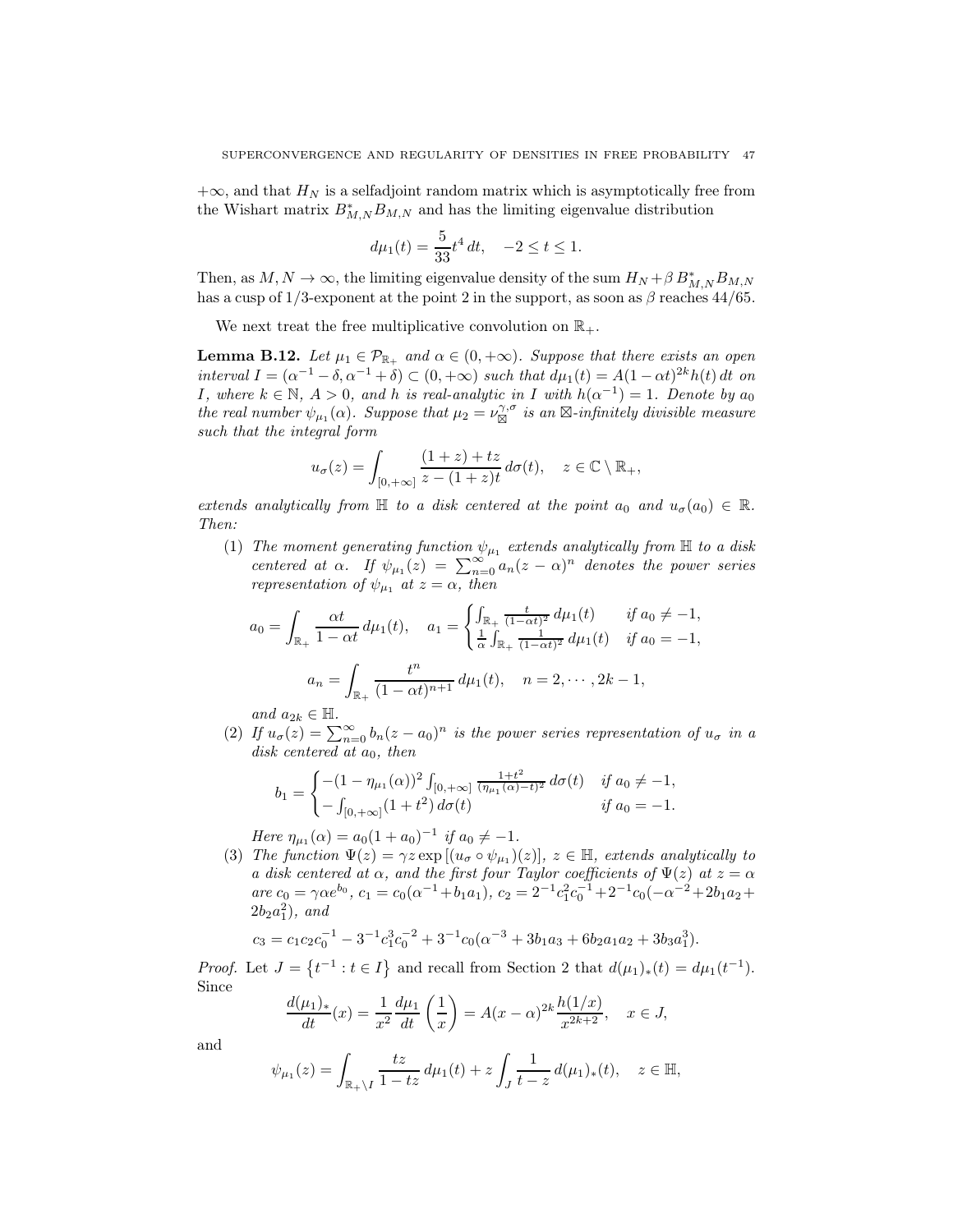$+\infty$, and that $H_N$ is a selfadjoint random matrix which is asymptotically free from the Wishart matrix $B_{M,N}^* B_{M,N}$ and has the limiting eigenvalue distribution

$$d\mu_1(t) = \frac{5}{33} t^4 \, dt, \quad -2 \leq t \leq 1.$$

Then, as $M, N \to \infty$, the limiting eigenvalue density of the sum $H_N + \beta \, B_{M,N}^* B_{M,N}$ has a cusp of 1/3-exponent at the point 2 in the support, as soon as $\beta$ reaches 44/65.

We next treat the free multiplicative convolution on $\mathbb{R}_+$.

**Lemma B.12.** *Let $\mu_1 \in \mathcal{P}_{\mathbb{R}_+}$ and $\alpha \in (0, +\infty)$. Suppose that there exists an open interval $I = (\alpha^{-1} - \delta, \alpha^{-1} + \delta) \subset (0, +\infty)$ such that $d\mu_1(t) = A(1 - \alpha t)^{2k} h(t) \, dt$ on $I$, where $k \in \mathbb{N}$, $A > 0$, and $h$ is real-analytic in $I$ with $h(\alpha^{-1}) = 1$. Denote by $a_0$ the real number $\psi_{\mu_1}(\alpha)$. Suppose that $\mu_2 = \nu_{\boxtimes}^{\gamma, \sigma}$ is an $\boxtimes$-infinitely divisible measure such that the integral form*

$$u_\sigma(z) = \int_{[0,+\infty]} \frac{(1+z) + tz}{z - (1+z)t} \, d\sigma(t), \quad z \in \mathbb{C} \setminus \mathbb{R}_+,$$

*extends analytically from $\mathbb{H}$ to a disk centered at the point $a_0$ and $u_\sigma(a_0) \in \mathbb{R}$. Then:*

1. *The moment generating function $\psi_{\mu_1}$ extends analytically from $\mathbb{H}$ to a disk centered at $\alpha$. If $\psi_{\mu_1}(z) = \sum_{n=0}^\infty a_n (z - \alpha)^n$ denotes the power series representation of $\psi_{\mu_1}$ at $z = \alpha$, then*

$$a_0 = \int_{\mathbb{R}_+} \frac{\alpha t}{1 - \alpha t} \, d\mu_1(t), \quad a_1 = \begin{cases} \int_{\mathbb{R}_+} \frac{t}{(1-\alpha t)^2} \, d\mu_1(t) & \text{if } a_0 \neq -1, \\ \frac{1}{\alpha} \int_{\mathbb{R}_+} \frac{1}{(1-\alpha t)^2} \, d\mu_1(t) & \text{if } a_0 = -1, \end{cases}$$

$$a_n = \int_{\mathbb{R}_+} \frac{t^n}{(1 - \alpha t)^{n+1}} \, d\mu_1(t), \quad n = 2, \cdots, 2k-1,$$

   *and $a_{2k} \in \mathbb{H}$.*

2. *If $u_\sigma(z) = \sum_{n=0}^\infty b_n (z - a_0)^n$ is the power series representation of $u_\sigma$ in a disk centered at $a_0$, then*

$$b_1 = \begin{cases} -(1 - \eta_{\mu_1}(\alpha))^2 \int_{[0,+\infty]} \frac{1+t^2}{(\eta_{\mu_1}(\alpha) - t)^2} \, d\sigma(t) & \text{if } a_0 \neq -1, \\ -\int_{[0,+\infty]} (1 + t^2) \, d\sigma(t) & \text{if } a_0 = -1. \end{cases}$$

   *Here $\eta_{\mu_1}(\alpha) = a_0(1 + a_0)^{-1}$ if $a_0 \neq -1$.*

3. *The function $\Psi(z) = \gamma z \exp[(u_\sigma \circ \psi_{\mu_1})(z)]$, $z \in \mathbb{H}$, extends analytically to a disk centered at $\alpha$, and the first four Taylor coefficients of $\Psi(z)$ at $z = \alpha$ are $c_0 = \gamma \alpha e^{b_0}$, $c_1 = c_0(\alpha^{-1} + b_1 a_1)$, $c_2 = 2^{-1} c_1^2 c_0^{-1} + 2^{-1} c_0(-\alpha^{-2} + 2b_1 a_2 + 2b_2 a_1^2)$, and*

$$c_3 = c_1 c_2 c_0^{-1} - 3^{-1} c_1^3 c_0^{-2} + 3^{-1} c_0(\alpha^{-3} + 3b_1 a_3 + 6b_2 a_1 a_2 + 3b_3 a_1^3).$$

*Proof.* Let $J = \{t^{-1} : t \in I\}$ and recall from Section 2 that $d(\mu_1)_*(t) = d\mu_1(t^{-1})$. Since

$$\frac{d(\mu_1)_*}{dt}(x) = \frac{1}{x^2} \frac{d\mu_1}{dt} \left( \frac{1}{x} \right) = A(x - \alpha)^{2k} \frac{h(1/x)}{x^{2k+2}}, \quad x \in J,$$

and

$$\psi_{\mu_1}(z) = \int_{\mathbb{R}_+ \setminus I} \frac{tz}{1 - tz} \, d\mu_1(t) + z \int_J \frac{1}{t - z} \, d(\mu_1)_*(t), \quad z \in \mathbb{H},$$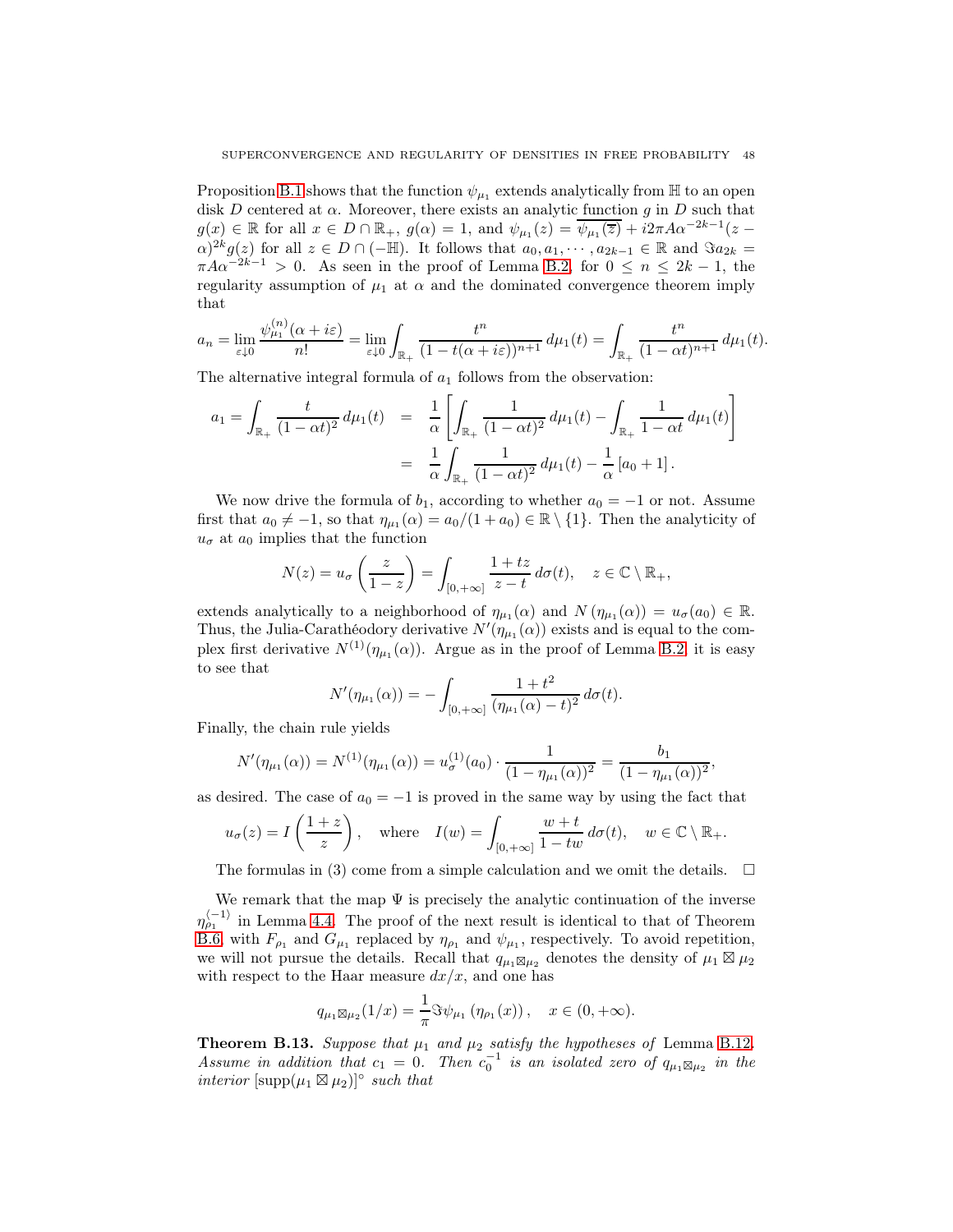Proposition B.1 shows that the function $\psi_{\mu_1}$ extends analytically from $\mathbb{H}$ to an open disk $D$ centered at $\alpha$. Moreover, there exists an analytic function $g$ in $D$ such that $g(x) \in \mathbb{R}$ for all $x \in D \cap \mathbb{R}_+$, $g(\alpha) = 1$, and $\psi_{\mu_1}(z) = \overline{\psi_{\mu_1}(\overline{z})} + i2\pi A\alpha^{-2k-1}(z - \alpha)^{2k} g(z)$ for all $z \in D \cap (-\mathbb{H})$. It follows that $a_0, a_1, \cdots, a_{2k-1} \in \mathbb{R}$ and $\Im a_{2k} = \pi A \alpha^{-2k-1} > 0$. As seen in the proof of Lemma B.2, for $0 \le n \le 2k-1$, the regularity assumption of $\mu_1$ at $\alpha$ and the dominated convergence theorem imply that

$$a_n = \lim_{\varepsilon \downarrow 0} \frac{\psi_{\mu_1}^{(n)}(\alpha + i\varepsilon)}{n!} = \lim_{\varepsilon \downarrow 0} \int_{\mathbb{R}_+} \frac{t^n}{(1 - t(\alpha + i\varepsilon))^{n+1}} \, d\mu_1(t) = \int_{\mathbb{R}_+} \frac{t^n}{(1 - \alpha t)^{n+1}} \, d\mu_1(t).$$

The alternative integral formula of $a_1$ follows from the observation:

$$\begin{aligned} a_1 = \int_{\mathbb{R}_+} \frac{t}{(1 - \alpha t)^2} \, d\mu_1(t) &= \frac{1}{\alpha} \left[ \int_{\mathbb{R}_+} \frac{1}{(1 - \alpha t)^2} \, d\mu_1(t) - \int_{\mathbb{R}_+} \frac{1}{1 - \alpha t} \, d\mu_1(t) \right] \\ &= \frac{1}{\alpha} \int_{\mathbb{R}_+} \frac{1}{(1 - \alpha t)^2} \, d\mu_1(t) - \frac{1}{\alpha} \left[ a_0 + 1 \right]. \end{aligned}$$

We now drive the formula of $b_1$, according to whether $a_0 = -1$ or not. Assume first that $a_0 \neq -1$, so that $\eta_{\mu_1}(\alpha) = a_0/(1 + a_0) \in \mathbb{R} \setminus \{1\}$. Then the analyticity of $u_\sigma$ at $a_0$ implies that the function

$$N(z) = u_\sigma \left( \frac{z}{1 - z} \right) = \int_{[0, +\infty]} \frac{1 + tz}{z - t} \, d\sigma(t), \quad z \in \mathbb{C} \setminus \mathbb{R}_+,$$

extends analytically to a neighborhood of $\eta_{\mu_1}(\alpha)$ and $N(\eta_{\mu_1}(\alpha)) = u_\sigma(a_0) \in \mathbb{R}$. Thus, the Julia-Carathéodory derivative $N'(\eta_{\mu_1}(\alpha))$ exists and is equal to the complex first derivative $N^{(1)}(\eta_{\mu_1}(\alpha))$. Argue as in the proof of Lemma B.2, it is easy to see that

$$N'(\eta_{\mu_1}(\alpha)) = -\int_{[0, +\infty]} \frac{1 + t^2}{(\eta_{\mu_1}(\alpha) - t)^2} \, d\sigma(t).$$

Finally, the chain rule yields

$$N'(\eta_{\mu_1}(\alpha)) = N^{(1)}(\eta_{\mu_1}(\alpha)) = u_\sigma^{(1)}(a_0) \cdot \frac{1}{(1 - \eta_{\mu_1}(\alpha))^2} = \frac{b_1}{(1 - \eta_{\mu_1}(\alpha))^2},$$

as desired. The case of $a_0 = -1$ is proved in the same way by using the fact that

$$u_\sigma(z) = I\left( \frac{1 + z}{z} \right), \quad \text{where} \quad I(w) = \int_{[0, +\infty]} \frac{w + t}{1 - tw} \, d\sigma(t), \quad w \in \mathbb{C} \setminus \mathbb{R}_+.$$

The formulas in (3) come from a simple calculation and we omit the details. $\square$

We remark that the map $\Psi$ is precisely the analytic continuation of the inverse $\eta_{\rho_1}^{\langle -1 \rangle}$ in Lemma 4.4. The proof of the next result is identical to that of Theorem B.6 with $F_{\rho_1}$ and $G_{\mu_1}$ replaced by $\eta_{\rho_1}$ and $\psi_{\mu_1}$, respectively. To avoid repetition, we will not pursue the details. Recall that $q_{\mu_1 \boxtimes \mu_2}$ denotes the density of $\mu_1 \boxtimes \mu_2$ with respect to the Haar measure $dx/x$, and one has

$$q_{\mu_1 \boxtimes \mu_2}(1/x) = \frac{1}{\pi} \Im \psi_{\mu_1}(\eta_{\rho_1}(x)), \quad x \in (0, +\infty).$$

**Theorem B.13.** *Suppose that $\mu_1$ and $\mu_2$ satisfy the hypotheses of* Lemma B.12. *Assume in addition that $c_1 = 0$. Then $c_0^{-1}$ is an isolated zero of $q_{\mu_1 \boxtimes \mu_2}$ in the interior $[\mathrm{supp}(\mu_1 \boxtimes \mu_2)]^\circ$ such that*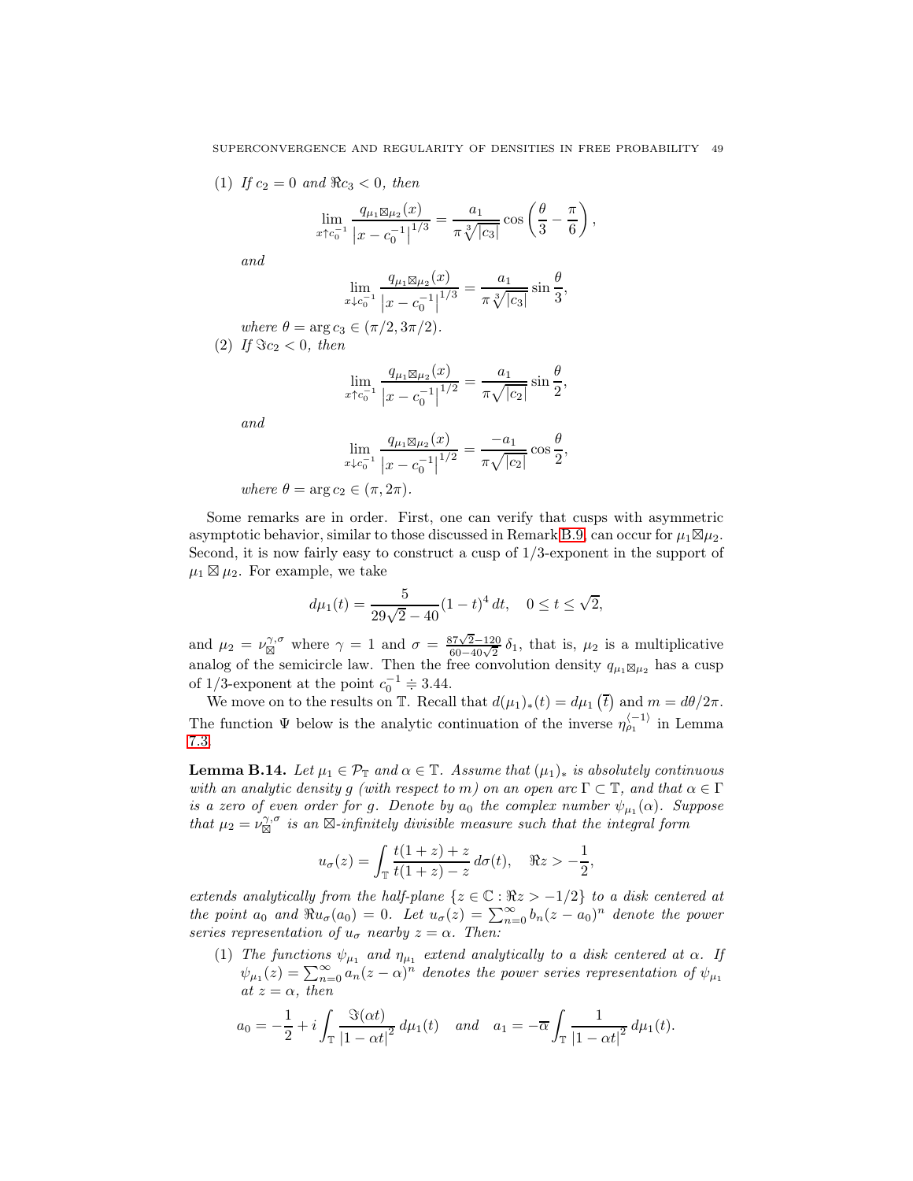(1) *If $c_2 = 0$ and $\Re c_3 < 0$, then*

$$\lim_{x \uparrow c_0^{-1}} \frac{q_{\mu_1 \boxtimes \mu_2}(x)}{\left|x - c_0^{-1}\right|^{1/3}} = \frac{a_1}{\pi \sqrt[3]{|c_3|}} \cos\left(\frac{\theta}{3} - \frac{\pi}{6}\right),$$

*and*

$$\lim_{x \downarrow c_0^{-1}} \frac{q_{\mu_1 \boxtimes \mu_2}(x)}{\left|x - c_0^{-1}\right|^{1/3}} = \frac{a_1}{\pi \sqrt[3]{|c_3|}} \sin\frac{\theta}{3},$$

*where $\theta = \arg c_3 \in (\pi/2, 3\pi/2)$.*

(2) *If $\Im c_2 < 0$, then*

$$\lim_{x \uparrow c_0^{-1}} \frac{q_{\mu_1 \boxtimes \mu_2}(x)}{\left|x - c_0^{-1}\right|^{1/2}} = \frac{a_1}{\pi \sqrt{|c_2|}} \sin\frac{\theta}{2},$$

*and*

$$\lim_{x \downarrow c_0^{-1}} \frac{q_{\mu_1 \boxtimes \mu_2}(x)}{\left|x - c_0^{-1}\right|^{1/2}} = \frac{-a_1}{\pi \sqrt{|c_2|}} \cos\frac{\theta}{2},$$

*where $\theta = \arg c_2 \in (\pi, 2\pi)$.*

Some remarks are in order. First, one can verify that cusps with asymmetric asymptotic behavior, similar to those discussed in Remark B.9, can occur for $\mu_1 \boxtimes \mu_2$. Second, it is now fairly easy to construct a cusp of 1/3-exponent in the support of $\mu_1 \boxtimes \mu_2$. For example, we take

$$d\mu_1(t) = \frac{5}{29\sqrt{2} - 40}(1-t)^4 \, dt, \quad 0 \le t \le \sqrt{2},$$

and $\mu_2 = \nu_{\boxtimes}^{\gamma,\sigma}$ where $\gamma = 1$ and $\sigma = \frac{87\sqrt{2}-120}{60-40\sqrt{2}} \delta_1$, that is, $\mu_2$ is a multiplicative analog of the semicircle law. Then the free convolution density $q_{\mu_1 \boxtimes \mu_2}$ has a cusp of 1/3-exponent at the point $c_0^{-1} \doteqdot 3.44$.

We move on to the results on $\mathbb{T}$. Recall that $d(\mu_1)_*(t) = d\mu_1\left(\overline{t}\right)$ and $m = d\theta/2\pi$. The function $\Psi$ below is the analytic continuation of the inverse $\eta_{\rho_1}^{\langle -1 \rangle}$ in Lemma 7.3.

**Lemma B.14.** *Let $\mu_1 \in \mathcal{P}_{\mathbb{T}}$ and $\alpha \in \mathbb{T}$. Assume that $(\mu_1)_*$ is absolutely continuous with an analytic density $g$ (with respect to $m$) on an open arc $\Gamma \subset \mathbb{T}$, and that $\alpha \in \Gamma$ is a zero of even order for $g$. Denote by $a_0$ the complex number $\psi_{\mu_1}(\alpha)$. Suppose that $\mu_2 = \nu_{\boxtimes}^{\gamma,\sigma}$ is an $\boxtimes$-infinitely divisible measure such that the integral form*

$$u_\sigma(z) = \int_{\mathbb{T}} \frac{t(1+z)+z}{t(1+z)-z} \, d\sigma(t), \quad \Re z > -\frac{1}{2},$$

*extends analytically from the half-plane $\{z \in \mathbb{C} : \Re z > -1/2\}$ to a disk centered at the point $a_0$ and $\Re u_\sigma(a_0) = 0$. Let $u_\sigma(z) = \sum_{n=0}^\infty b_n(z - a_0)^n$ denote the power series representation of $u_\sigma$ nearby $z = \alpha$. Then:*

(1) *The functions $\psi_{\mu_1}$ and $\eta_{\mu_1}$ extend analytically to a disk centered at $\alpha$. If $\psi_{\mu_1}(z) = \sum_{n=0}^\infty a_n(z-\alpha)^n$ denotes the power series representation of $\psi_{\mu_1}$ at $z = \alpha$, then*

$$a_0 = -\frac{1}{2} + i\int_{\mathbb{T}} \frac{\Im(\alpha t)}{|1-\alpha t|^2} \, d\mu_1(t) \quad \text{and} \quad a_1 = -\overline{\alpha} \int_{\mathbb{T}} \frac{1}{|1-\alpha t|^2} \, d\mu_1(t).$$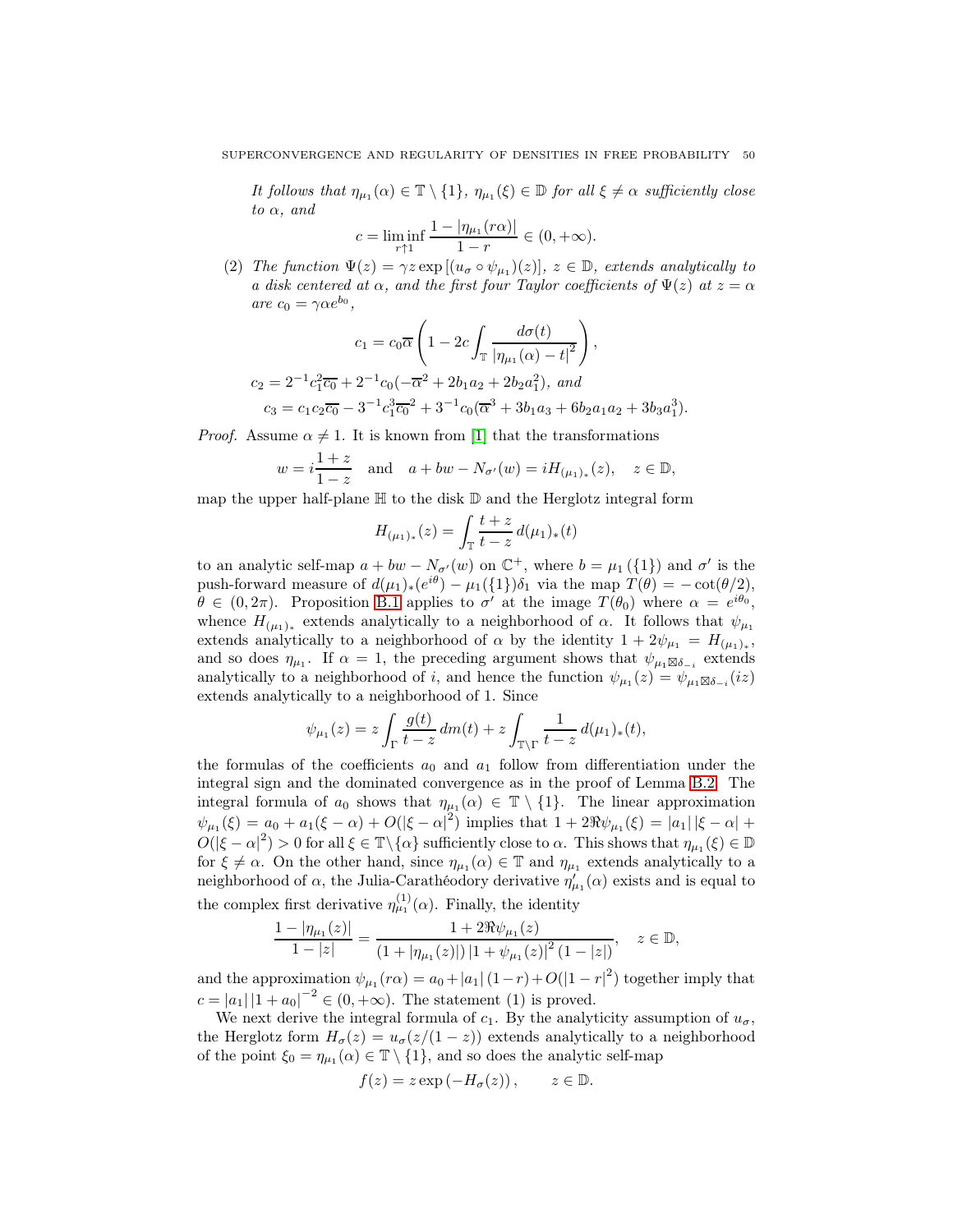*It follows that $\eta_{\mu_1}(\alpha) \in \mathbb{T} \setminus \{1\}$, $\eta_{\mu_1}(\xi) \in \mathbb{D}$ for all $\xi \neq \alpha$ sufficiently close to $\alpha$, and*

$$c = \liminf_{r \uparrow 1} \frac{1 - |\eta_{\mu_1}(r\alpha)|}{1 - r} \in (0, +\infty).$$

(2) *The function $\Psi(z) = \gamma z \exp\left[(u_\sigma \circ \psi_{\mu_1})(z)\right]$, $z \in \mathbb{D}$, extends analytically to a disk centered at $\alpha$, and the first four Taylor coefficients of $\Psi(z)$ at $z = \alpha$ are $c_0 = \gamma \alpha e^{b_0}$,*

$$c_1 = c_0 \overline{\alpha} \left( 1 - 2c \int_{\mathbb{T}} \frac{d\sigma(t)}{|\eta_{\mu_1}(\alpha) - t|^2} \right),$$

$$c_2 = 2^{-1} c_1^2 \overline{c_0} + 2^{-1} c_0 (-\overline{\alpha}^2 + 2b_1 a_2 + 2b_2 a_1^2), \text{ and}$$

$$c_3 = c_1 c_2 \overline{c_0} - 3^{-1} c_1^3 \overline{c_0}^2 + 3^{-1} c_0 (\overline{\alpha}^3 + 3b_1 a_3 + 6b_2 a_1 a_2 + 3b_3 a_1^3).$$

*Proof.* Assume $\alpha \neq 1$. It is known from [1] that the transformations

$$w = i \frac{1+z}{1-z} \quad \text{and} \quad a + bw - N_{\sigma'}(w) = iH_{(\mu_1)_*}(z), \quad z \in \mathbb{D},$$

map the upper half-plane $\mathbb{H}$ to the disk $\mathbb{D}$ and the Herglotz integral form

$$H_{(\mu_1)_*}(z) = \int_{\mathbb{T}} \frac{t+z}{t-z} \, d(\mu_1)_*(t)$$

to an analytic self-map $a + bw - N_{\sigma'}(w)$ on $\mathbb{C}^+$, where $b = \mu_1(\{1\})$ and $\sigma'$ is the push-forward measure of $d(\mu_1)_*(e^{i\theta}) - \mu_1(\{1\})\delta_1$ via the map $T(\theta) = -\cot(\theta/2)$, $\theta \in (0, 2\pi)$. Proposition B.1 applies to $\sigma'$ at the image $T(\theta_0)$ where $\alpha = e^{i\theta_0}$, whence $H_{(\mu_1)_*}$ extends analytically to a neighborhood of $\alpha$. It follows that $\psi_{\mu_1}$ extends analytically to a neighborhood of $\alpha$ by the identity $1 + 2\psi_{\mu_1} = H_{(\mu_1)_*}$, and so does $\eta_{\mu_1}$. If $\alpha = 1$, the preceding argument shows that $\psi_{\mu_1 \boxtimes \delta_{-i}}$ extends analytically to a neighborhood of $i$, and hence the function $\psi_{\mu_1}(z) = \psi_{\mu_1 \boxtimes \delta_{-i}}(iz)$ extends analytically to a neighborhood of 1. Since

$$\psi_{\mu_1}(z) = z \int_{\Gamma} \frac{g(t)}{t-z} \, dm(t) + z \int_{\mathbb{T} \setminus \Gamma} \frac{1}{t-z} \, d(\mu_1)_*(t),$$

the formulas of the coefficients $a_0$ and $a_1$ follow from differentiation under the integral sign and the dominated convergence as in the proof of Lemma B.2. The integral formula of $a_0$ shows that $\eta_{\mu_1}(\alpha) \in \mathbb{T} \setminus \{1\}$. The linear approximation $\psi_{\mu_1}(\xi) = a_0 + a_1(\xi - \alpha) + O(|\xi - \alpha|^2)$ implies that $1 + 2\Re\psi_{\mu_1}(\xi) = |a_1| |\xi - \alpha| + O(|\xi - \alpha|^2) > 0$ for all $\xi \in \mathbb{T} \setminus \{\alpha\}$ sufficiently close to $\alpha$. This shows that $\eta_{\mu_1}(\xi) \in \mathbb{D}$ for $\xi \neq \alpha$. On the other hand, since $\eta_{\mu_1}(\alpha) \in \mathbb{T}$ and $\eta_{\mu_1}$ extends analytically to a neighborhood of $\alpha$, the Julia-Carathéodory derivative $\eta'_{\mu_1}(\alpha)$ exists and is equal to the complex first derivative $\eta^{(1)}_{\mu_1}(\alpha)$. Finally, the identity

$$\frac{1 - |\eta_{\mu_1}(z)|}{1 - |z|} = \frac{1 + 2\Re\psi_{\mu_1}(z)}{(1 + |\eta_{\mu_1}(z)|) \, |1 + \psi_{\mu_1}(z)|^2 \, (1 - |z|)}, \quad z \in \mathbb{D},$$

and the approximation $\psi_{\mu_1}(r\alpha) = a_0 + |a_1|(1 - r) + O(|1 - r|^2)$ together imply that $c = |a_1| \, |1 + a_0|^{-2} \in (0, +\infty)$. The statement (1) is proved.

We next derive the integral formula of $c_1$. By the analyticity assumption of $u_\sigma$, the Herglotz form $H_\sigma(z) = u_\sigma(z/(1-z))$ extends analytically to a neighborhood of the point $\xi_0 = \eta_{\mu_1}(\alpha) \in \mathbb{T} \setminus \{1\}$, and so does the analytic self-map

$$f(z) = z \exp\left(-H_\sigma(z)\right), \qquad z \in \mathbb{D}.$$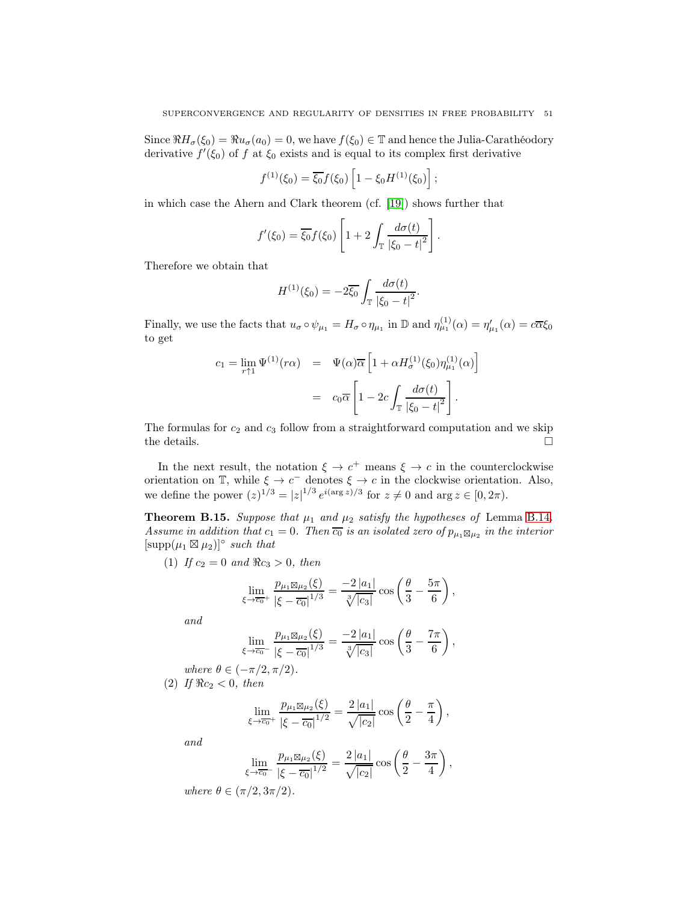Since $\Re H_\sigma(\xi_0) = \Re u_\sigma(a_0) = 0$, we have $f(\xi_0) \in \mathbb{T}$ and hence the Julia-Carathéodory derivative $f'(\xi_0)$ of $f$ at $\xi_0$ exists and is equal to its complex first derivative

$$f^{(1)}(\xi_0) = \overline{\xi_0} f(\xi_0)\left[1 - \xi_0 H^{(1)}(\xi_0)\right];$$

in which case the Ahern and Clark theorem (cf. [19]) shows further that

$$f'(\xi_0) = \overline{\xi_0} f(\xi_0)\left[1 + 2\int_{\mathbb{T}} \frac{d\sigma(t)}{|\xi_0 - t|^2}\right].$$

Therefore we obtain that

$$H^{(1)}(\xi_0) = -2\overline{\xi_0}\int_{\mathbb{T}} \frac{d\sigma(t)}{|\xi_0 - t|^2}.$$

Finally, we use the facts that $u_\sigma \circ \psi_{\mu_1} = H_\sigma \circ \eta_{\mu_1}$ in $\mathbb{D}$ and $\eta_{\mu_1}^{(1)}(\alpha) = \eta_{\mu_1}'(\alpha) = c\overline{\alpha}\xi_0$ to get

$$\begin{aligned} c_1 = \lim_{r\uparrow 1} \Psi^{(1)}(r\alpha) &= \Psi(\alpha)\overline{\alpha}\left[1 + \alpha H_\sigma^{(1)}(\xi_0)\eta_{\mu_1}^{(1)}(\alpha)\right] \\ &= c_0\overline{\alpha}\left[1 - 2c\int_{\mathbb{T}} \frac{d\sigma(t)}{|\xi_0 - t|^2}\right]. \end{aligned}$$

The formulas for $c_2$ and $c_3$ follow from a straightforward computation and we skip the details. $\square$

In the next result, the notation $\xi \to c^+$ means $\xi \to c$ in the counterclockwise orientation on $\mathbb{T}$, while $\xi \to c^-$ denotes $\xi \to c$ in the clockwise orientation. Also, we define the power $(z)^{1/3} = |z|^{1/3} e^{i(\arg z)/3}$ for $z \neq 0$ and $\arg z \in [0, 2\pi)$.

**Theorem B.15.** *Suppose that $\mu_1$ and $\mu_2$ satisfy the hypotheses of* Lemma B.14. *Assume in addition that $c_1 = 0$. Then $\overline{c_0}$ is an isolated zero of $p_{\mu_1 \boxtimes \mu_2}$ in the interior $[\mathrm{supp}(\mu_1 \boxtimes \mu_2)]^\circ$ such that*

(1) *If $c_2 = 0$ and $\Re c_3 > 0$, then*

$$\lim_{\xi \to \overline{c_0}^+} \frac{p_{\mu_1 \boxtimes \mu_2}(\xi)}{|\xi - \overline{c_0}|^{1/3}} = \frac{-2\,|a_1|}{\sqrt[3]{|c_3|}}\cos\left(\frac{\theta}{3} - \frac{5\pi}{6}\right),$$

*and*

$$\lim_{\xi \to \overline{c_0}^-} \frac{p_{\mu_1 \boxtimes \mu_2}(\xi)}{|\xi - \overline{c_0}|^{1/3}} = \frac{-2\,|a_1|}{\sqrt[3]{|c_3|}}\cos\left(\frac{\theta}{3} - \frac{7\pi}{6}\right),$$

*where $\theta \in (-\pi/2, \pi/2)$.*

(2) *If $\Re c_2 < 0$, then*

$$\lim_{\xi \to \overline{c_0}^+} \frac{p_{\mu_1 \boxtimes \mu_2}(\xi)}{|\xi - \overline{c_0}|^{1/2}} = \frac{2\,|a_1|}{\sqrt{|c_2|}}\cos\left(\frac{\theta}{2} - \frac{\pi}{4}\right),$$

*and*

$$\lim_{\xi \to \overline{c_0}^-} \frac{p_{\mu_1 \boxtimes \mu_2}(\xi)}{|\xi - \overline{c_0}|^{1/2}} = \frac{2\,|a_1|}{\sqrt{|c_2|}}\cos\left(\frac{\theta}{2} - \frac{3\pi}{4}\right),$$

*where $\theta \in (\pi/2, 3\pi/2)$.*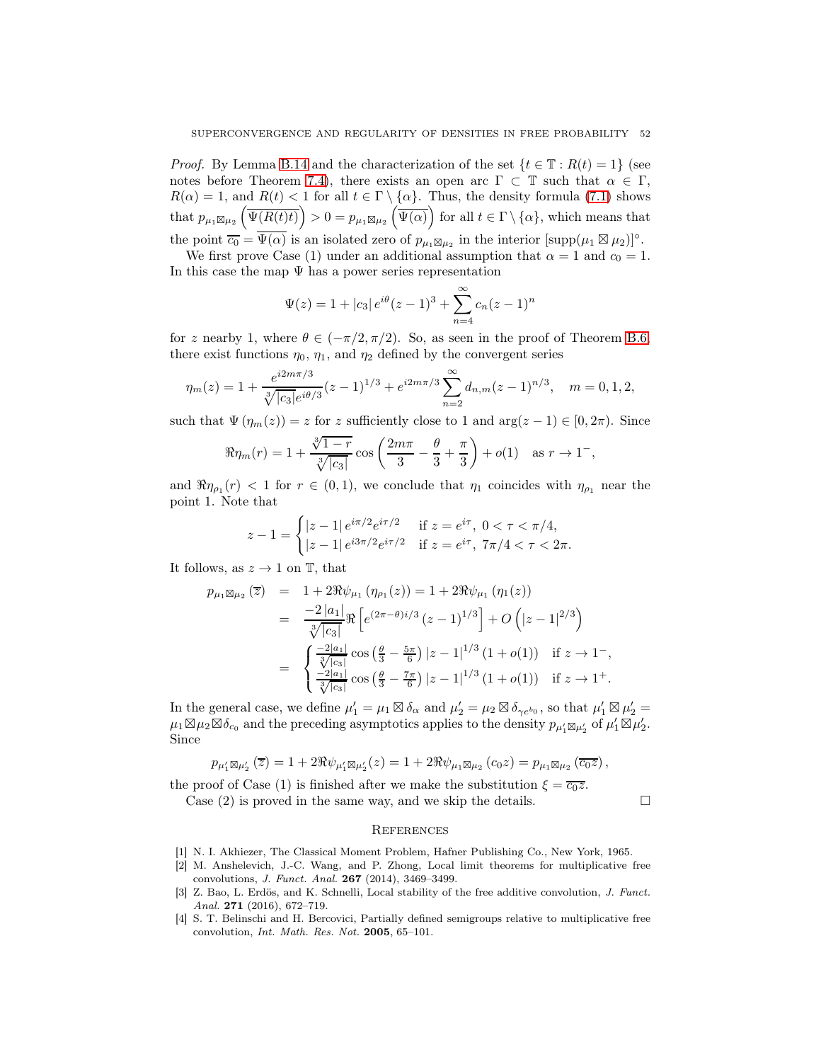*Proof.* By Lemma B.14 and the characterization of the set $\{t \in \mathbb{T} : R(t) = 1\}$ (see notes before Theorem 7.4), there exists an open arc $\Gamma \subset \mathbb{T}$ such that $\alpha \in \Gamma$, $R(\alpha) = 1$, and $R(t) < 1$ for all $t \in \Gamma \setminus \{\alpha\}$. Thus, the density formula (7.1) shows that $p_{\mu_1 \boxtimes \mu_2}\left(\overline{\Psi(R(t)t)}\right) > 0 = p_{\mu_1 \boxtimes \mu_2}\left(\overline{\Psi(\alpha)}\right)$ for all $t \in \Gamma \setminus \{\alpha\}$, which means that the point $\overline{c_0} = \overline{\Psi(\alpha)}$ is an isolated zero of $p_{\mu_1 \boxtimes \mu_2}$ in the interior $[\operatorname{supp}(\mu_1 \boxtimes \mu_2)]^\circ$.

We first prove Case (1) under an additional assumption that $\alpha = 1$ and $c_0 = 1$. In this case the map $\Psi$ has a power series representation

$$\Psi(z) = 1 + |c_3|\, e^{i\theta}(z-1)^3 + \sum_{n=4}^{\infty} c_n (z-1)^n$$

for $z$ nearby 1, where $\theta \in (-\pi/2, \pi/2)$. So, as seen in the proof of Theorem B.6, there exist functions $\eta_0$, $\eta_1$, and $\eta_2$ defined by the convergent series

$$\eta_m(z) = 1 + \frac{e^{i2m\pi/3}}{\sqrt[3]{|c_3|}e^{i\theta/3}}(z-1)^{1/3} + e^{i2m\pi/3}\sum_{n=2}^{\infty} d_{n,m}(z-1)^{n/3}, \quad m = 0, 1, 2,$$

such that $\Psi(\eta_m(z)) = z$ for $z$ sufficiently close to 1 and $\arg(z-1) \in [0, 2\pi)$. Since

$$\Re \eta_m(r) = 1 + \frac{\sqrt[3]{1-r}}{\sqrt[3]{|c_3|}} \cos\left(\frac{2m\pi}{3} - \frac{\theta}{3} + \frac{\pi}{3}\right) + o(1) \quad \text{as } r \to 1^-,$$

and $\Re \eta_{\rho_1}(r) < 1$ for $r \in (0,1)$, we conclude that $\eta_1$ coincides with $\eta_{\rho_1}$ near the point 1. Note that

$$z - 1 = \begin{cases} |z-1|\, e^{i\pi/2} e^{i\tau/2} & \text{if } z = e^{i\tau},\ 0 < \tau < \pi/4, \\ |z-1|\, e^{i3\pi/2} e^{i\tau/2} & \text{if } z = e^{i\tau},\ 7\pi/4 < \tau < 2\pi. \end{cases}$$

It follows, as $z \to 1$ on $\mathbb{T}$, that

$$\begin{aligned} p_{\mu_1 \boxtimes \mu_2}(\overline{z}) &= 1 + 2\Re\psi_{\mu_1}(\eta_{\rho_1}(z)) = 1 + 2\Re\psi_{\mu_1}(\eta_1(z)) \\ &= \frac{-2\,|a_1|}{\sqrt[3]{|c_3|}} \Re\left[e^{(2\pi - \theta)i/3}(z-1)^{1/3}\right] + O\left(|z-1|^{2/3}\right) \\ &= \begin{cases} \frac{-2|a_1|}{\sqrt[3]{|c_3|}} \cos\left(\frac{\theta}{3} - \frac{5\pi}{6}\right) |z-1|^{1/3}(1 + o(1)) & \text{if } z \to 1^-, \\ \frac{-2|a_1|}{\sqrt[3]{|c_3|}} \cos\left(\frac{\theta}{3} - \frac{7\pi}{6}\right) |z-1|^{1/3}(1 + o(1)) & \text{if } z \to 1^+. \end{cases} \end{aligned}$$

In the general case, we define $\mu_1' = \mu_1 \boxtimes \delta_\alpha$ and $\mu_2' = \mu_2 \boxtimes \delta_{\gamma e^{b_0}}$, so that $\mu_1' \boxtimes \mu_2' = \mu_1 \boxtimes \mu_2 \boxtimes \delta_{c_0}$ and the preceding asymptotics applies to the density $p_{\mu_1' \boxtimes \mu_2'}$ of $\mu_1' \boxtimes \mu_2'$. Since

$$p_{\mu_1' \boxtimes \mu_2'}(\overline{z}) = 1 + 2\Re\psi_{\mu_1' \boxtimes \mu_2'}(z) = 1 + 2\Re\psi_{\mu_1 \boxtimes \mu_2}(c_0 z) = p_{\mu_1 \boxtimes \mu_2}\left(\overline{c_0 z}\right),$$

the proof of Case (1) is finished after we make the substitution $\xi = \overline{c_0 z}$.

Case (2) is proved in the same way, and we skip the details. $\square$

## References

[1] N. I. Akhiezer, The Classical Moment Problem, Hafner Publishing Co., New York, 1965.

[2] M. Anshelevich, J.-C. Wang, and P. Zhong, Local limit theorems for multiplicative free convolutions, *J. Funct. Anal.* **267** (2014), 3469–3499.

[3] Z. Bao, L. Erdös, and K. Schnelli, Local stability of the free additive convolution, *J. Funct. Anal.* **271** (2016), 672–719.

[4] S. T. Belinschi and H. Bercovici, Partially defined semigroups relative to multiplicative free convolution, *Int. Math. Res. Not.* **2005**, 65–101.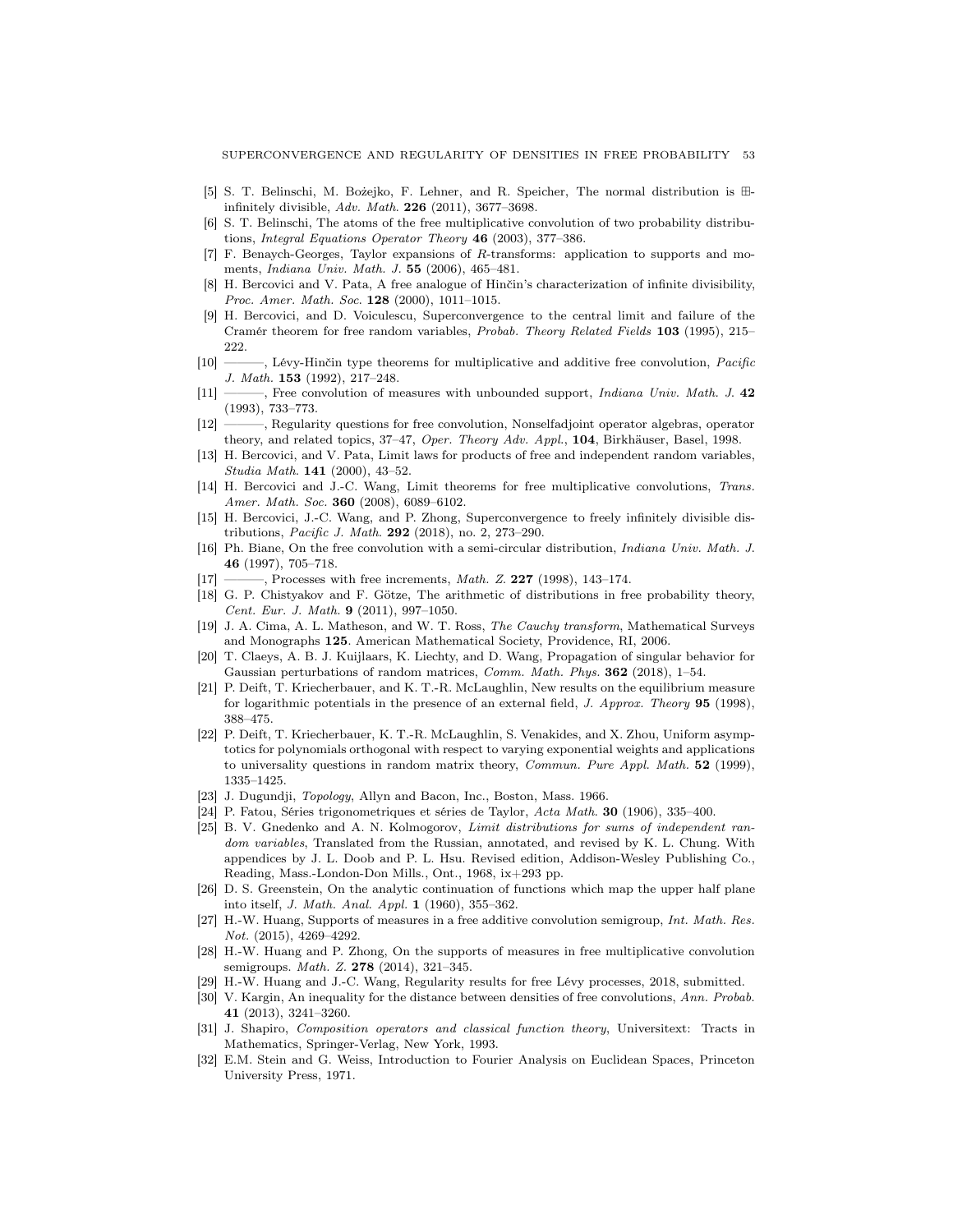[5] S. T. Belinschi, M. Bożejko, F. Lehner, and R. Speicher, The normal distribution is $\boxplus$-infinitely divisible, *Adv. Math.* **226** (2011), 3677–3698.

[6] S. T. Belinschi, The atoms of the free multiplicative convolution of two probability distributions, *Integral Equations Operator Theory* **46** (2003), 377–386.

[7] F. Benaych-Georges, Taylor expansions of $R$-transforms: application to supports and moments, *Indiana Univ. Math. J.* **55** (2006), 465–481.

[8] H. Bercovici and V. Pata, A free analogue of Hinčin's characterization of infinite divisibility, *Proc. Amer. Math. Soc.* **128** (2000), 1011–1015.

[9] H. Bercovici, and D. Voiculescu, Superconvergence to the central limit and failure of the Cramér theorem for free random variables, *Probab. Theory Related Fields* **103** (1995), 215–222.

[10] ———, Lévy-Hinčin type theorems for multiplicative and additive free convolution, *Pacific J. Math.* **153** (1992), 217–248.

[11] ———, Free convolution of measures with unbounded support, *Indiana Univ. Math. J.* **42** (1993), 733–773.

[12] ———, Regularity questions for free convolution, Nonselfadjoint operator algebras, operator theory, and related topics, 37–47, *Oper. Theory Adv. Appl.*, **104**, Birkhäuser, Basel, 1998.

[13] H. Bercovici, and V. Pata, Limit laws for products of free and independent random variables, *Studia Math.* **141** (2000), 43–52.

[14] H. Bercovici and J.-C. Wang, Limit theorems for free multiplicative convolutions, *Trans. Amer. Math. Soc.* **360** (2008), 6089–6102.

[15] H. Bercovici, J.-C. Wang, and P. Zhong, Superconvergence to freely infinitely divisible distributions, *Pacific J. Math.* **292** (2018), no. 2, 273–290.

[16] Ph. Biane, On the free convolution with a semi-circular distribution, *Indiana Univ. Math. J.* **46** (1997), 705–718.

[17] ———, Processes with free increments, *Math. Z.* **227** (1998), 143–174.

[18] G. P. Chistyakov and F. Götze, The arithmetic of distributions in free probability theory, *Cent. Eur. J. Math.* **9** (2011), 997–1050.

[19] J. A. Cima, A. L. Matheson, and W. T. Ross, *The Cauchy transform*, Mathematical Surveys and Monographs **125**. American Mathematical Society, Providence, RI, 2006.

[20] T. Claeys, A. B. J. Kuijlaars, K. Liechty, and D. Wang, Propagation of singular behavior for Gaussian perturbations of random matrices, *Comm. Math. Phys.* **362** (2018), 1–54.

[21] P. Deift, T. Kriecherbauer, and K. T.-R. McLaughlin, New results on the equilibrium measure for logarithmic potentials in the presence of an external field, *J. Approx. Theory* **95** (1998), 388–475.

[22] P. Deift, T. Kriecherbauer, K. T.-R. McLaughlin, S. Venakides, and X. Zhou, Uniform asymptotics for polynomials orthogonal with respect to varying exponential weights and applications to universality questions in random matrix theory, *Commun. Pure Appl. Math.* **52** (1999), 1335–1425.

[23] J. Dugundji, *Topology*, Allyn and Bacon, Inc., Boston, Mass. 1966.

[24] P. Fatou, Séries trigonometriques et séries de Taylor, *Acta Math.* **30** (1906), 335–400.

[25] B. V. Gnedenko and A. N. Kolmogorov, *Limit distributions for sums of independent random variables*, Translated from the Russian, annotated, and revised by K. L. Chung. With appendices by J. L. Doob and P. L. Hsu. Revised edition, Addison-Wesley Publishing Co., Reading, Mass.-London-Don Mills., Ont., 1968, ix+293 pp.

[26] D. S. Greenstein, On the analytic continuation of functions which map the upper half plane into itself, *J. Math. Anal. Appl.* **1** (1960), 355–362.

[27] H.-W. Huang, Supports of measures in a free additive convolution semigroup, *Int. Math. Res. Not.* (2015), 4269–4292.

[28] H.-W. Huang and P. Zhong, On the supports of measures in free multiplicative convolution semigroups. *Math. Z.* **278** (2014), 321–345.

[29] H.-W. Huang and J.-C. Wang, Regularity results for free Lévy processes, 2018, submitted.

[30] V. Kargin, An inequality for the distance between densities of free convolutions, *Ann. Probab.* **41** (2013), 3241–3260.

[31] J. Shapiro, *Composition operators and classical function theory*, Universitext: Tracts in Mathematics, Springer-Verlag, New York, 1993.

[32] E.M. Stein and G. Weiss, Introduction to Fourier Analysis on Euclidean Spaces, Princeton University Press, 1971.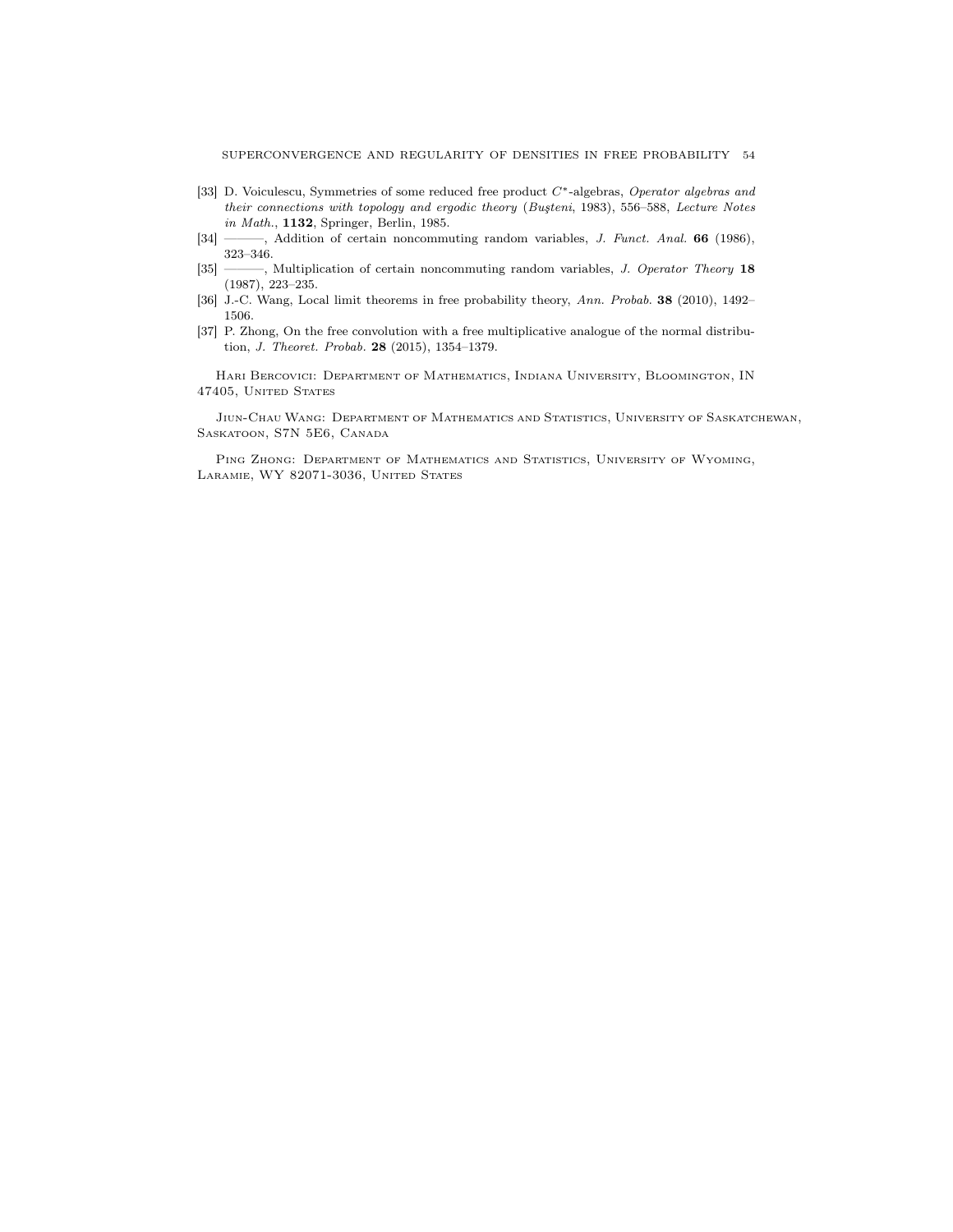[33] D. Voiculescu, Symmetries of some reduced free product $C^*$-algebras, *Operator algebras and their connections with topology and ergodic theory* (*Buşteni*, 1983), 556–588, *Lecture Notes in Math.*, **1132**, Springer, Berlin, 1985.

[34] ———, Addition of certain noncommuting random variables, *J. Funct. Anal.* **66** (1986), 323–346.

[35] ———, Multiplication of certain noncommuting random variables, *J. Operator Theory* **18** (1987), 223–235.

[36] J.-C. Wang, Local limit theorems in free probability theory, *Ann. Probab.* **38** (2010), 1492–1506.

[37] P. Zhong, On the free convolution with a free multiplicative analogue of the normal distribution, *J. Theoret. Probab.* **28** (2015), 1354–1379.

Hari Bercovici: Department of Mathematics, Indiana University, Bloomington, IN 47405, United States

Jiun-Chau Wang: Department of Mathematics and Statistics, University of Saskatchewan, Saskatoon, S7N 5E6, Canada

Ping Zhong: Department of Mathematics and Statistics, University of Wyoming, Laramie, WY 82071-3036, United States